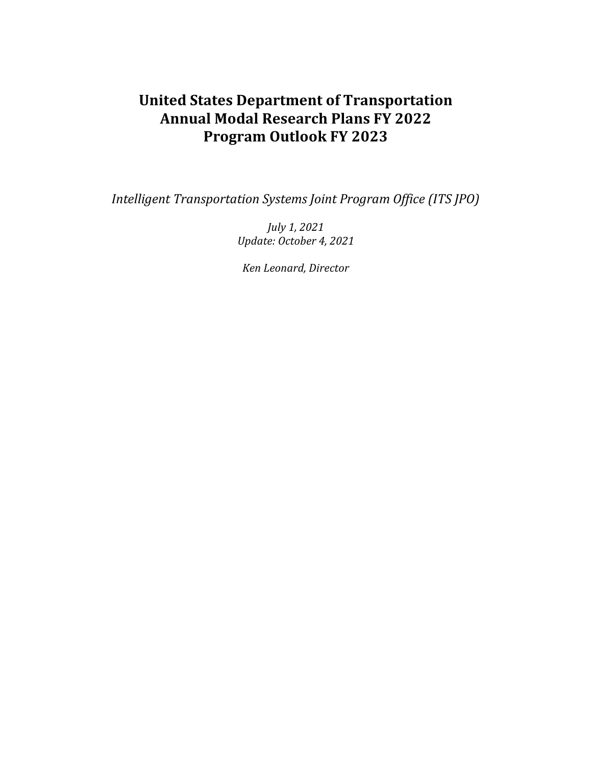# United States Department of Transportation Annual Modal Research Plans FY 2022 Program Outlook FY 2023

*Intelligent Transportation Systems Joint Program Office (ITS JPO)*

*July 1, 2021*
*Update: October 4, 2021*

*Ken Leonard, Director*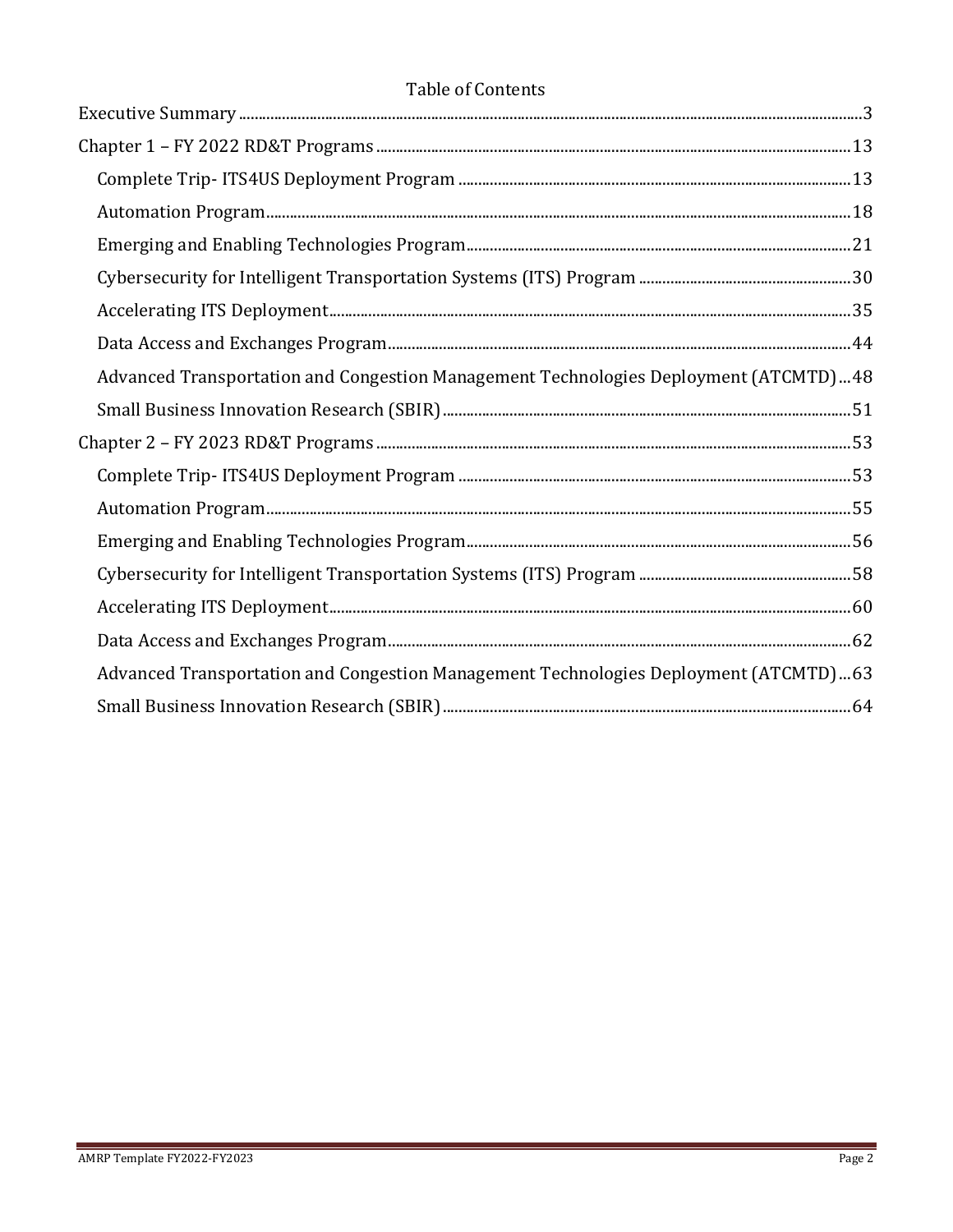# Table of Contents

Executive Summary ..... 3

Chapter 1 – FY 2022 RD&T Programs ..... 13

- Complete Trip- ITS4US Deployment Program ..... 13
- Automation Program ..... 18
- Emerging and Enabling Technologies Program ..... 21
- Cybersecurity for Intelligent Transportation Systems (ITS) Program ..... 30
- Accelerating ITS Deployment ..... 35
- Data Access and Exchanges Program ..... 44
- Advanced Transportation and Congestion Management Technologies Deployment (ATCMTD) ..... 48
- Small Business Innovation Research (SBIR) ..... 51

Chapter 2 – FY 2023 RD&T Programs ..... 53

- Complete Trip- ITS4US Deployment Program ..... 53
- Automation Program ..... 55
- Emerging and Enabling Technologies Program ..... 56
- Cybersecurity for Intelligent Transportation Systems (ITS) Program ..... 58
- Accelerating ITS Deployment ..... 60
- Data Access and Exchanges Program ..... 62
- Advanced Transportation and Congestion Management Technologies Deployment (ATCMTD) ..... 63
- Small Business Innovation Research (SBIR) ..... 64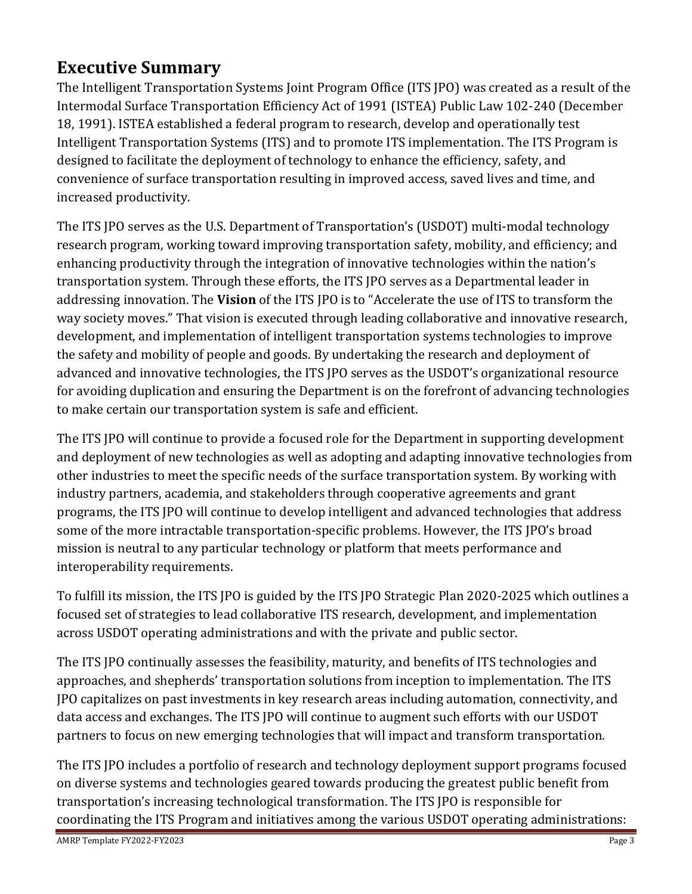# Executive Summary

The Intelligent Transportation Systems Joint Program Office (ITS JPO) was created as a result of the Intermodal Surface Transportation Efficiency Act of 1991 (ISTEA) Public Law 102-240 (December 18, 1991). ISTEA established a federal program to research, develop and operationally test Intelligent Transportation Systems (ITS) and to promote ITS implementation. The ITS Program is designed to facilitate the deployment of technology to enhance the efficiency, safety, and convenience of surface transportation resulting in improved access, saved lives and time, and increased productivity.

The ITS JPO serves as the U.S. Department of Transportation's (USDOT) multi-modal technology research program, working toward improving transportation safety, mobility, and efficiency; and enhancing productivity through the integration of innovative technologies within the nation's transportation system. Through these efforts, the ITS JPO serves as a Departmental leader in addressing innovation. The **Vision** of the ITS JPO is to "Accelerate the use of ITS to transform the way society moves." That vision is executed through leading collaborative and innovative research, development, and implementation of intelligent transportation systems technologies to improve the safety and mobility of people and goods. By undertaking the research and deployment of advanced and innovative technologies, the ITS JPO serves as the USDOT's organizational resource for avoiding duplication and ensuring the Department is on the forefront of advancing technologies to make certain our transportation system is safe and efficient.

The ITS JPO will continue to provide a focused role for the Department in supporting development and deployment of new technologies as well as adopting and adapting innovative technologies from other industries to meet the specific needs of the surface transportation system. By working with industry partners, academia, and stakeholders through cooperative agreements and grant programs, the ITS JPO will continue to develop intelligent and advanced technologies that address some of the more intractable transportation-specific problems. However, the ITS JPO's broad mission is neutral to any particular technology or platform that meets performance and interoperability requirements.

To fulfill its mission, the ITS JPO is guided by the ITS JPO Strategic Plan 2020-2025 which outlines a focused set of strategies to lead collaborative ITS research, development, and implementation across USDOT operating administrations and with the private and public sector.

The ITS JPO continually assesses the feasibility, maturity, and benefits of ITS technologies and approaches, and shepherds' transportation solutions from inception to implementation. The ITS JPO capitalizes on past investments in key research areas including automation, connectivity, and data access and exchanges. The ITS JPO will continue to augment such efforts with our USDOT partners to focus on new emerging technologies that will impact and transform transportation.

The ITS JPO includes a portfolio of research and technology deployment support programs focused on diverse systems and technologies geared towards producing the greatest public benefit from transportation's increasing technological transformation. The ITS JPO is responsible for coordinating the ITS Program and initiatives among the various USDOT operating administrations: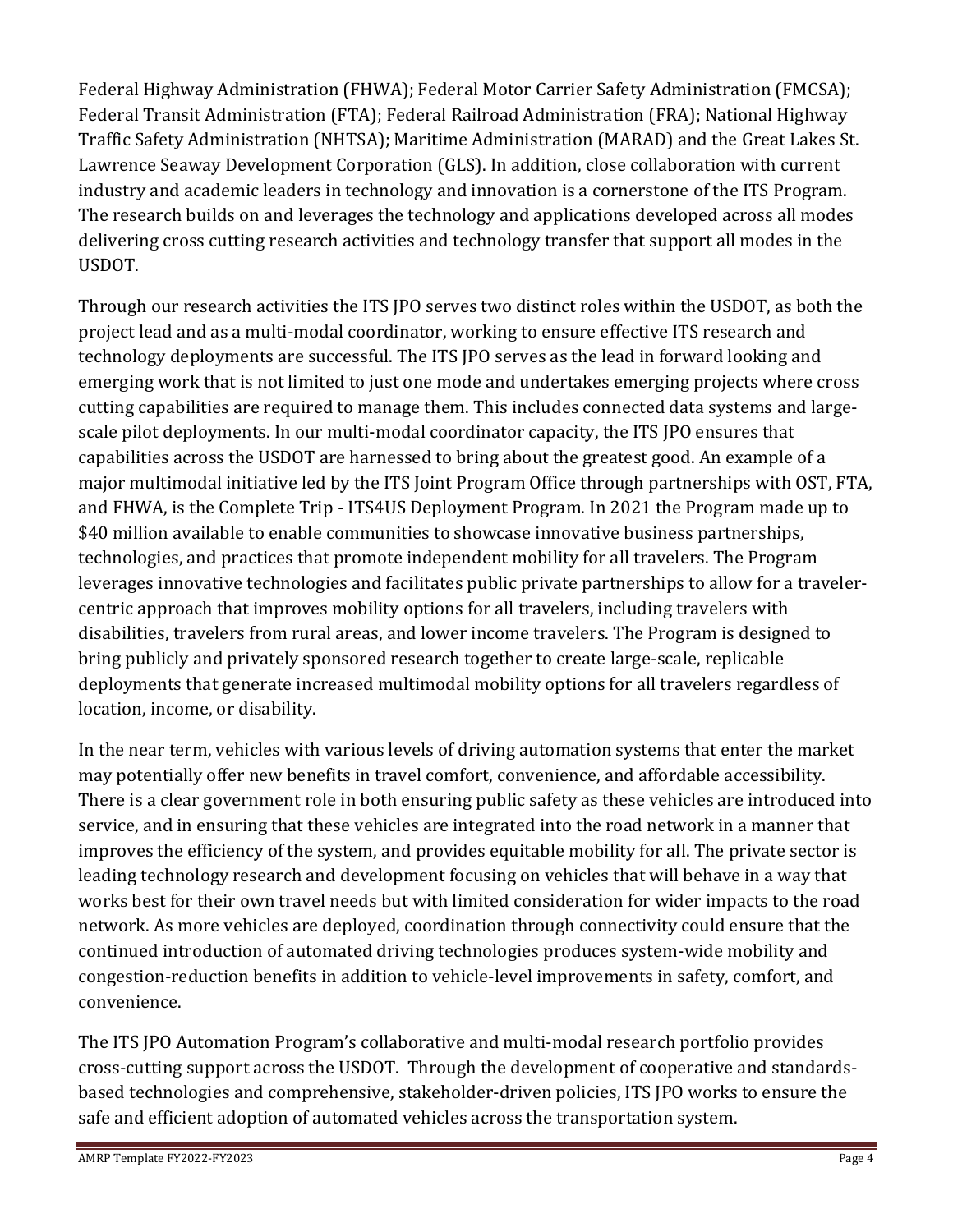Federal Highway Administration (FHWA); Federal Motor Carrier Safety Administration (FMCSA); Federal Transit Administration (FTA); Federal Railroad Administration (FRA); National Highway Traffic Safety Administration (NHTSA); Maritime Administration (MARAD) and the Great Lakes St. Lawrence Seaway Development Corporation (GLS). In addition, close collaboration with current industry and academic leaders in technology and innovation is a cornerstone of the ITS Program. The research builds on and leverages the technology and applications developed across all modes delivering cross cutting research activities and technology transfer that support all modes in the USDOT.

Through our research activities the ITS JPO serves two distinct roles within the USDOT, as both the project lead and as a multi-modal coordinator, working to ensure effective ITS research and technology deployments are successful. The ITS JPO serves as the lead in forward looking and emerging work that is not limited to just one mode and undertakes emerging projects where cross cutting capabilities are required to manage them. This includes connected data systems and large-scale pilot deployments. In our multi-modal coordinator capacity, the ITS JPO ensures that capabilities across the USDOT are harnessed to bring about the greatest good. An example of a major multimodal initiative led by the ITS Joint Program Office through partnerships with OST, FTA, and FHWA, is the Complete Trip - ITS4US Deployment Program. In 2021 the Program made up to $40 million available to enable communities to showcase innovative business partnerships, technologies, and practices that promote independent mobility for all travelers. The Program leverages innovative technologies and facilitates public private partnerships to allow for a traveler-centric approach that improves mobility options for all travelers, including travelers with disabilities, travelers from rural areas, and lower income travelers. The Program is designed to bring publicly and privately sponsored research together to create large-scale, replicable deployments that generate increased multimodal mobility options for all travelers regardless of location, income, or disability.

In the near term, vehicles with various levels of driving automation systems that enter the market may potentially offer new benefits in travel comfort, convenience, and affordable accessibility. There is a clear government role in both ensuring public safety as these vehicles are introduced into service, and in ensuring that these vehicles are integrated into the road network in a manner that improves the efficiency of the system, and provides equitable mobility for all. The private sector is leading technology research and development focusing on vehicles that will behave in a way that works best for their own travel needs but with limited consideration for wider impacts to the road network. As more vehicles are deployed, coordination through connectivity could ensure that the continued introduction of automated driving technologies produces system-wide mobility and congestion-reduction benefits in addition to vehicle-level improvements in safety, comfort, and convenience.

The ITS JPO Automation Program's collaborative and multi-modal research portfolio provides cross-cutting support across the USDOT. Through the development of cooperative and standards-based technologies and comprehensive, stakeholder-driven policies, ITS JPO works to ensure the safe and efficient adoption of automated vehicles across the transportation system.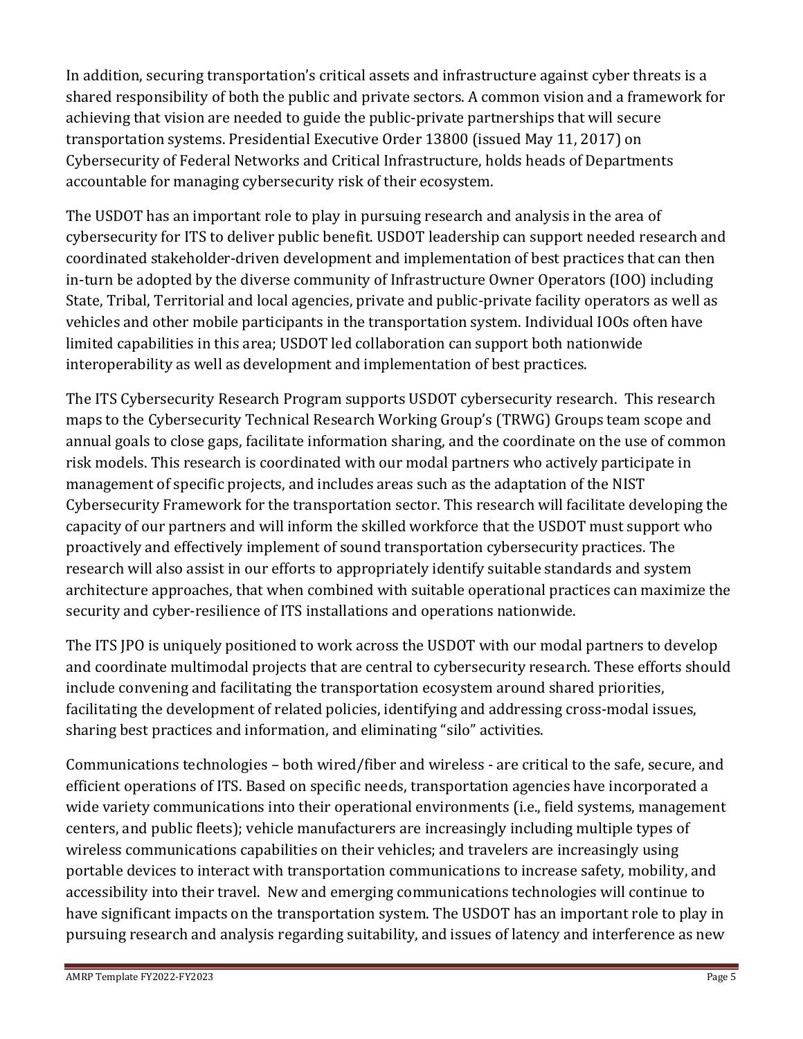In addition, securing transportation's critical assets and infrastructure against cyber threats is a shared responsibility of both the public and private sectors. A common vision and a framework for achieving that vision are needed to guide the public-private partnerships that will secure transportation systems. Presidential Executive Order 13800 (issued May 11, 2017) on Cybersecurity of Federal Networks and Critical Infrastructure, holds heads of Departments accountable for managing cybersecurity risk of their ecosystem.

The USDOT has an important role to play in pursuing research and analysis in the area of cybersecurity for ITS to deliver public benefit. USDOT leadership can support needed research and coordinated stakeholder-driven development and implementation of best practices that can then in-turn be adopted by the diverse community of Infrastructure Owner Operators (IOO) including State, Tribal, Territorial and local agencies, private and public-private facility operators as well as vehicles and other mobile participants in the transportation system. Individual IOOs often have limited capabilities in this area; USDOT led collaboration can support both nationwide interoperability as well as development and implementation of best practices.

The ITS Cybersecurity Research Program supports USDOT cybersecurity research. This research maps to the Cybersecurity Technical Research Working Group's (TRWG) Groups team scope and annual goals to close gaps, facilitate information sharing, and the coordinate on the use of common risk models. This research is coordinated with our modal partners who actively participate in management of specific projects, and includes areas such as the adaptation of the NIST Cybersecurity Framework for the transportation sector. This research will facilitate developing the capacity of our partners and will inform the skilled workforce that the USDOT must support who proactively and effectively implement of sound transportation cybersecurity practices. The research will also assist in our efforts to appropriately identify suitable standards and system architecture approaches, that when combined with suitable operational practices can maximize the security and cyber-resilience of ITS installations and operations nationwide.

The ITS JPO is uniquely positioned to work across the USDOT with our modal partners to develop and coordinate multimodal projects that are central to cybersecurity research. These efforts should include convening and facilitating the transportation ecosystem around shared priorities, facilitating the development of related policies, identifying and addressing cross-modal issues, sharing best practices and information, and eliminating "silo" activities.

Communications technologies – both wired/fiber and wireless - are critical to the safe, secure, and efficient operations of ITS. Based on specific needs, transportation agencies have incorporated a wide variety communications into their operational environments (i.e., field systems, management centers, and public fleets); vehicle manufacturers are increasingly including multiple types of wireless communications capabilities on their vehicles; and travelers are increasingly using portable devices to interact with transportation communications to increase safety, mobility, and accessibility into their travel. New and emerging communications technologies will continue to have significant impacts on the transportation system. The USDOT has an important role to play in pursuing research and analysis regarding suitability, and issues of latency and interference as new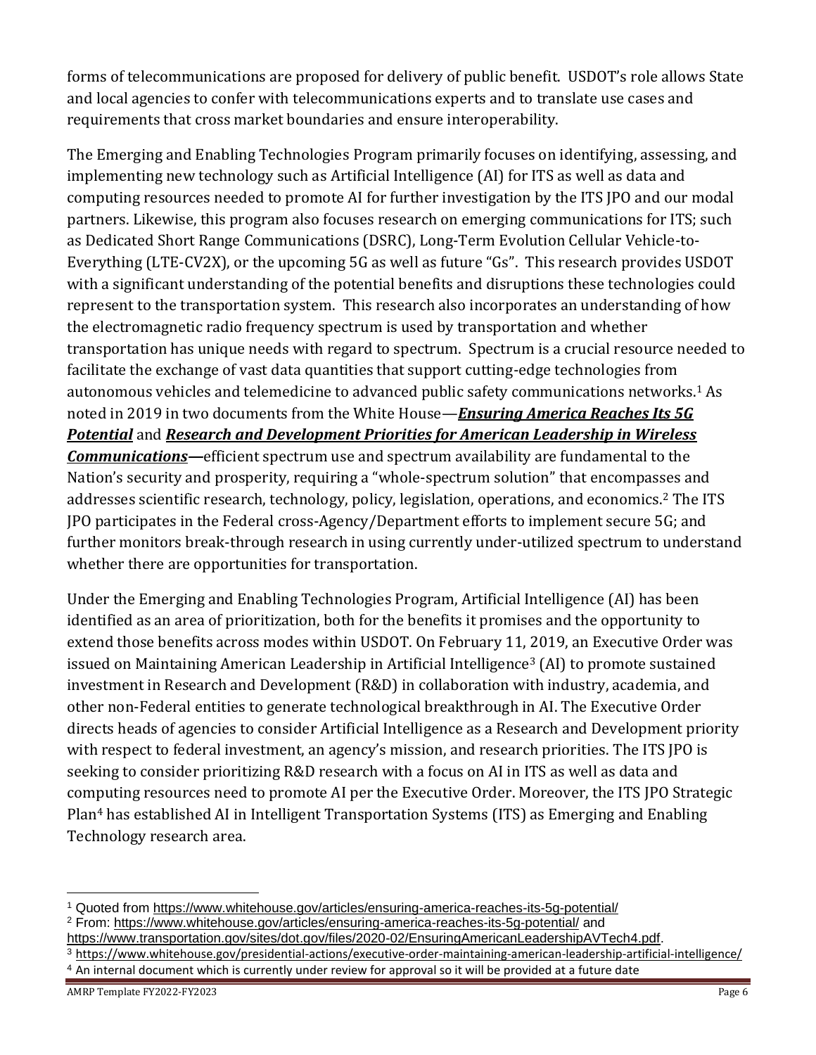forms of telecommunications are proposed for delivery of public benefit. USDOT's role allows State and local agencies to confer with telecommunications experts and to translate use cases and requirements that cross market boundaries and ensure interoperability.

The Emerging and Enabling Technologies Program primarily focuses on identifying, assessing, and implementing new technology such as Artificial Intelligence (AI) for ITS as well as data and computing resources needed to promote AI for further investigation by the ITS JPO and our modal partners. Likewise, this program also focuses research on emerging communications for ITS; such as Dedicated Short Range Communications (DSRC), Long-Term Evolution Cellular Vehicle-to-Everything (LTE-CV2X), or the upcoming 5G as well as future "Gs". This research provides USDOT with a significant understanding of the potential benefits and disruptions these technologies could represent to the transportation system. This research also incorporates an understanding of how the electromagnetic radio frequency spectrum is used by transportation and whether transportation has unique needs with regard to spectrum. Spectrum is a crucial resource needed to facilitate the exchange of vast data quantities that support cutting-edge technologies from autonomous vehicles and telemedicine to advanced public safety communications networks.[1] As noted in 2019 in two documents from the White House—***Ensuring America Reaches Its 5G Potential*** and ***Research and Development Priorities for American Leadership in Wireless Communications*—**efficient spectrum use and spectrum availability are fundamental to the Nation's security and prosperity, requiring a "whole-spectrum solution" that encompasses and addresses scientific research, technology, policy, legislation, operations, and economics.[2] The ITS JPO participates in the Federal cross-Agency/Department efforts to implement secure 5G; and further monitors break-through research in using currently under-utilized spectrum to understand whether there are opportunities for transportation.

Under the Emerging and Enabling Technologies Program, Artificial Intelligence (AI) has been identified as an area of prioritization, both for the benefits it promises and the opportunity to extend those benefits across modes within USDOT. On February 11, 2019, an Executive Order was issued on Maintaining American Leadership in Artificial Intelligence[3] (AI) to promote sustained investment in Research and Development (R&D) in collaboration with industry, academia, and other non-Federal entities to generate technological breakthrough in AI. The Executive Order directs heads of agencies to consider Artificial Intelligence as a Research and Development priority with respect to federal investment, an agency's mission, and research priorities. The ITS JPO is seeking to consider prioritizing R&D research with a focus on AI in ITS as well as data and computing resources need to promote AI per the Executive Order. Moreover, the ITS JPO Strategic Plan[4] has established AI in Intelligent Transportation Systems (ITS) as Emerging and Enabling Technology research area.

---

[1] Quoted from https://www.whitehouse.gov/articles/ensuring-america-reaches-its-5g-potential/

[2] From: https://www.whitehouse.gov/articles/ensuring-america-reaches-its-5g-potential/ and https://www.transportation.gov/sites/dot.gov/files/2020-02/EnsuringAmericanLeadershipAVTech4.pdf.

[3] https://www.whitehouse.gov/presidential-actions/executive-order-maintaining-american-leadership-artificial-intelligence/

[4] An internal document which is currently under review for approval so it will be provided at a future date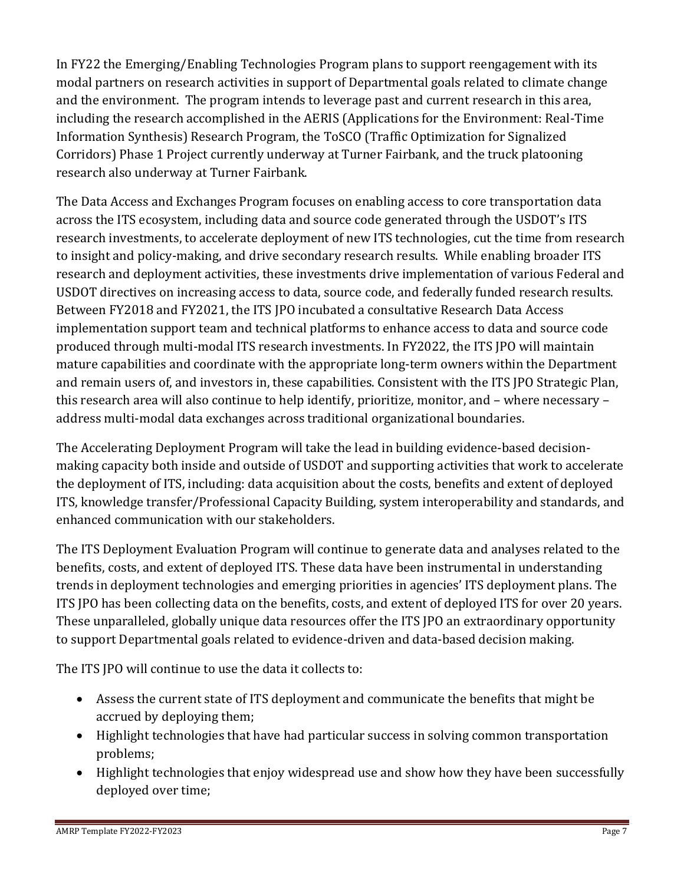In FY22 the Emerging/Enabling Technologies Program plans to support reengagement with its modal partners on research activities in support of Departmental goals related to climate change and the environment. The program intends to leverage past and current research in this area, including the research accomplished in the AERIS (Applications for the Environment: Real-Time Information Synthesis) Research Program, the ToSCO (Traffic Optimization for Signalized Corridors) Phase 1 Project currently underway at Turner Fairbank, and the truck platooning research also underway at Turner Fairbank.

The Data Access and Exchanges Program focuses on enabling access to core transportation data across the ITS ecosystem, including data and source code generated through the USDOT's ITS research investments, to accelerate deployment of new ITS technologies, cut the time from research to insight and policy-making, and drive secondary research results. While enabling broader ITS research and deployment activities, these investments drive implementation of various Federal and USDOT directives on increasing access to data, source code, and federally funded research results. Between FY2018 and FY2021, the ITS JPO incubated a consultative Research Data Access implementation support team and technical platforms to enhance access to data and source code produced through multi-modal ITS research investments. In FY2022, the ITS JPO will maintain mature capabilities and coordinate with the appropriate long-term owners within the Department and remain users of, and investors in, these capabilities. Consistent with the ITS JPO Strategic Plan, this research area will also continue to help identify, prioritize, monitor, and – where necessary – address multi-modal data exchanges across traditional organizational boundaries.

The Accelerating Deployment Program will take the lead in building evidence-based decision-making capacity both inside and outside of USDOT and supporting activities that work to accelerate the deployment of ITS, including: data acquisition about the costs, benefits and extent of deployed ITS, knowledge transfer/Professional Capacity Building, system interoperability and standards, and enhanced communication with our stakeholders.

The ITS Deployment Evaluation Program will continue to generate data and analyses related to the benefits, costs, and extent of deployed ITS. These data have been instrumental in understanding trends in deployment technologies and emerging priorities in agencies' ITS deployment plans. The ITS JPO has been collecting data on the benefits, costs, and extent of deployed ITS for over 20 years. These unparalleled, globally unique data resources offer the ITS JPO an extraordinary opportunity to support Departmental goals related to evidence-driven and data-based decision making.

The ITS JPO will continue to use the data it collects to:

- Assess the current state of ITS deployment and communicate the benefits that might be accrued by deploying them;
- Highlight technologies that have had particular success in solving common transportation problems;
- Highlight technologies that enjoy widespread use and show how they have been successfully deployed over time;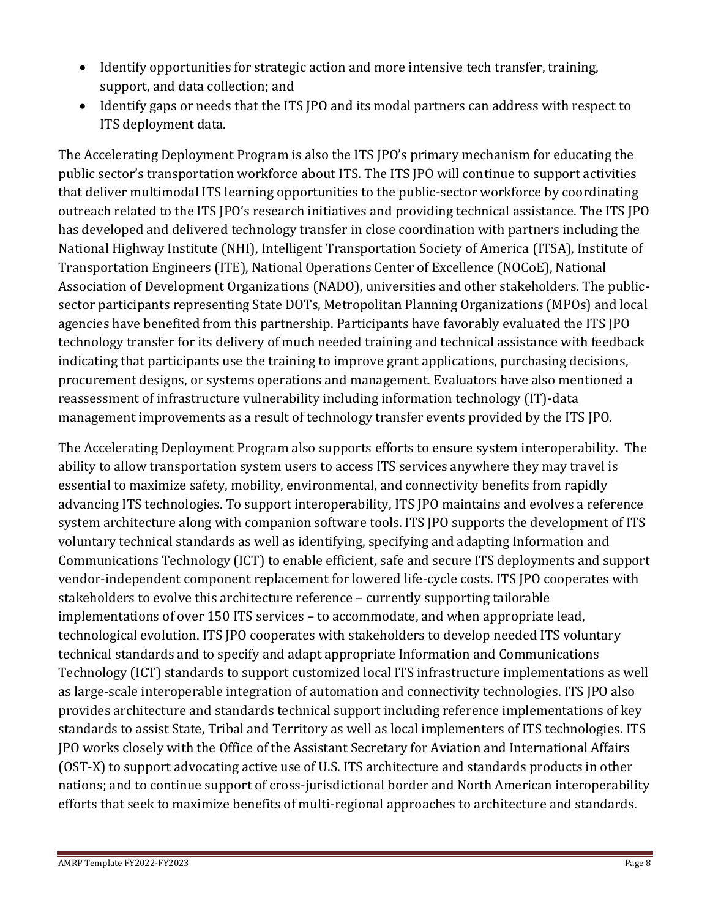- Identify opportunities for strategic action and more intensive tech transfer, training, support, and data collection; and
- Identify gaps or needs that the ITS JPO and its modal partners can address with respect to ITS deployment data.

The Accelerating Deployment Program is also the ITS JPO's primary mechanism for educating the public sector's transportation workforce about ITS. The ITS JPO will continue to support activities that deliver multimodal ITS learning opportunities to the public-sector workforce by coordinating outreach related to the ITS JPO's research initiatives and providing technical assistance. The ITS JPO has developed and delivered technology transfer in close coordination with partners including the National Highway Institute (NHI), Intelligent Transportation Society of America (ITSA), Institute of Transportation Engineers (ITE), National Operations Center of Excellence (NOCoE), National Association of Development Organizations (NADO), universities and other stakeholders. The public-sector participants representing State DOTs, Metropolitan Planning Organizations (MPOs) and local agencies have benefited from this partnership. Participants have favorably evaluated the ITS JPO technology transfer for its delivery of much needed training and technical assistance with feedback indicating that participants use the training to improve grant applications, purchasing decisions, procurement designs, or systems operations and management. Evaluators have also mentioned a reassessment of infrastructure vulnerability including information technology (IT)-data management improvements as a result of technology transfer events provided by the ITS JPO.

The Accelerating Deployment Program also supports efforts to ensure system interoperability. The ability to allow transportation system users to access ITS services anywhere they may travel is essential to maximize safety, mobility, environmental, and connectivity benefits from rapidly advancing ITS technologies. To support interoperability, ITS JPO maintains and evolves a reference system architecture along with companion software tools. ITS JPO supports the development of ITS voluntary technical standards as well as identifying, specifying and adapting Information and Communications Technology (ICT) to enable efficient, safe and secure ITS deployments and support vendor-independent component replacement for lowered life-cycle costs. ITS JPO cooperates with stakeholders to evolve this architecture reference – currently supporting tailorable implementations of over 150 ITS services – to accommodate, and when appropriate lead, technological evolution. ITS JPO cooperates with stakeholders to develop needed ITS voluntary technical standards and to specify and adapt appropriate Information and Communications Technology (ICT) standards to support customized local ITS infrastructure implementations as well as large-scale interoperable integration of automation and connectivity technologies. ITS JPO also provides architecture and standards technical support including reference implementations of key standards to assist State, Tribal and Territory as well as local implementers of ITS technologies. ITS JPO works closely with the Office of the Assistant Secretary for Aviation and International Affairs (OST-X) to support advocating active use of U.S. ITS architecture and standards products in other nations; and to continue support of cross-jurisdictional border and North American interoperability efforts that seek to maximize benefits of multi-regional approaches to architecture and standards.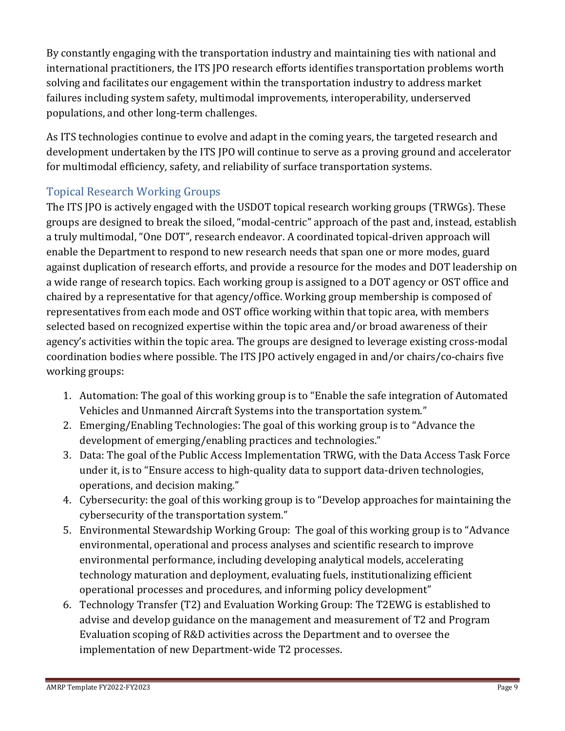By constantly engaging with the transportation industry and maintaining ties with national and international practitioners, the ITS JPO research efforts identifies transportation problems worth solving and facilitates our engagement within the transportation industry to address market failures including system safety, multimodal improvements, interoperability, underserved populations, and other long-term challenges.

As ITS technologies continue to evolve and adapt in the coming years, the targeted research and development undertaken by the ITS JPO will continue to serve as a proving ground and accelerator for multimodal efficiency, safety, and reliability of surface transportation systems.

## Topical Research Working Groups

The ITS JPO is actively engaged with the USDOT topical research working groups (TRWGs). These groups are designed to break the siloed, "modal-centric" approach of the past and, instead, establish a truly multimodal, "One DOT", research endeavor. A coordinated topical-driven approach will enable the Department to respond to new research needs that span one or more modes, guard against duplication of research efforts, and provide a resource for the modes and DOT leadership on a wide range of research topics. Each working group is assigned to a DOT agency or OST office and chaired by a representative for that agency/office. Working group membership is composed of representatives from each mode and OST office working within that topic area, with members selected based on recognized expertise within the topic area and/or broad awareness of their agency's activities within the topic area. The groups are designed to leverage existing cross-modal coordination bodies where possible. The ITS JPO actively engaged in and/or chairs/co-chairs five working groups:

1. Automation: The goal of this working group is to "Enable the safe integration of Automated Vehicles and Unmanned Aircraft Systems into the transportation system."
2. Emerging/Enabling Technologies: The goal of this working group is to "Advance the development of emerging/enabling practices and technologies."
3. Data: The goal of the Public Access Implementation TRWG, with the Data Access Task Force under it, is to "Ensure access to high-quality data to support data-driven technologies, operations, and decision making."
4. Cybersecurity: the goal of this working group is to "Develop approaches for maintaining the cybersecurity of the transportation system."
5. Environmental Stewardship Working Group: The goal of this working group is to "Advance environmental, operational and process analyses and scientific research to improve environmental performance, including developing analytical models, accelerating technology maturation and deployment, evaluating fuels, institutionalizing efficient operational processes and procedures, and informing policy development"
6. Technology Transfer (T2) and Evaluation Working Group: The T2EWG is established to advise and develop guidance on the management and measurement of T2 and Program Evaluation scoping of R&D activities across the Department and to oversee the implementation of new Department-wide T2 processes.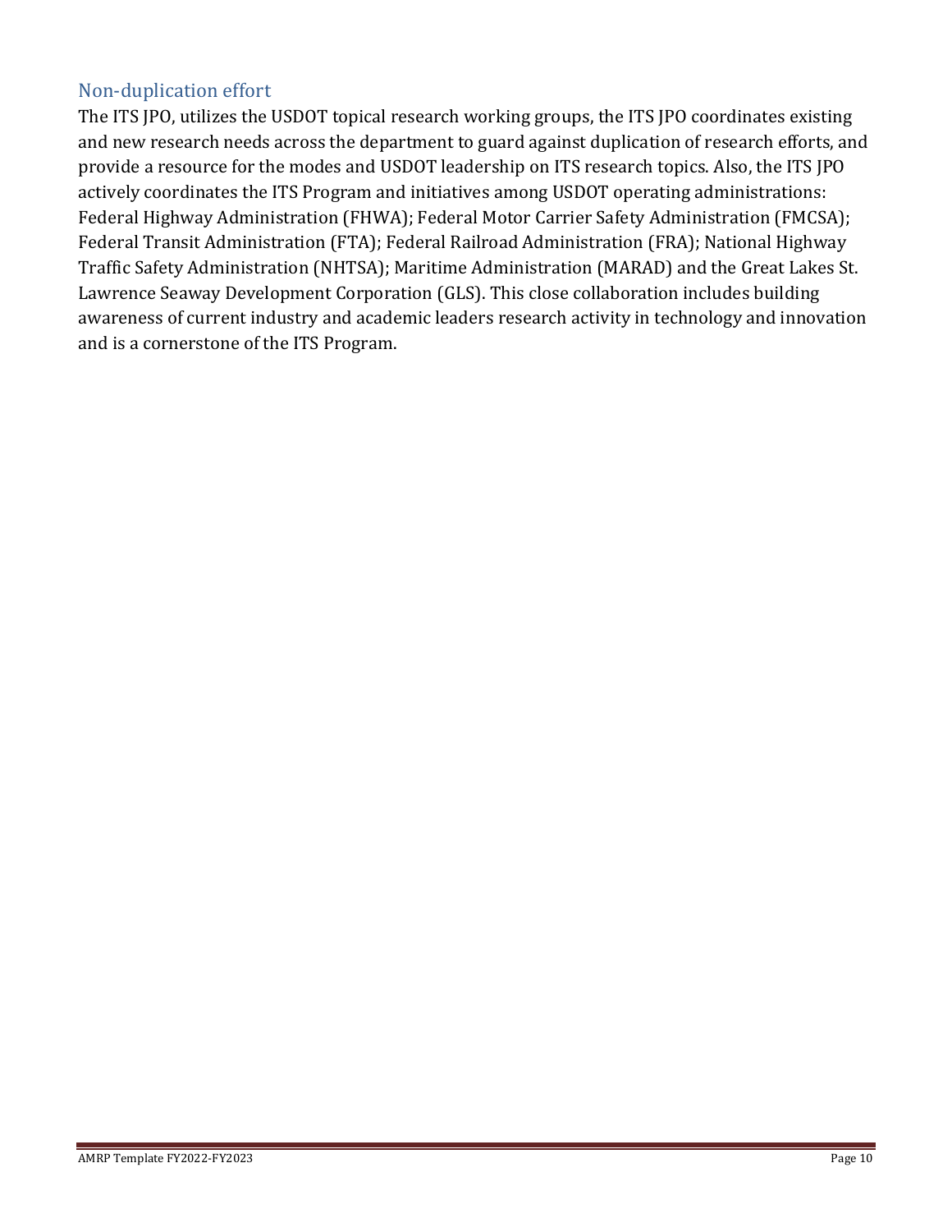## Non-duplication effort

The ITS JPO, utilizes the USDOT topical research working groups, the ITS JPO coordinates existing and new research needs across the department to guard against duplication of research efforts, and provide a resource for the modes and USDOT leadership on ITS research topics. Also, the ITS JPO actively coordinates the ITS Program and initiatives among USDOT operating administrations: Federal Highway Administration (FHWA); Federal Motor Carrier Safety Administration (FMCSA); Federal Transit Administration (FTA); Federal Railroad Administration (FRA); National Highway Traffic Safety Administration (NHTSA); Maritime Administration (MARAD) and the Great Lakes St. Lawrence Seaway Development Corporation (GLS). This close collaboration includes building awareness of current industry and academic leaders research activity in technology and innovation and is a cornerstone of the ITS Program.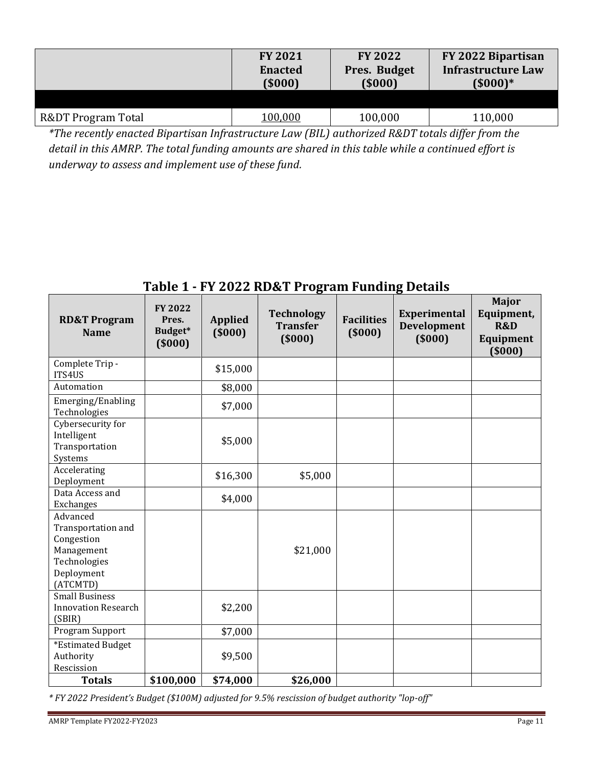| | FY 2021 Enacted ($000) | FY 2022 Pres. Budget ($000) | FY 2022 Bipartisan Infrastructure Law ($000)* |
|---|---|---|---|
| | | | |
| R&DT Program Total | 100,000 | 100,000 | 110,000 |

*\*The recently enacted Bipartisan Infrastructure Law (BIL) authorized R&DT totals differ from the detail in this AMRP. The total funding amounts are shared in this table while a continued effort is underway to assess and implement use of these fund.*

## Table 1 - FY 2022 RD&T Program Funding Details

| RD&T Program Name | FY 2022 Pres. Budget* ($000) | Applied ($000) | Technology Transfer ($000) | Facilities ($000) | Experimental Development ($000) | Major Equipment, R&D Equipment ($000) |
|---|---|---|---|---|---|---|
| Complete Trip - ITS4US | | $15,000 | | | | |
| Automation | | $8,000 | | | | |
| Emerging/Enabling Technologies | | $7,000 | | | | |
| Cybersecurity for Intelligent Transportation Systems | | $5,000 | | | | |
| Accelerating Deployment | | $16,300 | $5,000 | | | |
| Data Access and Exchanges | | $4,000 | | | | |
| Advanced Transportation and Congestion Management Technologies Deployment (ATCMTD) | | | $21,000 | | | |
| Small Business Innovation Research (SBIR) | | $2,200 | | | | |
| Program Support | | $7,000 | | | | |
| *Estimated Budget Authority Rescission | | $9,500 | | | | |
| **Totals** | **$100,000** | **$74,000** | **$26,000** | | | |

*\* FY 2022 President's Budget ($100M) adjusted for 9.5% rescission of budget authority "lop-off"*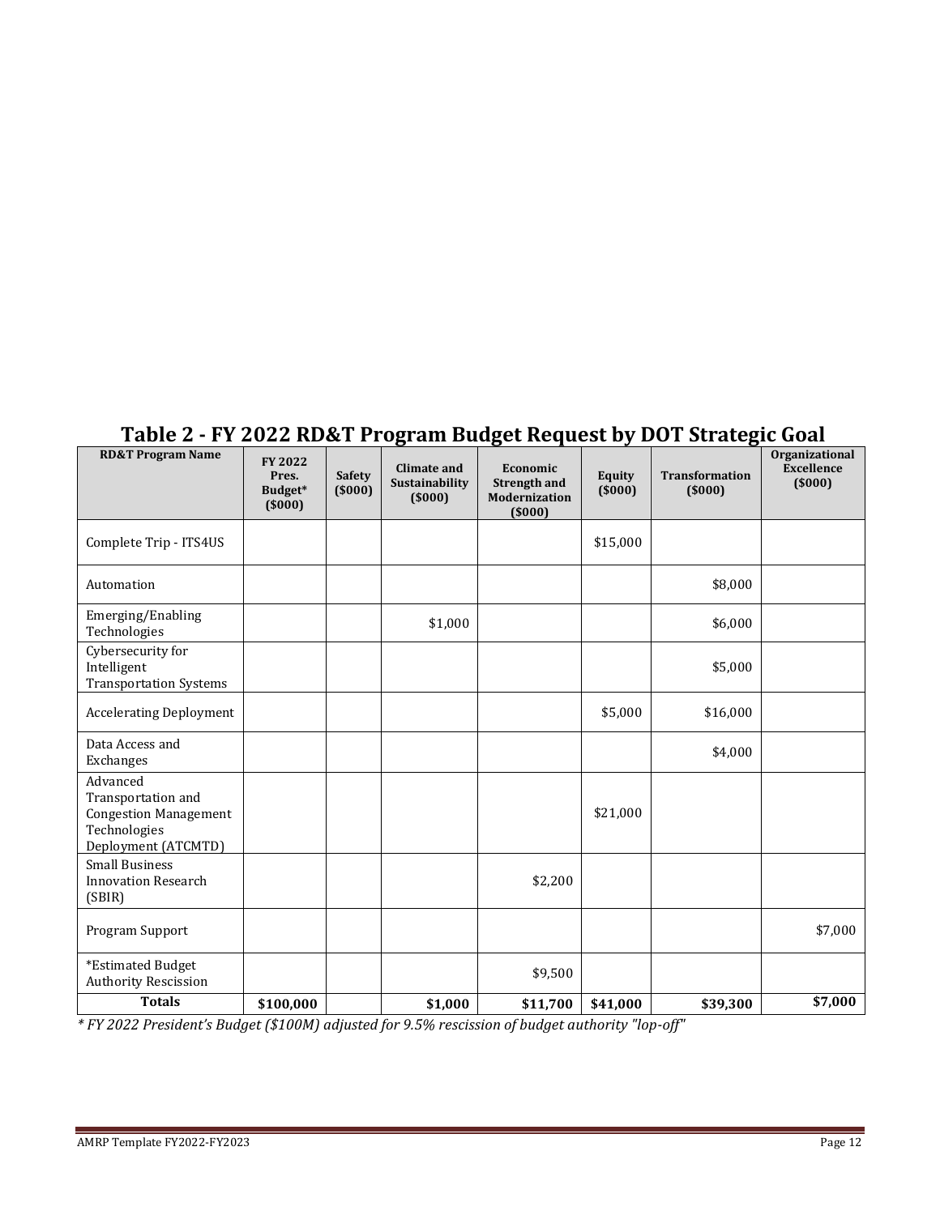## Table 2 - FY 2022 RD&T Program Budget Request by DOT Strategic Goal

| RD&T Program Name | FY 2022 Pres. Budget* ($000) | Safety ($000) | Climate and Sustainability ($000) | Economic Strength and Modernization ($000) | Equity ($000) | Transformation ($000) | Organizational Excellence ($000) |
|---|---|---|---|---|---|---|---|
| Complete Trip - ITS4US | | | | | $15,000 | | |
| Automation | | | | | | $8,000 | |
| Emerging/Enabling Technologies | | | $1,000 | | | $6,000 | |
| Cybersecurity for Intelligent Transportation Systems | | | | | | $5,000 | |
| Accelerating Deployment | | | | | $5,000 | $16,000 | |
| Data Access and Exchanges | | | | | | $4,000 | |
| Advanced Transportation and Congestion Management Technologies Deployment (ATCMTD) | | | | | $21,000 | | |
| Small Business Innovation Research (SBIR) | | | | $2,200 | | | |
| Program Support | | | | | | | $7,000 |
| *Estimated Budget Authority Rescission | | | | $9,500 | | | |
| **Totals** | **$100,000** | | **$1,000** | **$11,700** | **$41,000** | **$39,300** | **$7,000** |

*\* FY 2022 President's Budget ($100M) adjusted for 9.5% rescission of budget authority "lop-off"*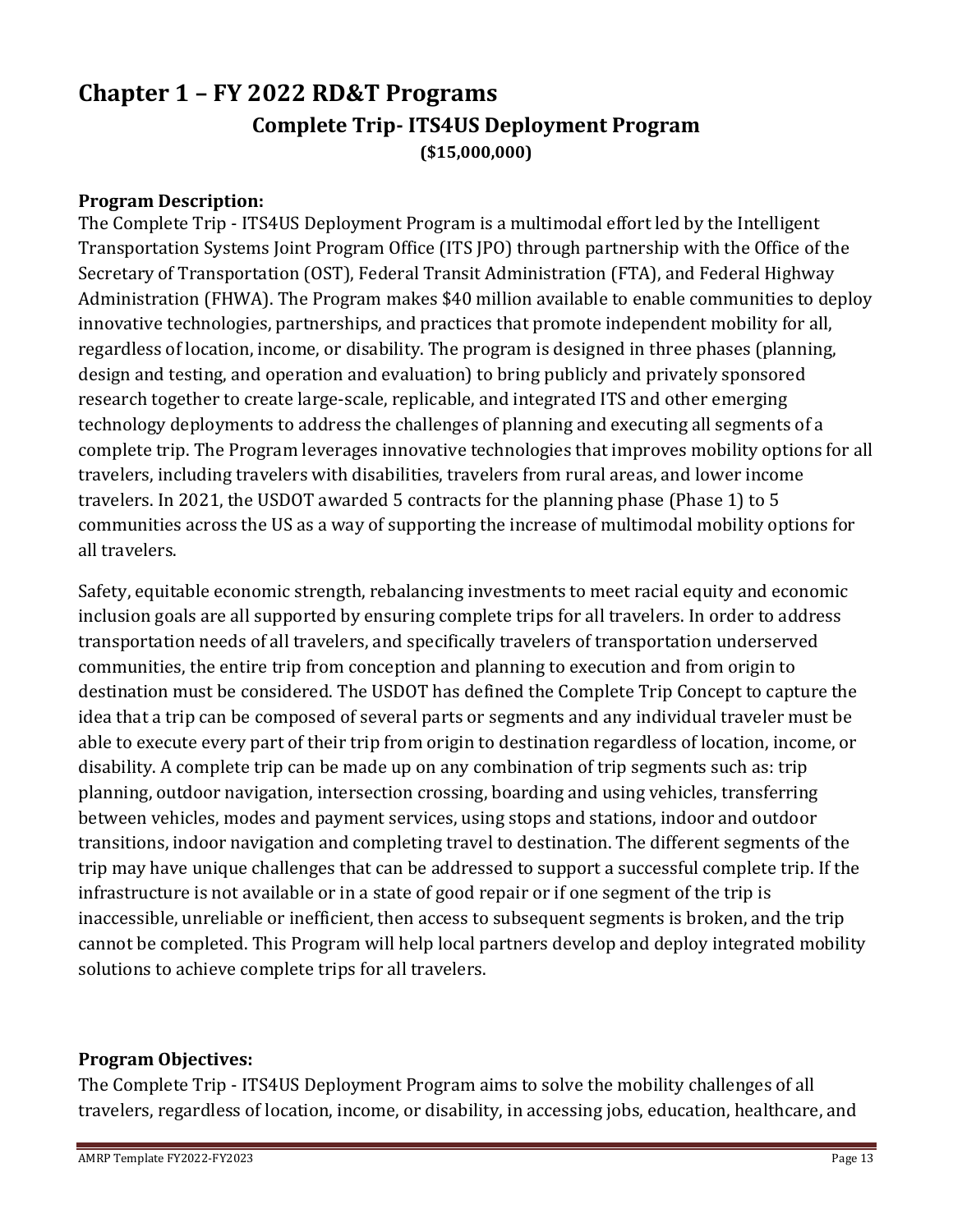# Chapter 1 – FY 2022 RD&T Programs

## Complete Trip- ITS4US Deployment Program

**($15,000,000)**

**Program Description:**

The Complete Trip - ITS4US Deployment Program is a multimodal effort led by the Intelligent Transportation Systems Joint Program Office (ITS JPO) through partnership with the Office of the Secretary of Transportation (OST), Federal Transit Administration (FTA), and Federal Highway Administration (FHWA). The Program makes $40 million available to enable communities to deploy innovative technologies, partnerships, and practices that promote independent mobility for all, regardless of location, income, or disability. The program is designed in three phases (planning, design and testing, and operation and evaluation) to bring publicly and privately sponsored research together to create large-scale, replicable, and integrated ITS and other emerging technology deployments to address the challenges of planning and executing all segments of a complete trip. The Program leverages innovative technologies that improves mobility options for all travelers, including travelers with disabilities, travelers from rural areas, and lower income travelers. In 2021, the USDOT awarded 5 contracts for the planning phase (Phase 1) to 5 communities across the US as a way of supporting the increase of multimodal mobility options for all travelers.

Safety, equitable economic strength, rebalancing investments to meet racial equity and economic inclusion goals are all supported by ensuring complete trips for all travelers. In order to address transportation needs of all travelers, and specifically travelers of transportation underserved communities, the entire trip from conception and planning to execution and from origin to destination must be considered. The USDOT has defined the Complete Trip Concept to capture the idea that a trip can be composed of several parts or segments and any individual traveler must be able to execute every part of their trip from origin to destination regardless of location, income, or disability. A complete trip can be made up on any combination of trip segments such as: trip planning, outdoor navigation, intersection crossing, boarding and using vehicles, transferring between vehicles, modes and payment services, using stops and stations, indoor and outdoor transitions, indoor navigation and completing travel to destination. The different segments of the trip may have unique challenges that can be addressed to support a successful complete trip. If the infrastructure is not available or in a state of good repair or if one segment of the trip is inaccessible, unreliable or inefficient, then access to subsequent segments is broken, and the trip cannot be completed. This Program will help local partners develop and deploy integrated mobility solutions to achieve complete trips for all travelers.

**Program Objectives:**

The Complete Trip - ITS4US Deployment Program aims to solve the mobility challenges of all travelers, regardless of location, income, or disability, in accessing jobs, education, healthcare, and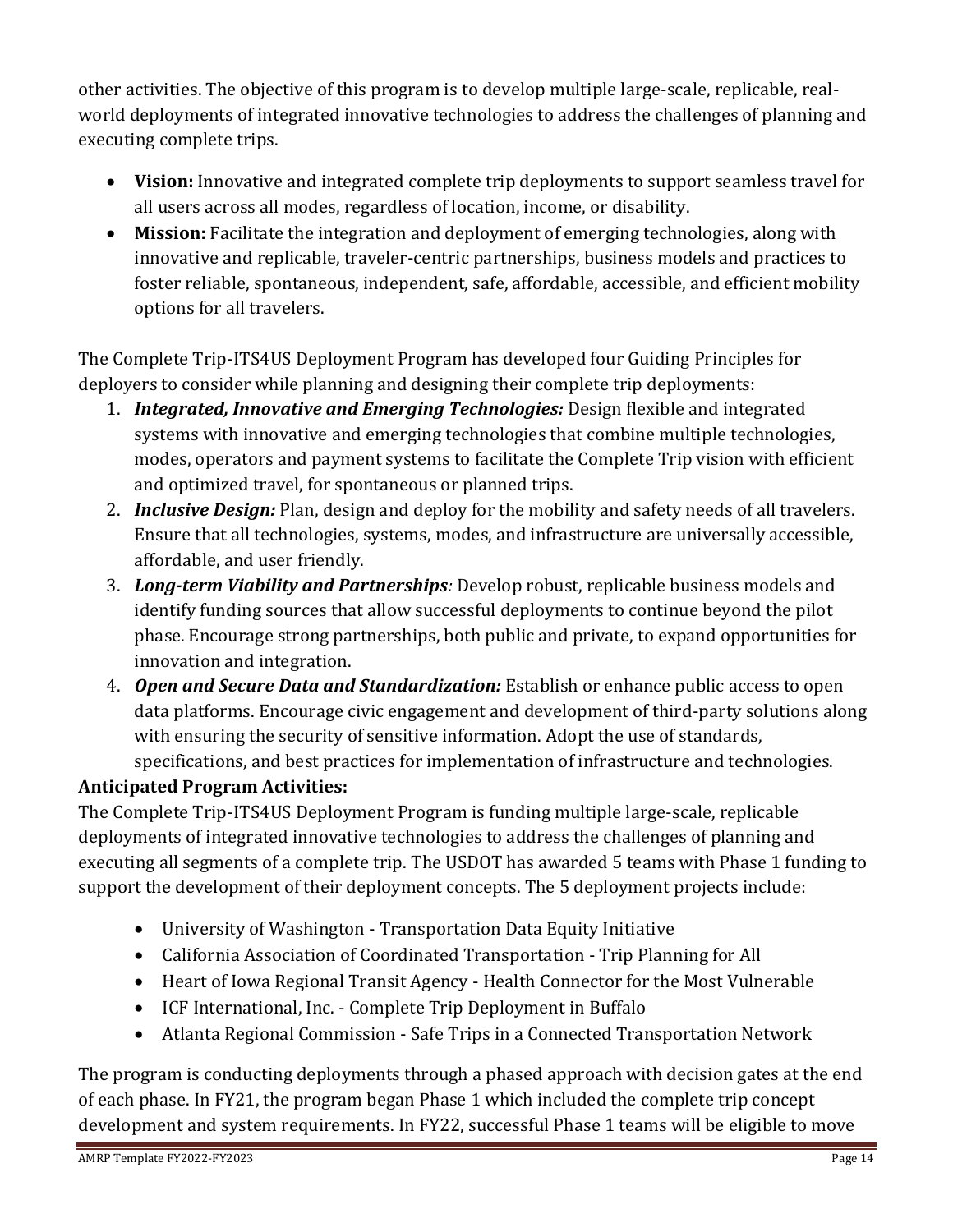other activities. The objective of this program is to develop multiple large-scale, replicable, real-world deployments of integrated innovative technologies to address the challenges of planning and executing complete trips.

- **Vision:** Innovative and integrated complete trip deployments to support seamless travel for all users across all modes, regardless of location, income, or disability.
- **Mission:** Facilitate the integration and deployment of emerging technologies, along with innovative and replicable, traveler-centric partnerships, business models and practices to foster reliable, spontaneous, independent, safe, affordable, accessible, and efficient mobility options for all travelers.

The Complete Trip-ITS4US Deployment Program has developed four Guiding Principles for deployers to consider while planning and designing their complete trip deployments:

1. ***Integrated, Innovative and Emerging Technologies:*** Design flexible and integrated systems with innovative and emerging technologies that combine multiple technologies, modes, operators and payment systems to facilitate the Complete Trip vision with efficient and optimized travel, for spontaneous or planned trips.
2. ***Inclusive Design:*** Plan, design and deploy for the mobility and safety needs of all travelers. Ensure that all technologies, systems, modes, and infrastructure are universally accessible, affordable, and user friendly.
3. ***Long-term Viability and Partnerships****:* Develop robust, replicable business models and identify funding sources that allow successful deployments to continue beyond the pilot phase. Encourage strong partnerships, both public and private, to expand opportunities for innovation and integration.
4. ***Open and Secure Data and Standardization:*** Establish or enhance public access to open data platforms. Encourage civic engagement and development of third-party solutions along with ensuring the security of sensitive information. Adopt the use of standards, specifications, and best practices for implementation of infrastructure and technologies.

**Anticipated Program Activities:**

The Complete Trip-ITS4US Deployment Program is funding multiple large-scale, replicable deployments of integrated innovative technologies to address the challenges of planning and executing all segments of a complete trip. The USDOT has awarded 5 teams with Phase 1 funding to support the development of their deployment concepts. The 5 deployment projects include:

- University of Washington - Transportation Data Equity Initiative
- California Association of Coordinated Transportation - Trip Planning for All
- Heart of Iowa Regional Transit Agency - Health Connector for the Most Vulnerable
- ICF International, Inc. - Complete Trip Deployment in Buffalo
- Atlanta Regional Commission - Safe Trips in a Connected Transportation Network

The program is conducting deployments through a phased approach with decision gates at the end of each phase. In FY21, the program began Phase 1 which included the complete trip concept development and system requirements. In FY22, successful Phase 1 teams will be eligible to move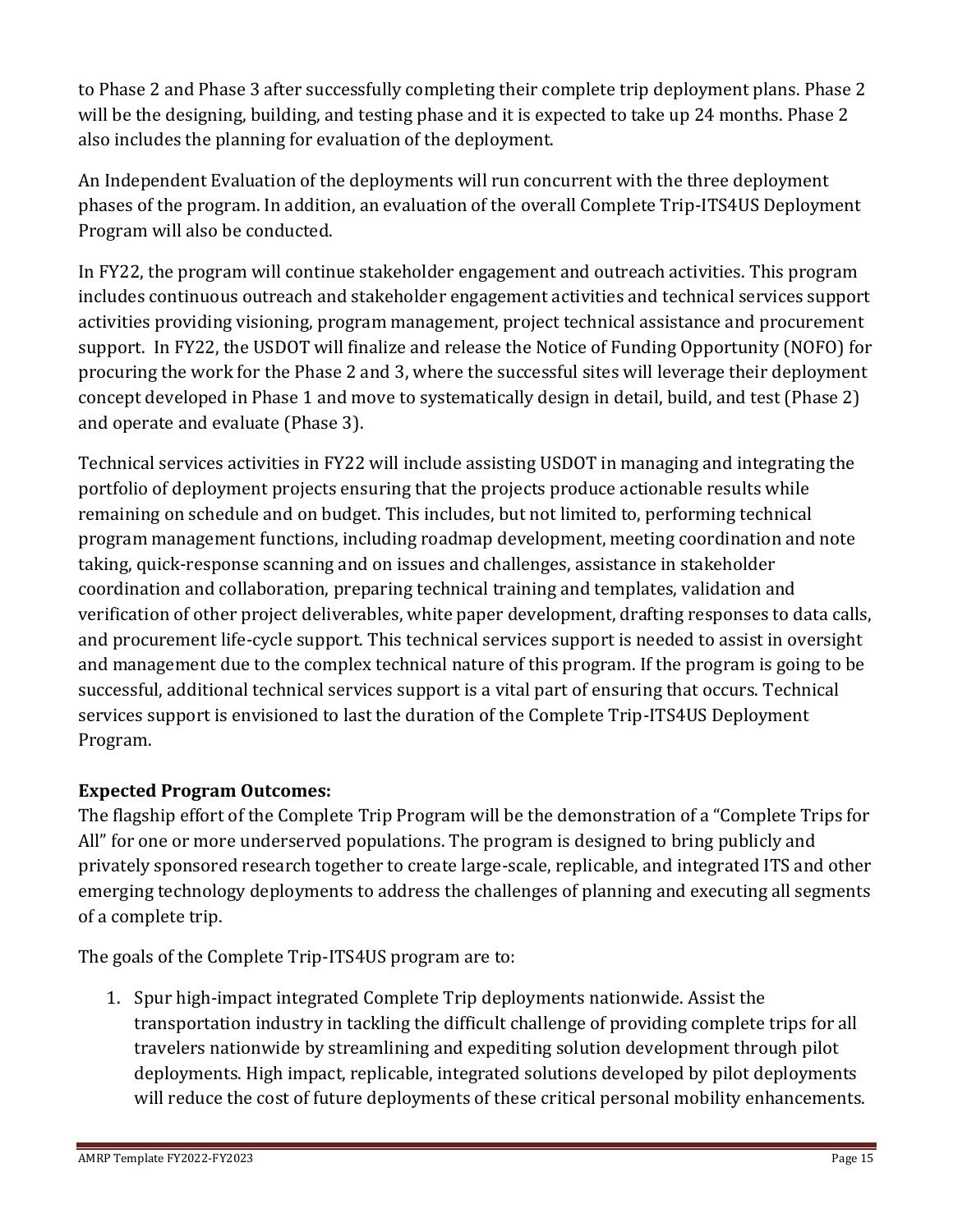to Phase 2 and Phase 3 after successfully completing their complete trip deployment plans. Phase 2 will be the designing, building, and testing phase and it is expected to take up 24 months. Phase 2 also includes the planning for evaluation of the deployment.

An Independent Evaluation of the deployments will run concurrent with the three deployment phases of the program. In addition, an evaluation of the overall Complete Trip-ITS4US Deployment Program will also be conducted.

In FY22, the program will continue stakeholder engagement and outreach activities. This program includes continuous outreach and stakeholder engagement activities and technical services support activities providing visioning, program management, project technical assistance and procurement support.  In FY22, the USDOT will finalize and release the Notice of Funding Opportunity (NOFO) for procuring the work for the Phase 2 and 3, where the successful sites will leverage their deployment concept developed in Phase 1 and move to systematically design in detail, build, and test (Phase 2) and operate and evaluate (Phase 3).

Technical services activities in FY22 will include assisting USDOT in managing and integrating the portfolio of deployment projects ensuring that the projects produce actionable results while remaining on schedule and on budget. This includes, but not limited to, performing technical program management functions, including roadmap development, meeting coordination and note taking, quick-response scanning and on issues and challenges, assistance in stakeholder coordination and collaboration, preparing technical training and templates, validation and verification of other project deliverables, white paper development, drafting responses to data calls, and procurement life-cycle support. This technical services support is needed to assist in oversight and management due to the complex technical nature of this program. If the program is going to be successful, additional technical services support is a vital part of ensuring that occurs. Technical services support is envisioned to last the duration of the Complete Trip-ITS4US Deployment Program.

**Expected Program Outcomes:**

The flagship effort of the Complete Trip Program will be the demonstration of a "Complete Trips for All" for one or more underserved populations. The program is designed to bring publicly and privately sponsored research together to create large-scale, replicable, and integrated ITS and other emerging technology deployments to address the challenges of planning and executing all segments of a complete trip.

The goals of the Complete Trip-ITS4US program are to:

1. Spur high-impact integrated Complete Trip deployments nationwide. Assist the transportation industry in tackling the difficult challenge of providing complete trips for all travelers nationwide by streamlining and expediting solution development through pilot deployments. High impact, replicable, integrated solutions developed by pilot deployments will reduce the cost of future deployments of these critical personal mobility enhancements.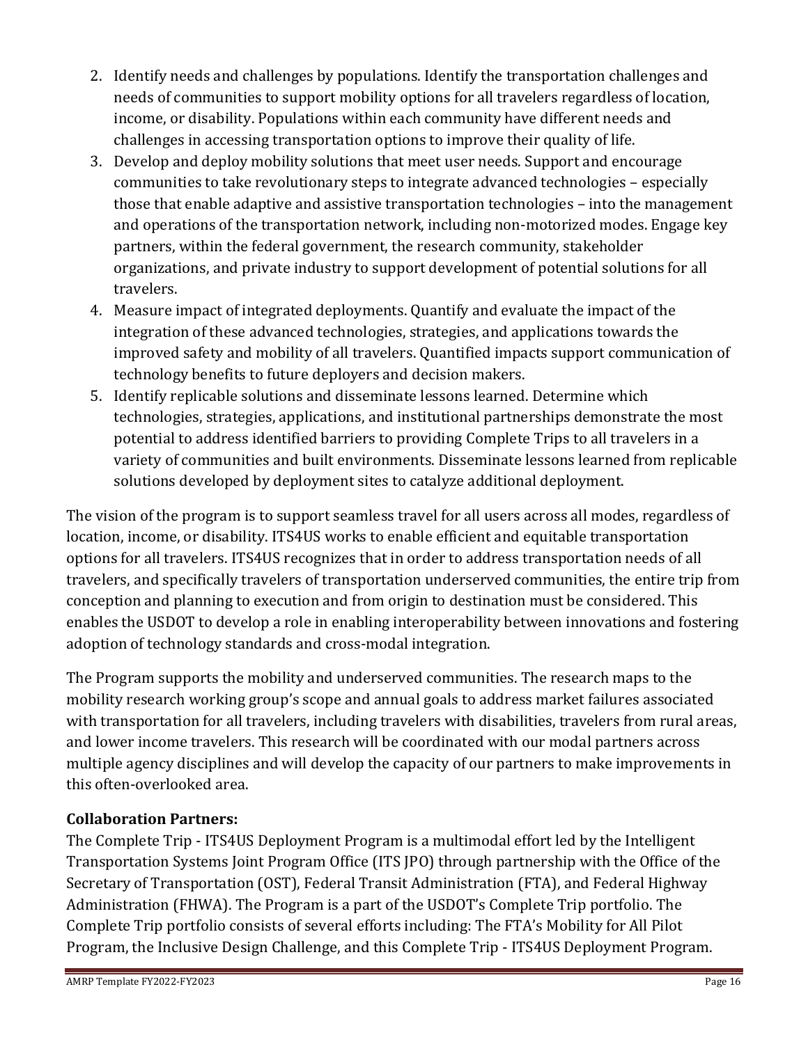2. Identify needs and challenges by populations. Identify the transportation challenges and needs of communities to support mobility options for all travelers regardless of location, income, or disability. Populations within each community have different needs and challenges in accessing transportation options to improve their quality of life.
3. Develop and deploy mobility solutions that meet user needs. Support and encourage communities to take revolutionary steps to integrate advanced technologies – especially those that enable adaptive and assistive transportation technologies – into the management and operations of the transportation network, including non-motorized modes. Engage key partners, within the federal government, the research community, stakeholder organizations, and private industry to support development of potential solutions for all travelers.
4. Measure impact of integrated deployments. Quantify and evaluate the impact of the integration of these advanced technologies, strategies, and applications towards the improved safety and mobility of all travelers. Quantified impacts support communication of technology benefits to future deployers and decision makers.
5. Identify replicable solutions and disseminate lessons learned. Determine which technologies, strategies, applications, and institutional partnerships demonstrate the most potential to address identified barriers to providing Complete Trips to all travelers in a variety of communities and built environments. Disseminate lessons learned from replicable solutions developed by deployment sites to catalyze additional deployment.

The vision of the program is to support seamless travel for all users across all modes, regardless of location, income, or disability. ITS4US works to enable efficient and equitable transportation options for all travelers. ITS4US recognizes that in order to address transportation needs of all travelers, and specifically travelers of transportation underserved communities, the entire trip from conception and planning to execution and from origin to destination must be considered. This enables the USDOT to develop a role in enabling interoperability between innovations and fostering adoption of technology standards and cross-modal integration.

The Program supports the mobility and underserved communities. The research maps to the mobility research working group's scope and annual goals to address market failures associated with transportation for all travelers, including travelers with disabilities, travelers from rural areas, and lower income travelers. This research will be coordinated with our modal partners across multiple agency disciplines and will develop the capacity of our partners to make improvements in this often-overlooked area.

**Collaboration Partners:**

The Complete Trip - ITS4US Deployment Program is a multimodal effort led by the Intelligent Transportation Systems Joint Program Office (ITS JPO) through partnership with the Office of the Secretary of Transportation (OST), Federal Transit Administration (FTA), and Federal Highway Administration (FHWA). The Program is a part of the USDOT's Complete Trip portfolio. The Complete Trip portfolio consists of several efforts including: The FTA's Mobility for All Pilot Program, the Inclusive Design Challenge, and this Complete Trip - ITS4US Deployment Program.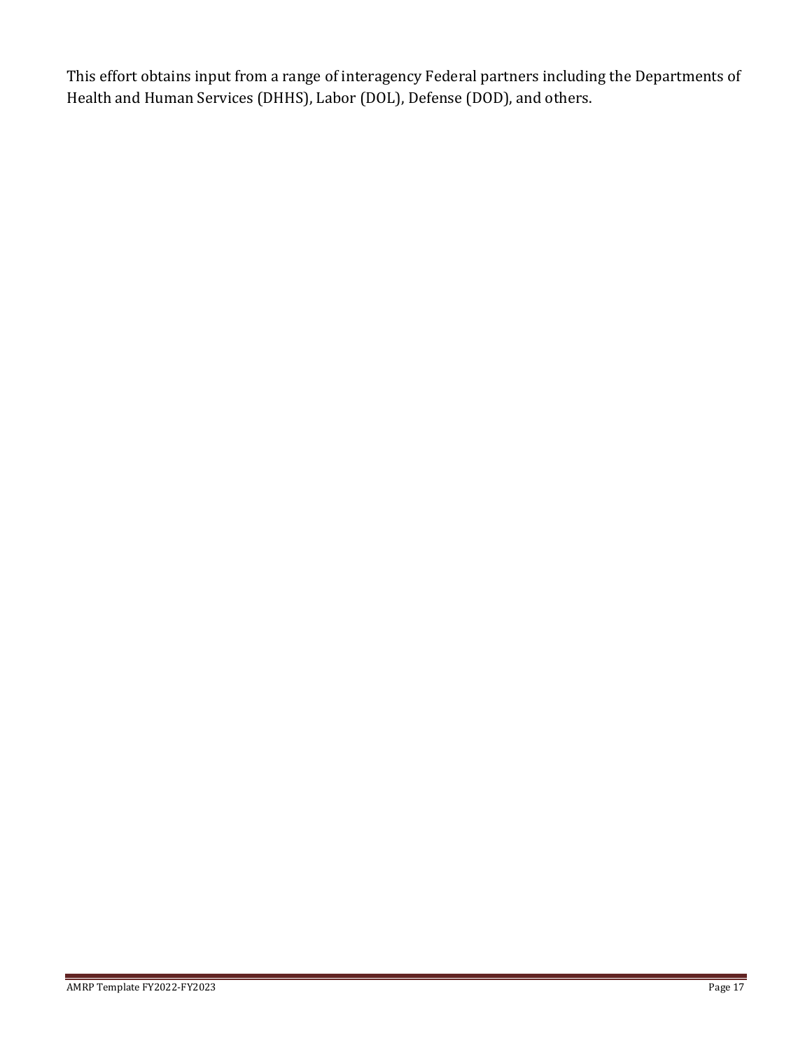This effort obtains input from a range of interagency Federal partners including the Departments of Health and Human Services (DHHS), Labor (DOL), Defense (DOD), and others.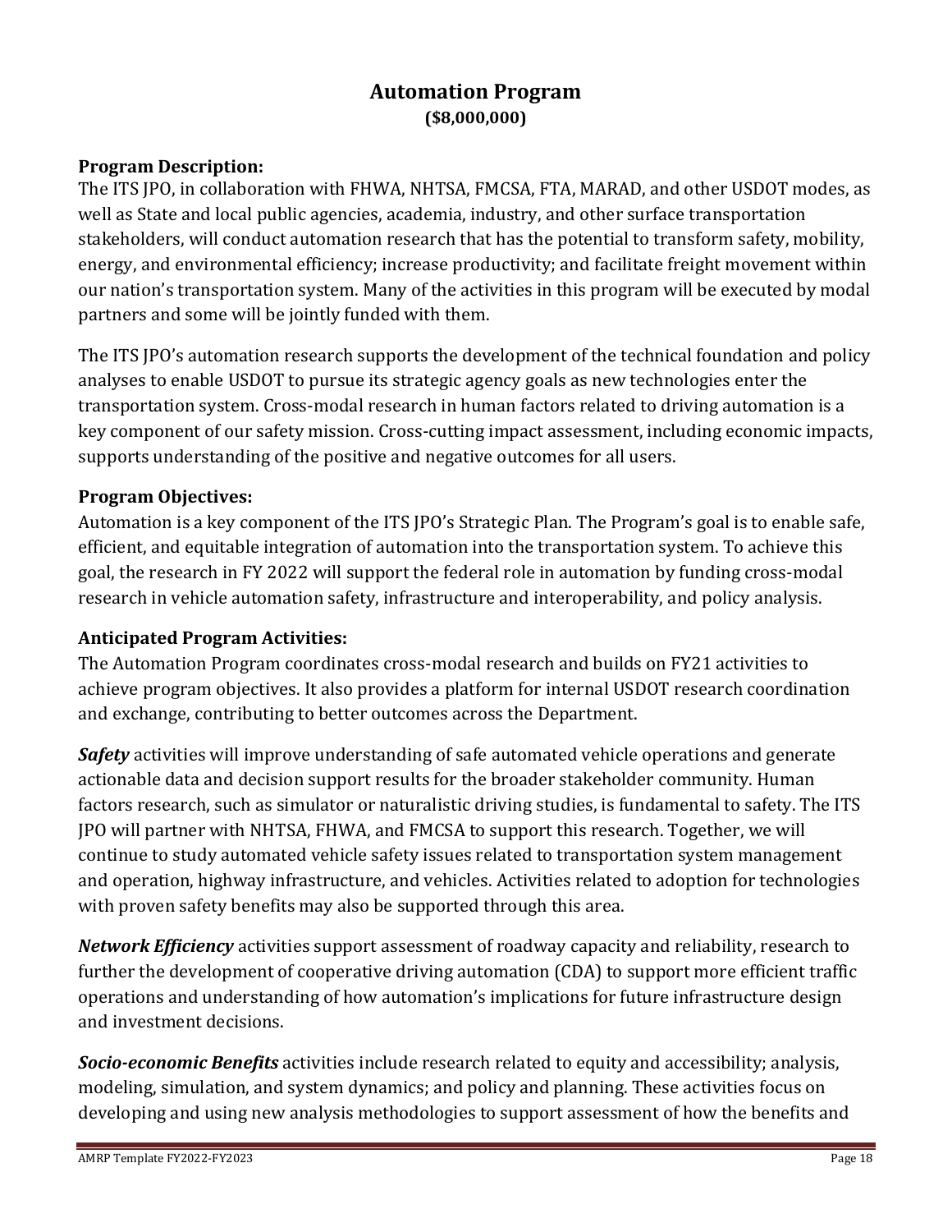# Automation Program
**($8,000,000)**

**Program Description:**
The ITS JPO, in collaboration with FHWA, NHTSA, FMCSA, FTA, MARAD, and other USDOT modes, as well as State and local public agencies, academia, industry, and other surface transportation stakeholders, will conduct automation research that has the potential to transform safety, mobility, energy, and environmental efficiency; increase productivity; and facilitate freight movement within our nation's transportation system. Many of the activities in this program will be executed by modal partners and some will be jointly funded with them.

The ITS JPO's automation research supports the development of the technical foundation and policy analyses to enable USDOT to pursue its strategic agency goals as new technologies enter the transportation system. Cross-modal research in human factors related to driving automation is a key component of our safety mission. Cross-cutting impact assessment, including economic impacts, supports understanding of the positive and negative outcomes for all users.

**Program Objectives:**
Automation is a key component of the ITS JPO's Strategic Plan. The Program's goal is to enable safe, efficient, and equitable integration of automation into the transportation system. To achieve this goal, the research in FY 2022 will support the federal role in automation by funding cross-modal research in vehicle automation safety, infrastructure and interoperability, and policy analysis.

**Anticipated Program Activities:**
The Automation Program coordinates cross-modal research and builds on FY21 activities to achieve program objectives. It also provides a platform for internal USDOT research coordination and exchange, contributing to better outcomes across the Department.

***Safety*** activities will improve understanding of safe automated vehicle operations and generate actionable data and decision support results for the broader stakeholder community. Human factors research, such as simulator or naturalistic driving studies, is fundamental to safety. The ITS JPO will partner with NHTSA, FHWA, and FMCSA to support this research. Together, we will continue to study automated vehicle safety issues related to transportation system management and operation, highway infrastructure, and vehicles. Activities related to adoption for technologies with proven safety benefits may also be supported through this area.

***Network Efficiency*** activities support assessment of roadway capacity and reliability, research to further the development of cooperative driving automation (CDA) to support more efficient traffic operations and understanding of how automation's implications for future infrastructure design and investment decisions.

***Socio-economic Benefits*** activities include research related to equity and accessibility; analysis, modeling, simulation, and system dynamics; and policy and planning. These activities focus on developing and using new analysis methodologies to support assessment of how the benefits and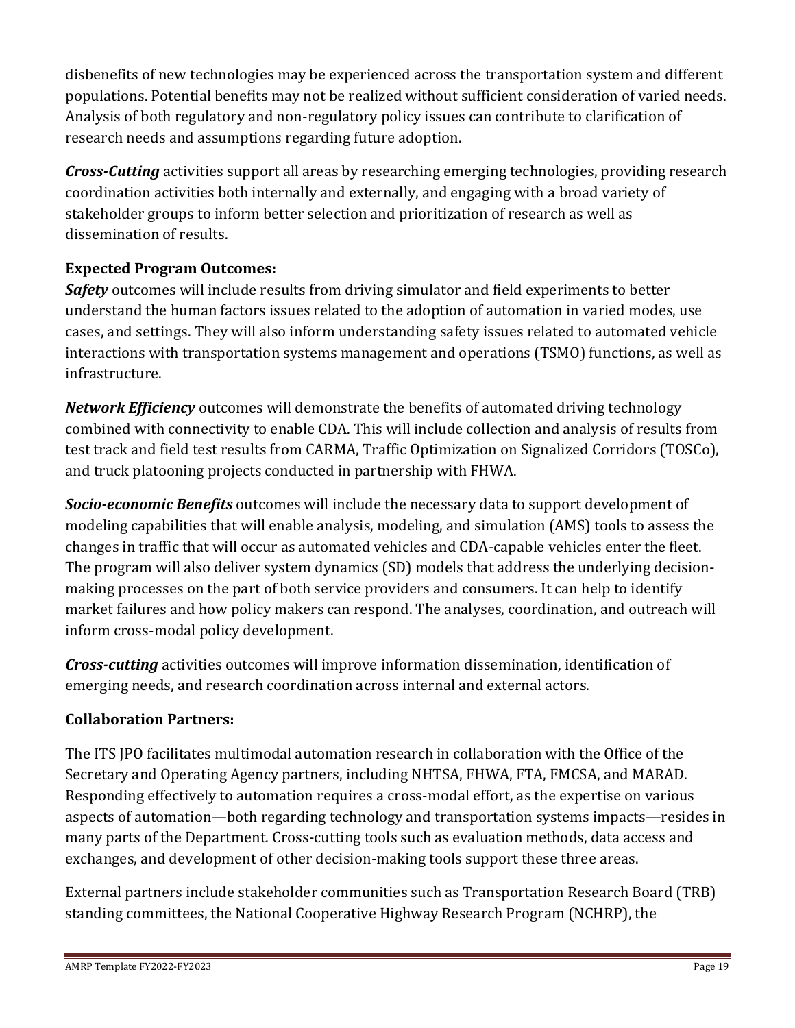disbenefits of new technologies may be experienced across the transportation system and different populations. Potential benefits may not be realized without sufficient consideration of varied needs. Analysis of both regulatory and non-regulatory policy issues can contribute to clarification of research needs and assumptions regarding future adoption.

***Cross-Cutting*** activities support all areas by researching emerging technologies, providing research coordination activities both internally and externally, and engaging with a broad variety of stakeholder groups to inform better selection and prioritization of research as well as dissemination of results.

**Expected Program Outcomes:**

***Safety*** outcomes will include results from driving simulator and field experiments to better understand the human factors issues related to the adoption of automation in varied modes, use cases, and settings. They will also inform understanding safety issues related to automated vehicle interactions with transportation systems management and operations (TSMO) functions, as well as infrastructure.

***Network Efficiency*** outcomes will demonstrate the benefits of automated driving technology combined with connectivity to enable CDA. This will include collection and analysis of results from test track and field test results from CARMA, Traffic Optimization on Signalized Corridors (TOSCo), and truck platooning projects conducted in partnership with FHWA.

***Socio-economic Benefits*** outcomes will include the necessary data to support development of modeling capabilities that will enable analysis, modeling, and simulation (AMS) tools to assess the changes in traffic that will occur as automated vehicles and CDA-capable vehicles enter the fleet. The program will also deliver system dynamics (SD) models that address the underlying decision-making processes on the part of both service providers and consumers. It can help to identify market failures and how policy makers can respond. The analyses, coordination, and outreach will inform cross-modal policy development.

***Cross-cutting*** activities outcomes will improve information dissemination, identification of emerging needs, and research coordination across internal and external actors.

**Collaboration Partners:**

The ITS JPO facilitates multimodal automation research in collaboration with the Office of the Secretary and Operating Agency partners, including NHTSA, FHWA, FTA, FMCSA, and MARAD. Responding effectively to automation requires a cross-modal effort, as the expertise on various aspects of automation—both regarding technology and transportation systems impacts—resides in many parts of the Department. Cross-cutting tools such as evaluation methods, data access and exchanges, and development of other decision-making tools support these three areas.

External partners include stakeholder communities such as Transportation Research Board (TRB) standing committees, the National Cooperative Highway Research Program (NCHRP), the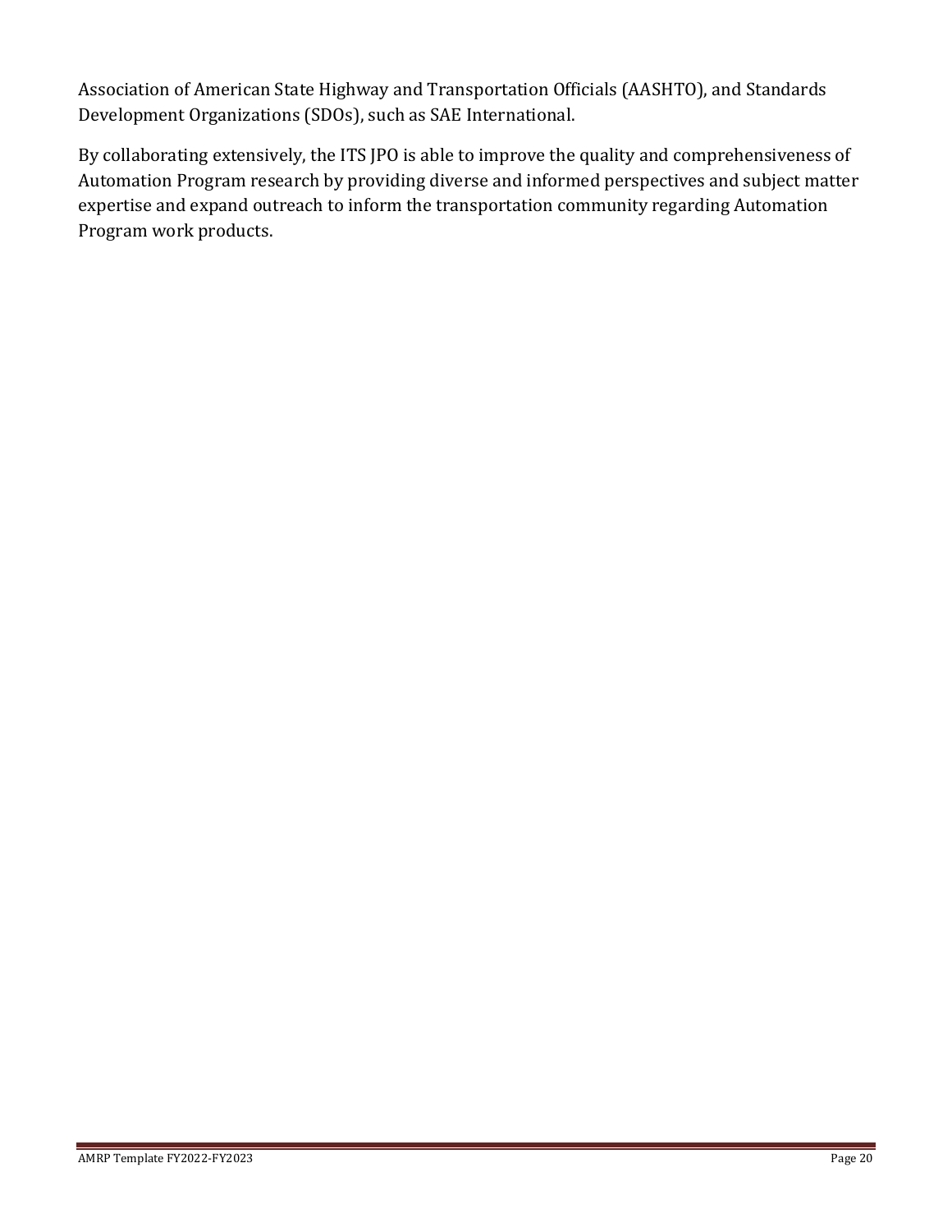Association of American State Highway and Transportation Officials (AASHTO), and Standards Development Organizations (SDOs), such as SAE International.

By collaborating extensively, the ITS JPO is able to improve the quality and comprehensiveness of Automation Program research by providing diverse and informed perspectives and subject matter expertise and expand outreach to inform the transportation community regarding Automation Program work products.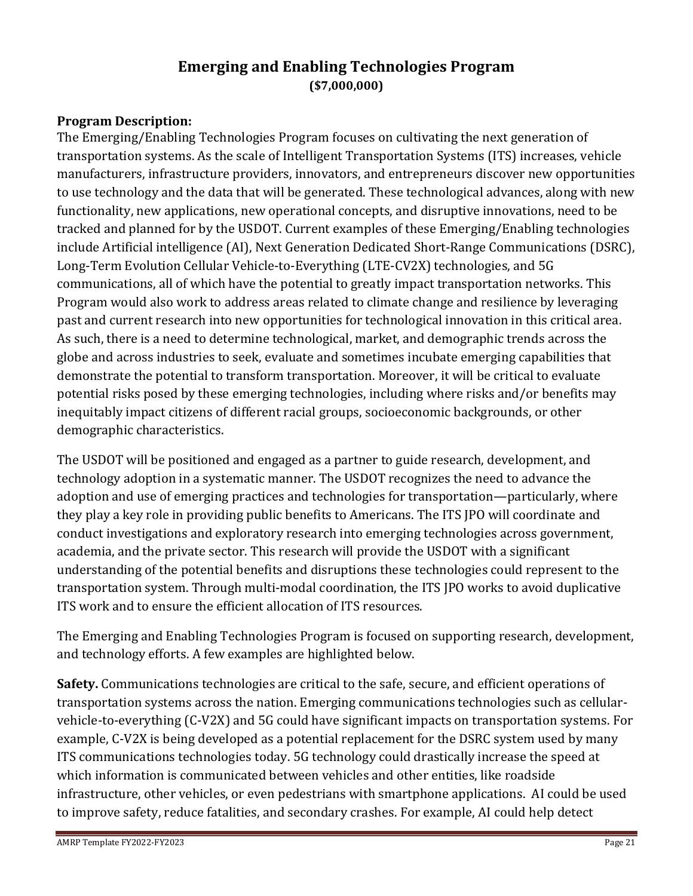# Emerging and Enabling Technologies Program

**($7,000,000)**

**Program Description:**

The Emerging/Enabling Technologies Program focuses on cultivating the next generation of transportation systems. As the scale of Intelligent Transportation Systems (ITS) increases, vehicle manufacturers, infrastructure providers, innovators, and entrepreneurs discover new opportunities to use technology and the data that will be generated. These technological advances, along with new functionality, new applications, new operational concepts, and disruptive innovations, need to be tracked and planned for by the USDOT. Current examples of these Emerging/Enabling technologies include Artificial intelligence (AI), Next Generation Dedicated Short-Range Communications (DSRC), Long-Term Evolution Cellular Vehicle-to-Everything (LTE-CV2X) technologies, and 5G communications, all of which have the potential to greatly impact transportation networks. This Program would also work to address areas related to climate change and resilience by leveraging past and current research into new opportunities for technological innovation in this critical area. As such, there is a need to determine technological, market, and demographic trends across the globe and across industries to seek, evaluate and sometimes incubate emerging capabilities that demonstrate the potential to transform transportation. Moreover, it will be critical to evaluate potential risks posed by these emerging technologies, including where risks and/or benefits may inequitably impact citizens of different racial groups, socioeconomic backgrounds, or other demographic characteristics.

The USDOT will be positioned and engaged as a partner to guide research, development, and technology adoption in a systematic manner. The USDOT recognizes the need to advance the adoption and use of emerging practices and technologies for transportation—particularly, where they play a key role in providing public benefits to Americans. The ITS JPO will coordinate and conduct investigations and exploratory research into emerging technologies across government, academia, and the private sector. This research will provide the USDOT with a significant understanding of the potential benefits and disruptions these technologies could represent to the transportation system. Through multi-modal coordination, the ITS JPO works to avoid duplicative ITS work and to ensure the efficient allocation of ITS resources.

The Emerging and Enabling Technologies Program is focused on supporting research, development, and technology efforts. A few examples are highlighted below.

**Safety.** Communications technologies are critical to the safe, secure, and efficient operations of transportation systems across the nation. Emerging communications technologies such as cellular-vehicle-to-everything (C-V2X) and 5G could have significant impacts on transportation systems. For example, C-V2X is being developed as a potential replacement for the DSRC system used by many ITS communications technologies today. 5G technology could drastically increase the speed at which information is communicated between vehicles and other entities, like roadside infrastructure, other vehicles, or even pedestrians with smartphone applications. AI could be used to improve safety, reduce fatalities, and secondary crashes. For example, AI could help detect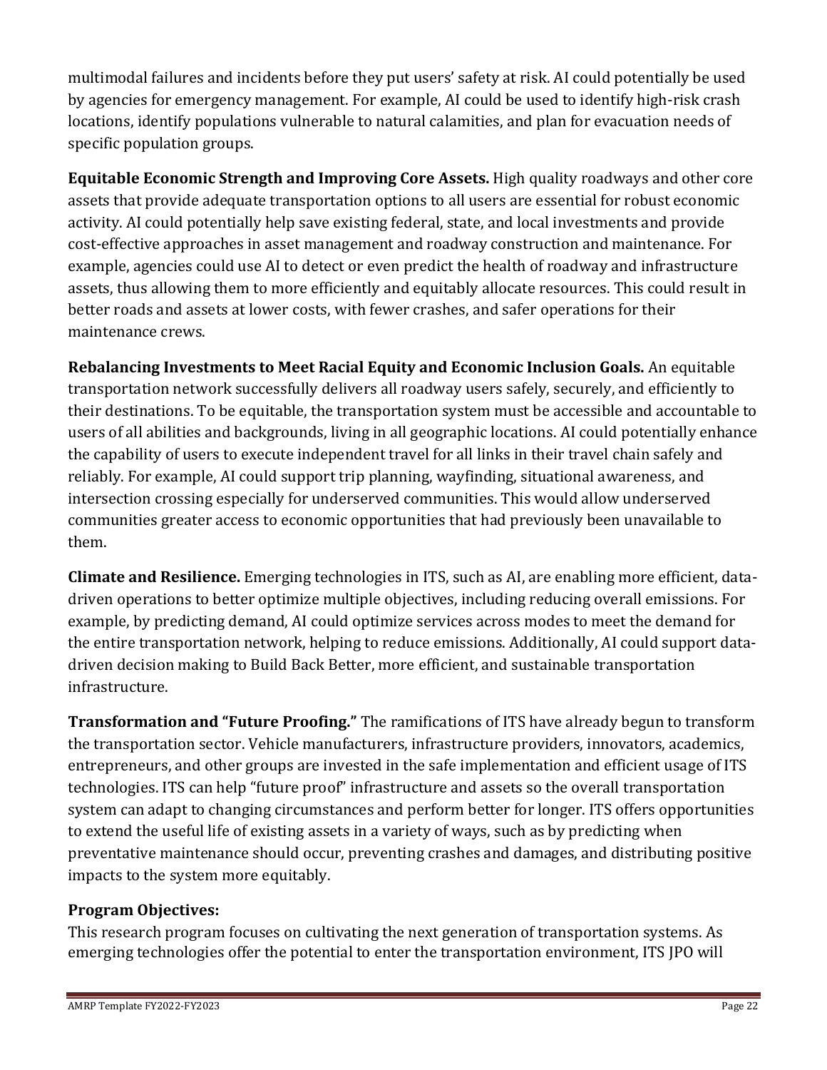multimodal failures and incidents before they put users' safety at risk. AI could potentially be used by agencies for emergency management. For example, AI could be used to identify high-risk crash locations, identify populations vulnerable to natural calamities, and plan for evacuation needs of specific population groups.

**Equitable Economic Strength and Improving Core Assets.** High quality roadways and other core assets that provide adequate transportation options to all users are essential for robust economic activity. AI could potentially help save existing federal, state, and local investments and provide cost-effective approaches in asset management and roadway construction and maintenance. For example, agencies could use AI to detect or even predict the health of roadway and infrastructure assets, thus allowing them to more efficiently and equitably allocate resources. This could result in better roads and assets at lower costs, with fewer crashes, and safer operations for their maintenance crews.

**Rebalancing Investments to Meet Racial Equity and Economic Inclusion Goals.** An equitable transportation network successfully delivers all roadway users safely, securely, and efficiently to their destinations. To be equitable, the transportation system must be accessible and accountable to users of all abilities and backgrounds, living in all geographic locations. AI could potentially enhance the capability of users to execute independent travel for all links in their travel chain safely and reliably. For example, AI could support trip planning, wayfinding, situational awareness, and intersection crossing especially for underserved communities. This would allow underserved communities greater access to economic opportunities that had previously been unavailable to them.

**Climate and Resilience.** Emerging technologies in ITS, such as AI, are enabling more efficient, data-driven operations to better optimize multiple objectives, including reducing overall emissions. For example, by predicting demand, AI could optimize services across modes to meet the demand for the entire transportation network, helping to reduce emissions. Additionally, AI could support data-driven decision making to Build Back Better, more efficient, and sustainable transportation infrastructure.

**Transformation and "Future Proofing."** The ramifications of ITS have already begun to transform the transportation sector. Vehicle manufacturers, infrastructure providers, innovators, academics, entrepreneurs, and other groups are invested in the safe implementation and efficient usage of ITS technologies. ITS can help "future proof" infrastructure and assets so the overall transportation system can adapt to changing circumstances and perform better for longer. ITS offers opportunities to extend the useful life of existing assets in a variety of ways, such as by predicting when preventative maintenance should occur, preventing crashes and damages, and distributing positive impacts to the system more equitably.

**Program Objectives:**

This research program focuses on cultivating the next generation of transportation systems. As emerging technologies offer the potential to enter the transportation environment, ITS JPO will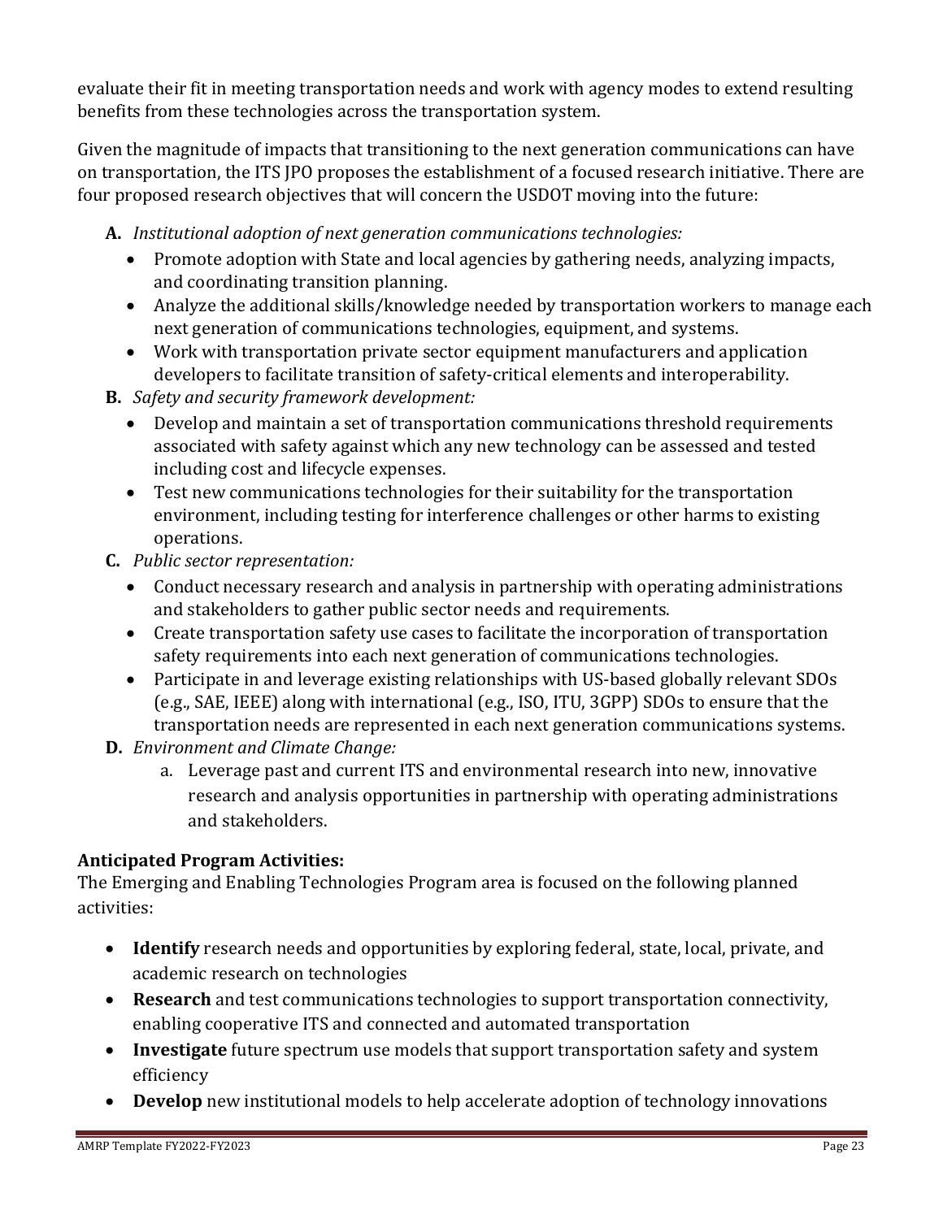evaluate their fit in meeting transportation needs and work with agency modes to extend resulting benefits from these technologies across the transportation system.

Given the magnitude of impacts that transitioning to the next generation communications can have on transportation, the ITS JPO proposes the establishment of a focused research initiative. There are four proposed research objectives that will concern the USDOT moving into the future:

**A.** *Institutional adoption of next generation communications technologies:*
- Promote adoption with State and local agencies by gathering needs, analyzing impacts, and coordinating transition planning.
- Analyze the additional skills/knowledge needed by transportation workers to manage each next generation of communications technologies, equipment, and systems.
- Work with transportation private sector equipment manufacturers and application developers to facilitate transition of safety-critical elements and interoperability.

**B.** *Safety and security framework development:*
- Develop and maintain a set of transportation communications threshold requirements associated with safety against which any new technology can be assessed and tested including cost and lifecycle expenses.
- Test new communications technologies for their suitability for the transportation environment, including testing for interference challenges or other harms to existing operations.

**C.** *Public sector representation:*
- Conduct necessary research and analysis in partnership with operating administrations and stakeholders to gather public sector needs and requirements.
- Create transportation safety use cases to facilitate the incorporation of transportation safety requirements into each next generation of communications technologies.
- Participate in and leverage existing relationships with US-based globally relevant SDOs (e.g., SAE, IEEE) along with international (e.g., ISO, ITU, 3GPP) SDOs to ensure that the transportation needs are represented in each next generation communications systems.

**D.** *Environment and Climate Change:*

a. Leverage past and current ITS and environmental research into new, innovative research and analysis opportunities in partnership with operating administrations and stakeholders.

**Anticipated Program Activities:**

The Emerging and Enabling Technologies Program area is focused on the following planned activities:

- **Identify** research needs and opportunities by exploring federal, state, local, private, and academic research on technologies
- **Research** and test communications technologies to support transportation connectivity, enabling cooperative ITS and connected and automated transportation
- **Investigate** future spectrum use models that support transportation safety and system efficiency
- **Develop** new institutional models to help accelerate adoption of technology innovations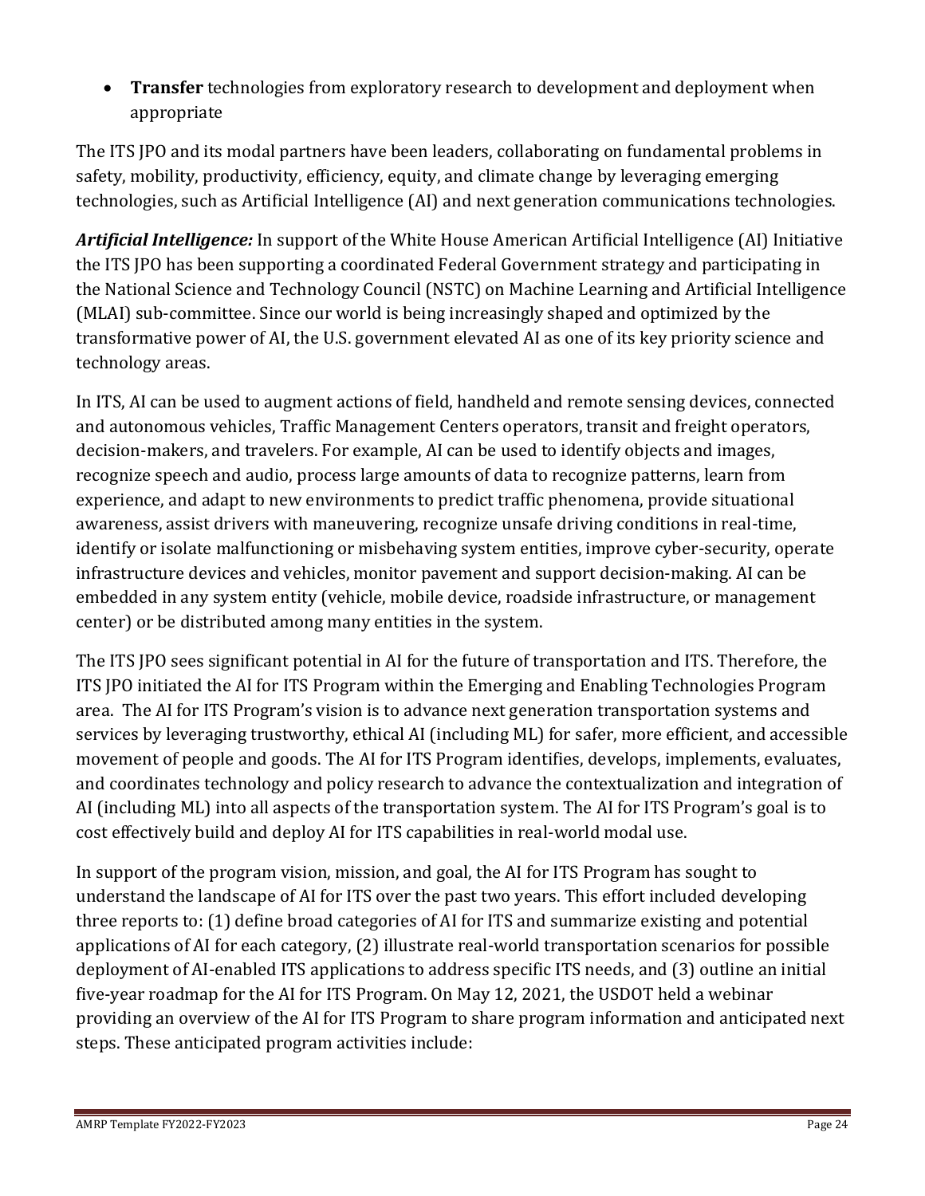- **Transfer** technologies from exploratory research to development and deployment when appropriate

The ITS JPO and its modal partners have been leaders, collaborating on fundamental problems in safety, mobility, productivity, efficiency, equity, and climate change by leveraging emerging technologies, such as Artificial Intelligence (AI) and next generation communications technologies.

***Artificial Intelligence:*** In support of the White House American Artificial Intelligence (AI) Initiative the ITS JPO has been supporting a coordinated Federal Government strategy and participating in the National Science and Technology Council (NSTC) on Machine Learning and Artificial Intelligence (MLAI) sub-committee. Since our world is being increasingly shaped and optimized by the transformative power of AI, the U.S. government elevated AI as one of its key priority science and technology areas.

In ITS, AI can be used to augment actions of field, handheld and remote sensing devices, connected and autonomous vehicles, Traffic Management Centers operators, transit and freight operators, decision-makers, and travelers. For example, AI can be used to identify objects and images, recognize speech and audio, process large amounts of data to recognize patterns, learn from experience, and adapt to new environments to predict traffic phenomena, provide situational awareness, assist drivers with maneuvering, recognize unsafe driving conditions in real-time, identify or isolate malfunctioning or misbehaving system entities, improve cyber-security, operate infrastructure devices and vehicles, monitor pavement and support decision-making. AI can be embedded in any system entity (vehicle, mobile device, roadside infrastructure, or management center) or be distributed among many entities in the system.

The ITS JPO sees significant potential in AI for the future of transportation and ITS. Therefore, the ITS JPO initiated the AI for ITS Program within the Emerging and Enabling Technologies Program area. The AI for ITS Program's vision is to advance next generation transportation systems and services by leveraging trustworthy, ethical AI (including ML) for safer, more efficient, and accessible movement of people and goods. The AI for ITS Program identifies, develops, implements, evaluates, and coordinates technology and policy research to advance the contextualization and integration of AI (including ML) into all aspects of the transportation system. The AI for ITS Program's goal is to cost effectively build and deploy AI for ITS capabilities in real-world modal use.

In support of the program vision, mission, and goal, the AI for ITS Program has sought to understand the landscape of AI for ITS over the past two years. This effort included developing three reports to: (1) define broad categories of AI for ITS and summarize existing and potential applications of AI for each category, (2) illustrate real-world transportation scenarios for possible deployment of AI-enabled ITS applications to address specific ITS needs, and (3) outline an initial five-year roadmap for the AI for ITS Program. On May 12, 2021, the USDOT held a webinar providing an overview of the AI for ITS Program to share program information and anticipated next steps. These anticipated program activities include: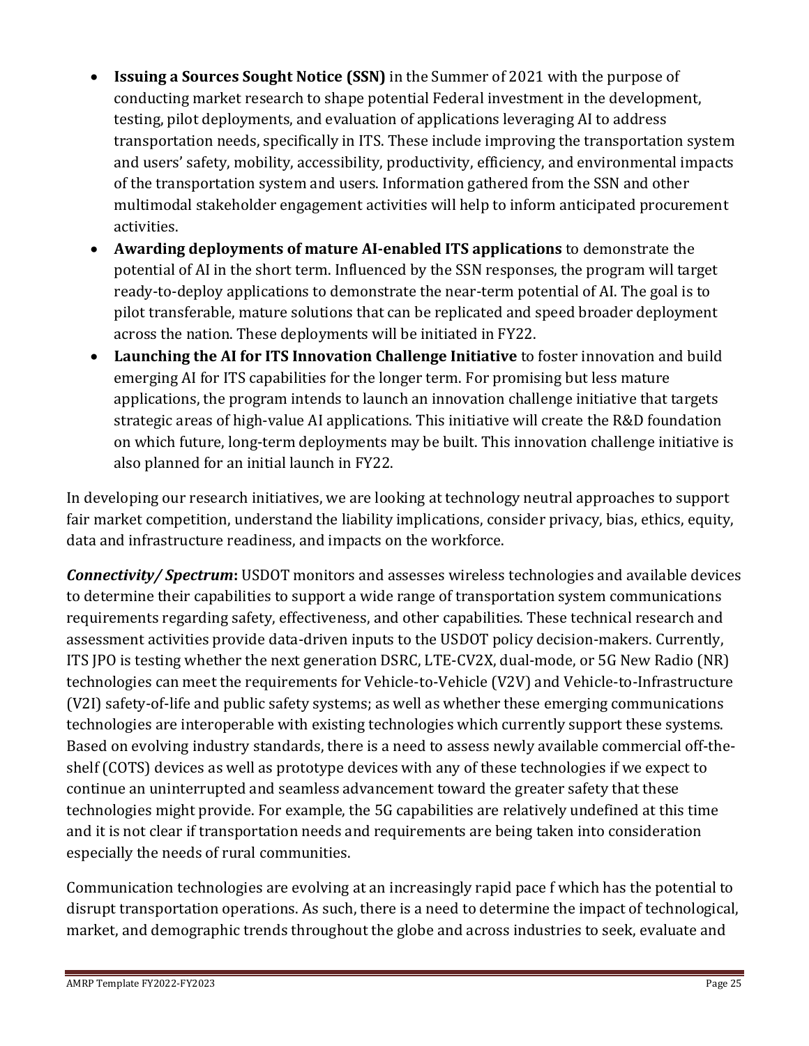- **Issuing a Sources Sought Notice (SSN)** in the Summer of 2021 with the purpose of conducting market research to shape potential Federal investment in the development, testing, pilot deployments, and evaluation of applications leveraging AI to address transportation needs, specifically in ITS. These include improving the transportation system and users' safety, mobility, accessibility, productivity, efficiency, and environmental impacts of the transportation system and users. Information gathered from the SSN and other multimodal stakeholder engagement activities will help to inform anticipated procurement activities.
- **Awarding deployments of mature AI-enabled ITS applications** to demonstrate the potential of AI in the short term. Influenced by the SSN responses, the program will target ready-to-deploy applications to demonstrate the near-term potential of AI. The goal is to pilot transferable, mature solutions that can be replicated and speed broader deployment across the nation. These deployments will be initiated in FY22.
- **Launching the AI for ITS Innovation Challenge Initiative** to foster innovation and build emerging AI for ITS capabilities for the longer term. For promising but less mature applications, the program intends to launch an innovation challenge initiative that targets strategic areas of high-value AI applications. This initiative will create the R&D foundation on which future, long-term deployments may be built. This innovation challenge initiative is also planned for an initial launch in FY22.

In developing our research initiatives, we are looking at technology neutral approaches to support fair market competition, understand the liability implications, consider privacy, bias, ethics, equity, data and infrastructure readiness, and impacts on the workforce.

***Connectivity/ Spectrum*:** USDOT monitors and assesses wireless technologies and available devices to determine their capabilities to support a wide range of transportation system communications requirements regarding safety, effectiveness, and other capabilities. These technical research and assessment activities provide data-driven inputs to the USDOT policy decision-makers. Currently, ITS JPO is testing whether the next generation DSRC, LTE-CV2X, dual-mode, or 5G New Radio (NR) technologies can meet the requirements for Vehicle-to-Vehicle (V2V) and Vehicle-to-Infrastructure (V2I) safety-of-life and public safety systems; as well as whether these emerging communications technologies are interoperable with existing technologies which currently support these systems. Based on evolving industry standards, there is a need to assess newly available commercial off-the-shelf (COTS) devices as well as prototype devices with any of these technologies if we expect to continue an uninterrupted and seamless advancement toward the greater safety that these technologies might provide. For example, the 5G capabilities are relatively undefined at this time and it is not clear if transportation needs and requirements are being taken into consideration especially the needs of rural communities.

Communication technologies are evolving at an increasingly rapid pace f which has the potential to disrupt transportation operations. As such, there is a need to determine the impact of technological, market, and demographic trends throughout the globe and across industries to seek, evaluate and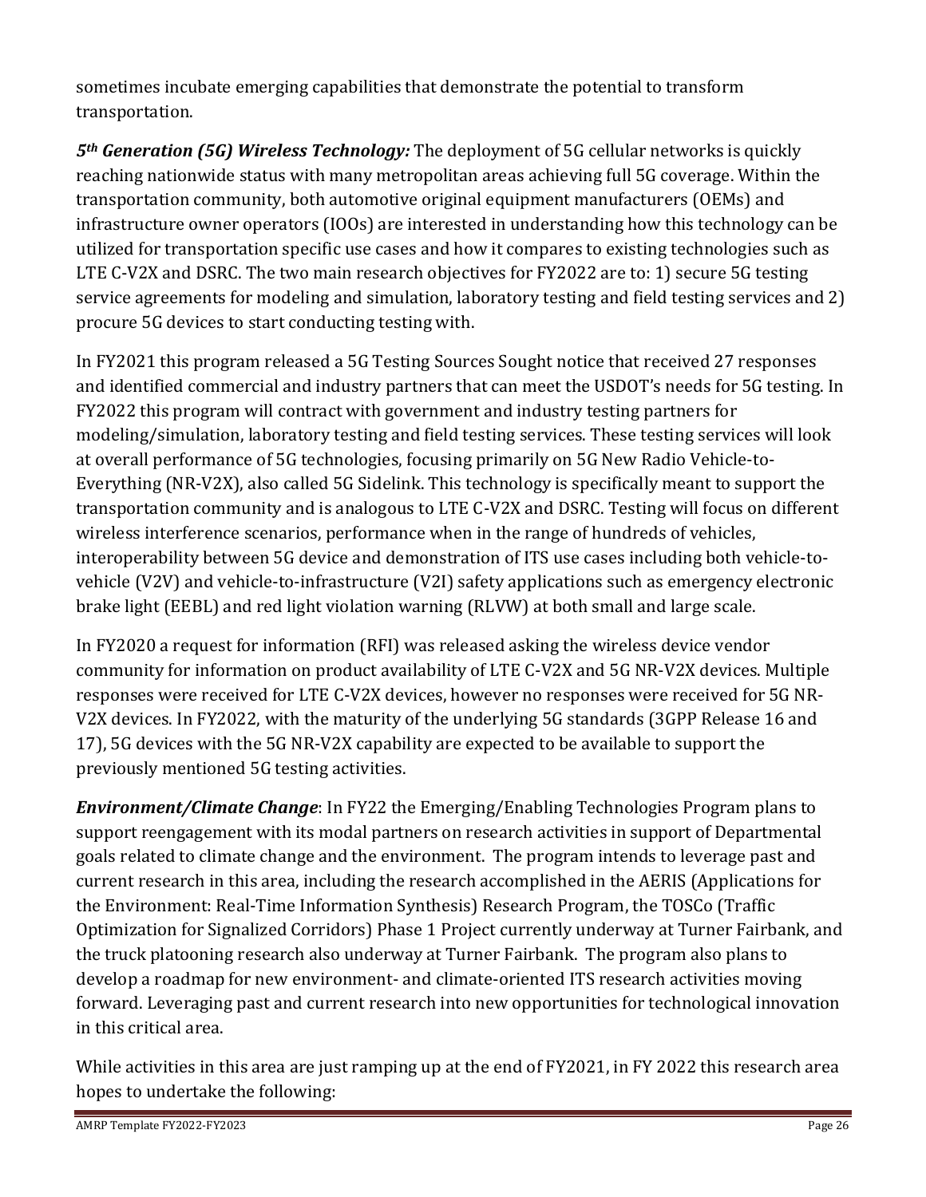sometimes incubate emerging capabilities that demonstrate the potential to transform transportation.

***5th Generation (5G) Wireless Technology:*** The deployment of 5G cellular networks is quickly reaching nationwide status with many metropolitan areas achieving full 5G coverage. Within the transportation community, both automotive original equipment manufacturers (OEMs) and infrastructure owner operators (IOOs) are interested in understanding how this technology can be utilized for transportation specific use cases and how it compares to existing technologies such as LTE C-V2X and DSRC. The two main research objectives for FY2022 are to: 1) secure 5G testing service agreements for modeling and simulation, laboratory testing and field testing services and 2) procure 5G devices to start conducting testing with.

In FY2021 this program released a 5G Testing Sources Sought notice that received 27 responses and identified commercial and industry partners that can meet the USDOT's needs for 5G testing. In FY2022 this program will contract with government and industry testing partners for modeling/simulation, laboratory testing and field testing services. These testing services will look at overall performance of 5G technologies, focusing primarily on 5G New Radio Vehicle-to-Everything (NR-V2X), also called 5G Sidelink. This technology is specifically meant to support the transportation community and is analogous to LTE C-V2X and DSRC. Testing will focus on different wireless interference scenarios, performance when in the range of hundreds of vehicles, interoperability between 5G device and demonstration of ITS use cases including both vehicle-to-vehicle (V2V) and vehicle-to-infrastructure (V2I) safety applications such as emergency electronic brake light (EEBL) and red light violation warning (RLVW) at both small and large scale.

In FY2020 a request for information (RFI) was released asking the wireless device vendor community for information on product availability of LTE C-V2X and 5G NR-V2X devices. Multiple responses were received for LTE C-V2X devices, however no responses were received for 5G NR-V2X devices. In FY2022, with the maturity of the underlying 5G standards (3GPP Release 16 and 17), 5G devices with the 5G NR-V2X capability are expected to be available to support the previously mentioned 5G testing activities.

***Environment/Climate Change***: In FY22 the Emerging/Enabling Technologies Program plans to support reengagement with its modal partners on research activities in support of Departmental goals related to climate change and the environment. The program intends to leverage past and current research in this area, including the research accomplished in the AERIS (Applications for the Environment: Real-Time Information Synthesis) Research Program, the TOSCo (Traffic Optimization for Signalized Corridors) Phase 1 Project currently underway at Turner Fairbank, and the truck platooning research also underway at Turner Fairbank. The program also plans to develop a roadmap for new environment- and climate-oriented ITS research activities moving forward. Leveraging past and current research into new opportunities for technological innovation in this critical area.

While activities in this area are just ramping up at the end of FY2021, in FY 2022 this research area hopes to undertake the following: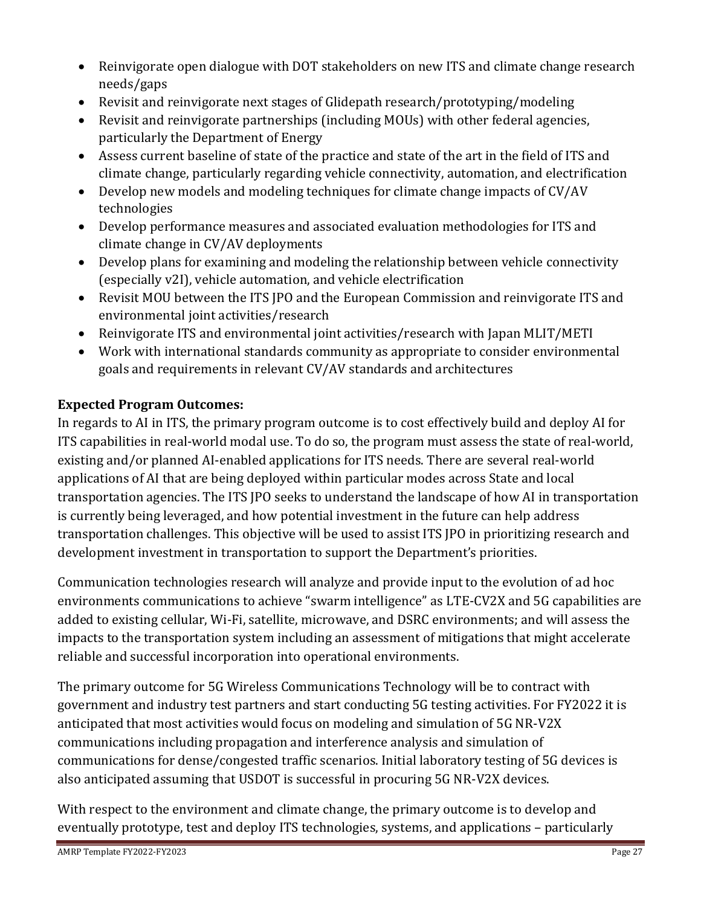- Reinvigorate open dialogue with DOT stakeholders on new ITS and climate change research needs/gaps
- Revisit and reinvigorate next stages of Glidepath research/prototyping/modeling
- Revisit and reinvigorate partnerships (including MOUs) with other federal agencies, particularly the Department of Energy
- Assess current baseline of state of the practice and state of the art in the field of ITS and climate change, particularly regarding vehicle connectivity, automation, and electrification
- Develop new models and modeling techniques for climate change impacts of CV/AV technologies
- Develop performance measures and associated evaluation methodologies for ITS and climate change in CV/AV deployments
- Develop plans for examining and modeling the relationship between vehicle connectivity (especially v2I), vehicle automation, and vehicle electrification
- Revisit MOU between the ITS JPO and the European Commission and reinvigorate ITS and environmental joint activities/research
- Reinvigorate ITS and environmental joint activities/research with Japan MLIT/METI
- Work with international standards community as appropriate to consider environmental goals and requirements in relevant CV/AV standards and architectures

**Expected Program Outcomes:**

In regards to AI in ITS, the primary program outcome is to cost effectively build and deploy AI for ITS capabilities in real-world modal use. To do so, the program must assess the state of real-world, existing and/or planned AI-enabled applications for ITS needs. There are several real-world applications of AI that are being deployed within particular modes across State and local transportation agencies. The ITS JPO seeks to understand the landscape of how AI in transportation is currently being leveraged, and how potential investment in the future can help address transportation challenges. This objective will be used to assist ITS JPO in prioritizing research and development investment in transportation to support the Department's priorities.

Communication technologies research will analyze and provide input to the evolution of ad hoc environments communications to achieve "swarm intelligence" as LTE-CV2X and 5G capabilities are added to existing cellular, Wi-Fi, satellite, microwave, and DSRC environments; and will assess the impacts to the transportation system including an assessment of mitigations that might accelerate reliable and successful incorporation into operational environments.

The primary outcome for 5G Wireless Communications Technology will be to contract with government and industry test partners and start conducting 5G testing activities. For FY2022 it is anticipated that most activities would focus on modeling and simulation of 5G NR-V2X communications including propagation and interference analysis and simulation of communications for dense/congested traffic scenarios. Initial laboratory testing of 5G devices is also anticipated assuming that USDOT is successful in procuring 5G NR-V2X devices.

With respect to the environment and climate change, the primary outcome is to develop and eventually prototype, test and deploy ITS technologies, systems, and applications – particularly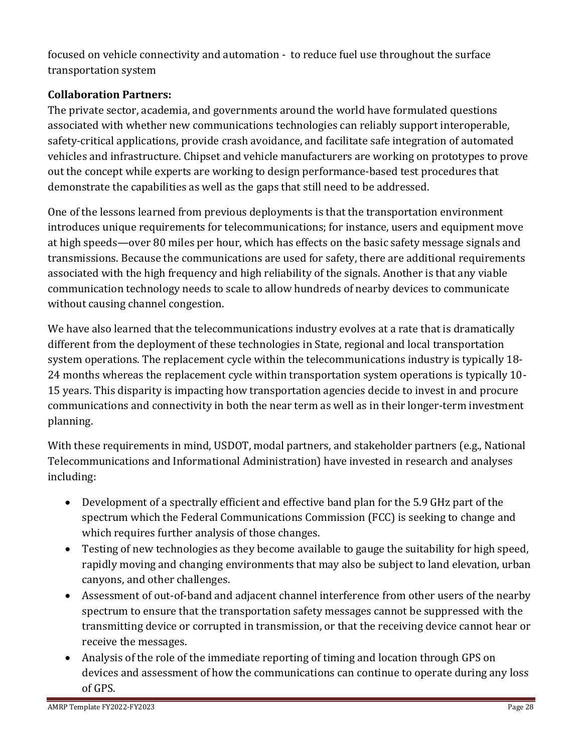focused on vehicle connectivity and automation - to reduce fuel use throughout the surface transportation system

**Collaboration Partners:**

The private sector, academia, and governments around the world have formulated questions associated with whether new communications technologies can reliably support interoperable, safety-critical applications, provide crash avoidance, and facilitate safe integration of automated vehicles and infrastructure. Chipset and vehicle manufacturers are working on prototypes to prove out the concept while experts are working to design performance-based test procedures that demonstrate the capabilities as well as the gaps that still need to be addressed.

One of the lessons learned from previous deployments is that the transportation environment introduces unique requirements for telecommunications; for instance, users and equipment move at high speeds—over 80 miles per hour, which has effects on the basic safety message signals and transmissions. Because the communications are used for safety, there are additional requirements associated with the high frequency and high reliability of the signals. Another is that any viable communication technology needs to scale to allow hundreds of nearby devices to communicate without causing channel congestion.

We have also learned that the telecommunications industry evolves at a rate that is dramatically different from the deployment of these technologies in State, regional and local transportation system operations. The replacement cycle within the telecommunications industry is typically 18-24 months whereas the replacement cycle within transportation system operations is typically 10-15 years. This disparity is impacting how transportation agencies decide to invest in and procure communications and connectivity in both the near term as well as in their longer-term investment planning.

With these requirements in mind, USDOT, modal partners, and stakeholder partners (e.g., National Telecommunications and Informational Administration) have invested in research and analyses including:

- Development of a spectrally efficient and effective band plan for the 5.9 GHz part of the spectrum which the Federal Communications Commission (FCC) is seeking to change and which requires further analysis of those changes.
- Testing of new technologies as they become available to gauge the suitability for high speed, rapidly moving and changing environments that may also be subject to land elevation, urban canyons, and other challenges.
- Assessment of out-of-band and adjacent channel interference from other users of the nearby spectrum to ensure that the transportation safety messages cannot be suppressed with the transmitting device or corrupted in transmission, or that the receiving device cannot hear or receive the messages.
- Analysis of the role of the immediate reporting of timing and location through GPS on devices and assessment of how the communications can continue to operate during any loss of GPS.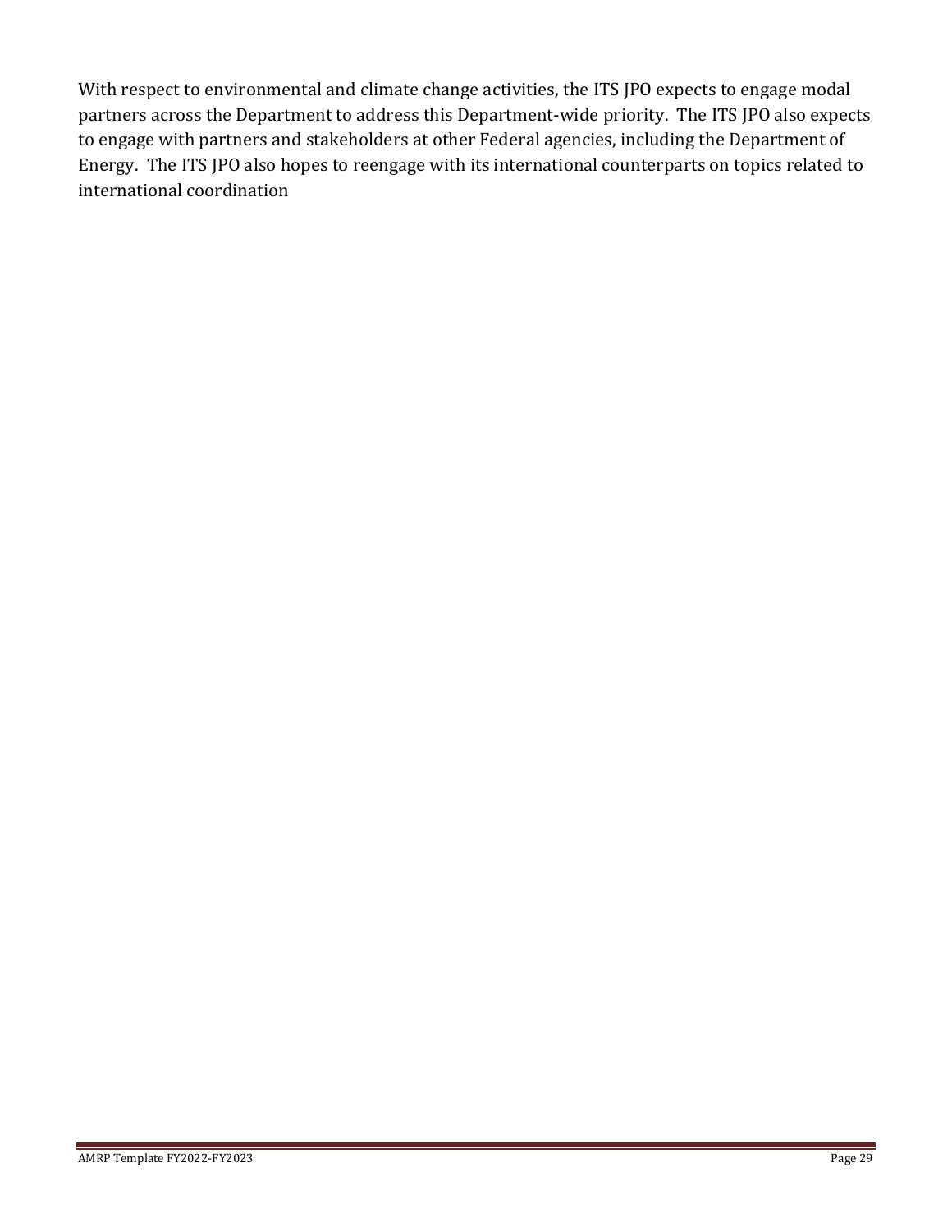With respect to environmental and climate change activities, the ITS JPO expects to engage modal partners across the Department to address this Department-wide priority. The ITS JPO also expects to engage with partners and stakeholders at other Federal agencies, including the Department of Energy. The ITS JPO also hopes to reengage with its international counterparts on topics related to international coordination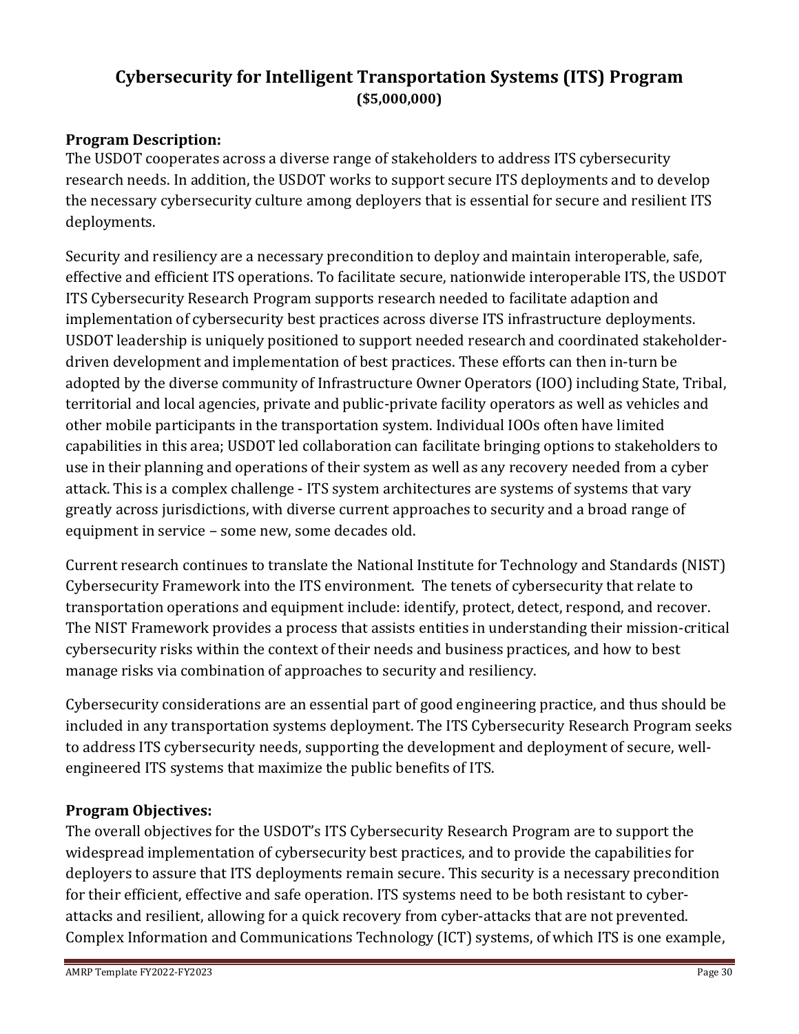# Cybersecurity for Intelligent Transportation Systems (ITS) Program

**($5,000,000)**

## Program Description:

The USDOT cooperates across a diverse range of stakeholders to address ITS cybersecurity research needs. In addition, the USDOT works to support secure ITS deployments and to develop the necessary cybersecurity culture among deployers that is essential for secure and resilient ITS deployments.

Security and resiliency are a necessary precondition to deploy and maintain interoperable, safe, effective and efficient ITS operations. To facilitate secure, nationwide interoperable ITS, the USDOT ITS Cybersecurity Research Program supports research needed to facilitate adaption and implementation of cybersecurity best practices across diverse ITS infrastructure deployments. USDOT leadership is uniquely positioned to support needed research and coordinated stakeholder-driven development and implementation of best practices. These efforts can then in-turn be adopted by the diverse community of Infrastructure Owner Operators (IOO) including State, Tribal, territorial and local agencies, private and public-private facility operators as well as vehicles and other mobile participants in the transportation system. Individual IOOs often have limited capabilities in this area; USDOT led collaboration can facilitate bringing options to stakeholders to use in their planning and operations of their system as well as any recovery needed from a cyber attack. This is a complex challenge - ITS system architectures are systems of systems that vary greatly across jurisdictions, with diverse current approaches to security and a broad range of equipment in service – some new, some decades old.

Current research continues to translate the National Institute for Technology and Standards (NIST) Cybersecurity Framework into the ITS environment. The tenets of cybersecurity that relate to transportation operations and equipment include: identify, protect, detect, respond, and recover. The NIST Framework provides a process that assists entities in understanding their mission-critical cybersecurity risks within the context of their needs and business practices, and how to best manage risks via combination of approaches to security and resiliency.

Cybersecurity considerations are an essential part of good engineering practice, and thus should be included in any transportation systems deployment. The ITS Cybersecurity Research Program seeks to address ITS cybersecurity needs, supporting the development and deployment of secure, well-engineered ITS systems that maximize the public benefits of ITS.

## Program Objectives:

The overall objectives for the USDOT's ITS Cybersecurity Research Program are to support the widespread implementation of cybersecurity best practices, and to provide the capabilities for deployers to assure that ITS deployments remain secure. This security is a necessary precondition for their efficient, effective and safe operation. ITS systems need to be both resistant to cyber-attacks and resilient, allowing for a quick recovery from cyber-attacks that are not prevented. Complex Information and Communications Technology (ICT) systems, of which ITS is one example,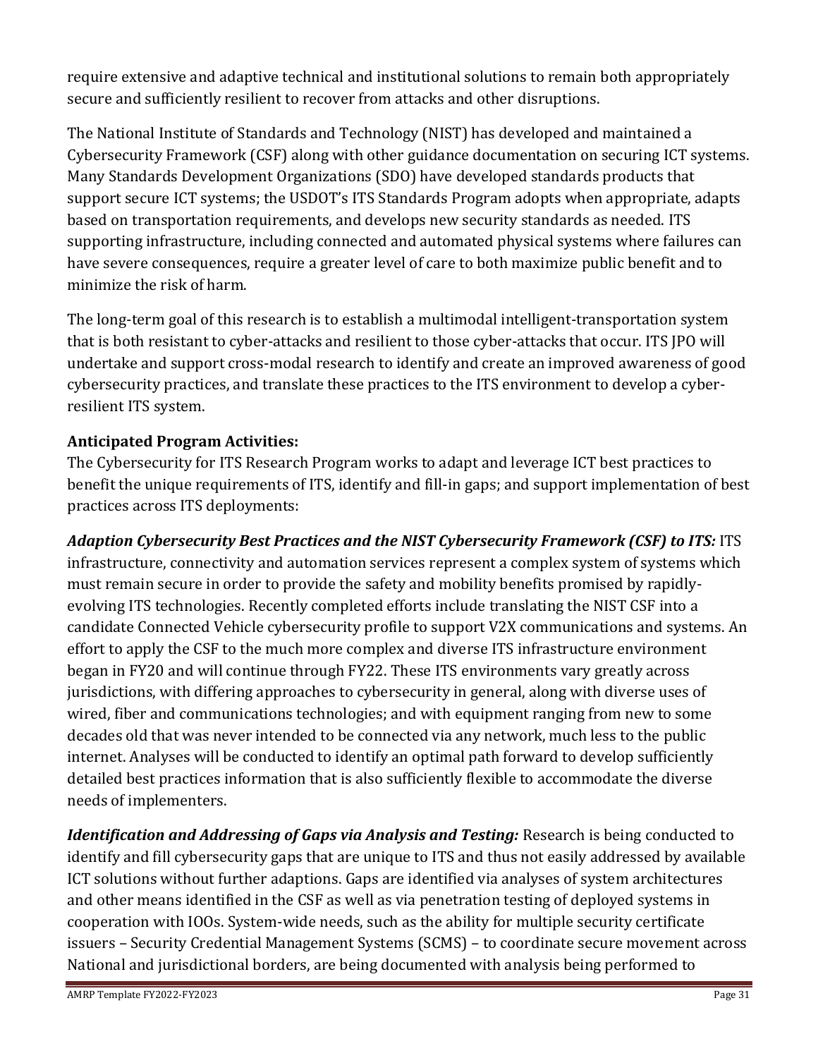require extensive and adaptive technical and institutional solutions to remain both appropriately secure and sufficiently resilient to recover from attacks and other disruptions.

The National Institute of Standards and Technology (NIST) has developed and maintained a Cybersecurity Framework (CSF) along with other guidance documentation on securing ICT systems. Many Standards Development Organizations (SDO) have developed standards products that support secure ICT systems; the USDOT's ITS Standards Program adopts when appropriate, adapts based on transportation requirements, and develops new security standards as needed. ITS supporting infrastructure, including connected and automated physical systems where failures can have severe consequences, require a greater level of care to both maximize public benefit and to minimize the risk of harm.

The long-term goal of this research is to establish a multimodal intelligent-transportation system that is both resistant to cyber-attacks and resilient to those cyber-attacks that occur. ITS JPO will undertake and support cross-modal research to identify and create an improved awareness of good cybersecurity practices, and translate these practices to the ITS environment to develop a cyber-resilient ITS system.

**Anticipated Program Activities:**
The Cybersecurity for ITS Research Program works to adapt and leverage ICT best practices to benefit the unique requirements of ITS, identify and fill-in gaps; and support implementation of best practices across ITS deployments:

***Adaption Cybersecurity Best Practices and the NIST Cybersecurity Framework (CSF) to ITS:*** ITS infrastructure, connectivity and automation services represent a complex system of systems which must remain secure in order to provide the safety and mobility benefits promised by rapidly-evolving ITS technologies. Recently completed efforts include translating the NIST CSF into a candidate Connected Vehicle cybersecurity profile to support V2X communications and systems. An effort to apply the CSF to the much more complex and diverse ITS infrastructure environment began in FY20 and will continue through FY22. These ITS environments vary greatly across jurisdictions, with differing approaches to cybersecurity in general, along with diverse uses of wired, fiber and communications technologies; and with equipment ranging from new to some decades old that was never intended to be connected via any network, much less to the public internet. Analyses will be conducted to identify an optimal path forward to develop sufficiently detailed best practices information that is also sufficiently flexible to accommodate the diverse needs of implementers.

***Identification and Addressing of Gaps via Analysis and Testing:*** Research is being conducted to identify and fill cybersecurity gaps that are unique to ITS and thus not easily addressed by available ICT solutions without further adaptions. Gaps are identified via analyses of system architectures and other means identified in the CSF as well as via penetration testing of deployed systems in cooperation with IOOs. System-wide needs, such as the ability for multiple security certificate issuers – Security Credential Management Systems (SCMS) – to coordinate secure movement across National and jurisdictional borders, are being documented with analysis being performed to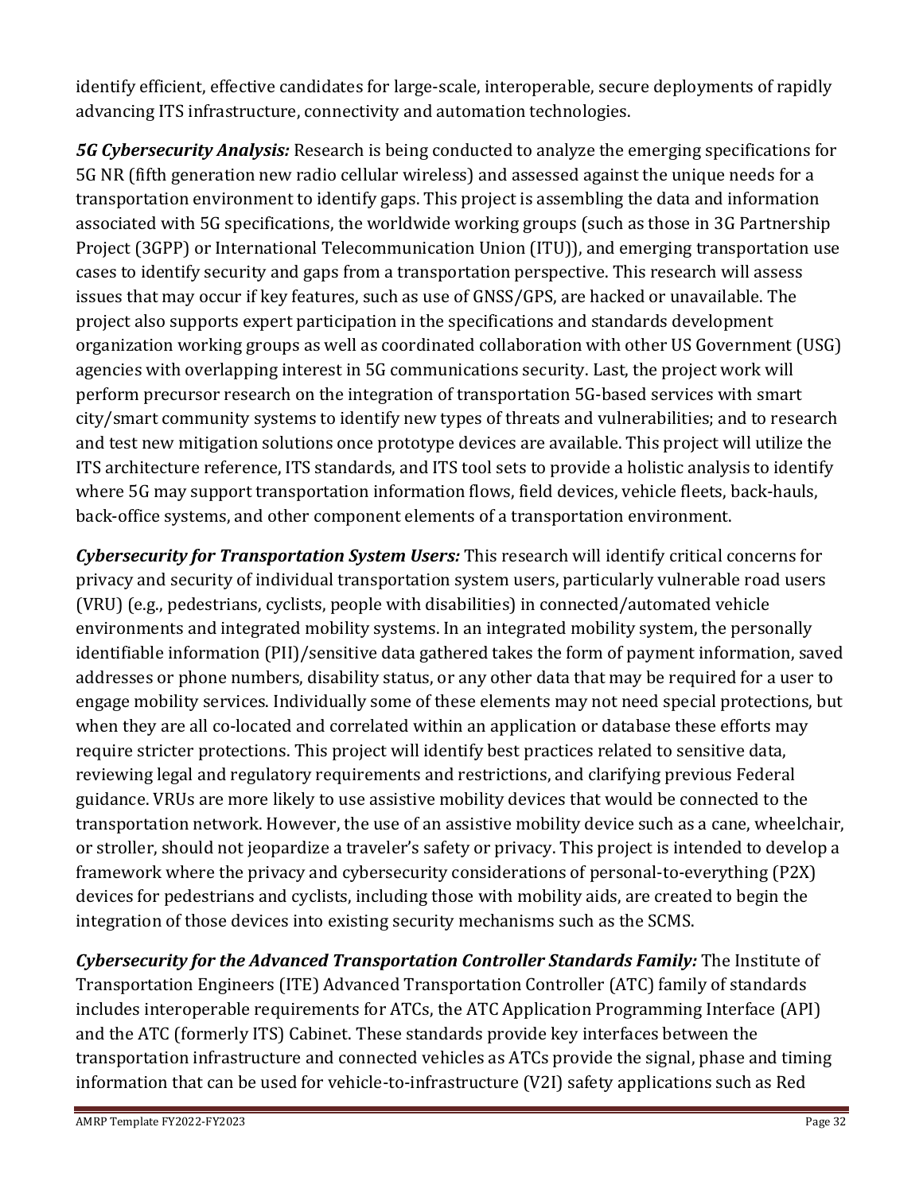identify efficient, effective candidates for large-scale, interoperable, secure deployments of rapidly advancing ITS infrastructure, connectivity and automation technologies.

***5G Cybersecurity Analysis:*** Research is being conducted to analyze the emerging specifications for 5G NR (fifth generation new radio cellular wireless) and assessed against the unique needs for a transportation environment to identify gaps. This project is assembling the data and information associated with 5G specifications, the worldwide working groups (such as those in 3G Partnership Project (3GPP) or International Telecommunication Union (ITU)), and emerging transportation use cases to identify security and gaps from a transportation perspective. This research will assess issues that may occur if key features, such as use of GNSS/GPS, are hacked or unavailable. The project also supports expert participation in the specifications and standards development organization working groups as well as coordinated collaboration with other US Government (USG) agencies with overlapping interest in 5G communications security. Last, the project work will perform precursor research on the integration of transportation 5G-based services with smart city/smart community systems to identify new types of threats and vulnerabilities; and to research and test new mitigation solutions once prototype devices are available. This project will utilize the ITS architecture reference, ITS standards, and ITS tool sets to provide a holistic analysis to identify where 5G may support transportation information flows, field devices, vehicle fleets, back-hauls, back-office systems, and other component elements of a transportation environment.

***Cybersecurity for Transportation System Users:*** This research will identify critical concerns for privacy and security of individual transportation system users, particularly vulnerable road users (VRU) (e.g., pedestrians, cyclists, people with disabilities) in connected/automated vehicle environments and integrated mobility systems. In an integrated mobility system, the personally identifiable information (PII)/sensitive data gathered takes the form of payment information, saved addresses or phone numbers, disability status, or any other data that may be required for a user to engage mobility services. Individually some of these elements may not need special protections, but when they are all co-located and correlated within an application or database these efforts may require stricter protections. This project will identify best practices related to sensitive data, reviewing legal and regulatory requirements and restrictions, and clarifying previous Federal guidance. VRUs are more likely to use assistive mobility devices that would be connected to the transportation network. However, the use of an assistive mobility device such as a cane, wheelchair, or stroller, should not jeopardize a traveler's safety or privacy. This project is intended to develop a framework where the privacy and cybersecurity considerations of personal-to-everything (P2X) devices for pedestrians and cyclists, including those with mobility aids, are created to begin the integration of those devices into existing security mechanisms such as the SCMS.

***Cybersecurity for the Advanced Transportation Controller Standards Family:*** The Institute of Transportation Engineers (ITE) Advanced Transportation Controller (ATC) family of standards includes interoperable requirements for ATCs, the ATC Application Programming Interface (API) and the ATC (formerly ITS) Cabinet. These standards provide key interfaces between the transportation infrastructure and connected vehicles as ATCs provide the signal, phase and timing information that can be used for vehicle-to-infrastructure (V2I) safety applications such as Red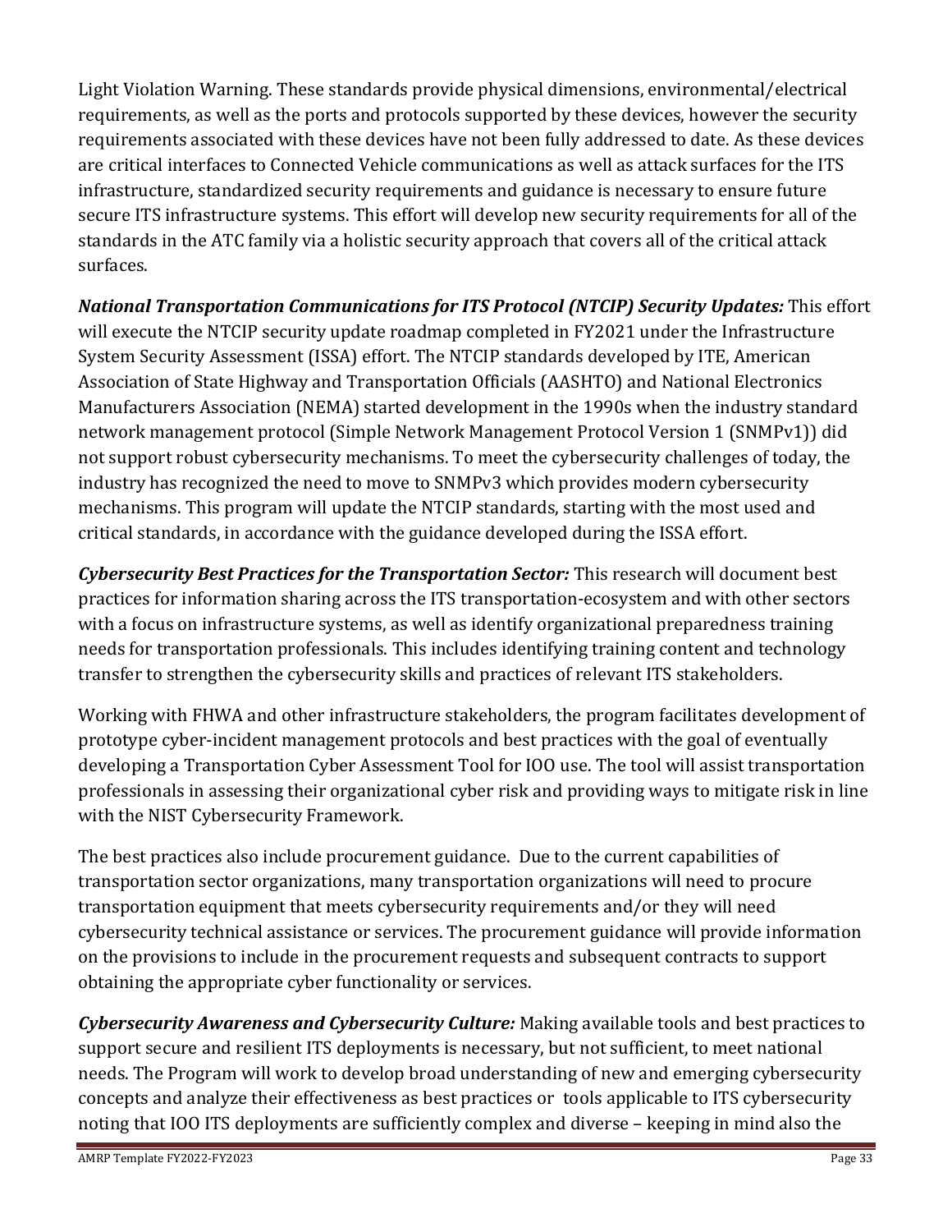Light Violation Warning. These standards provide physical dimensions, environmental/electrical requirements, as well as the ports and protocols supported by these devices, however the security requirements associated with these devices have not been fully addressed to date. As these devices are critical interfaces to Connected Vehicle communications as well as attack surfaces for the ITS infrastructure, standardized security requirements and guidance is necessary to ensure future secure ITS infrastructure systems. This effort will develop new security requirements for all of the standards in the ATC family via a holistic security approach that covers all of the critical attack surfaces.

***National Transportation Communications for ITS Protocol (NTCIP) Security Updates:*** This effort will execute the NTCIP security update roadmap completed in FY2021 under the Infrastructure System Security Assessment (ISSA) effort. The NTCIP standards developed by ITE, American Association of State Highway and Transportation Officials (AASHTO) and National Electronics Manufacturers Association (NEMA) started development in the 1990s when the industry standard network management protocol (Simple Network Management Protocol Version 1 (SNMPv1)) did not support robust cybersecurity mechanisms. To meet the cybersecurity challenges of today, the industry has recognized the need to move to SNMPv3 which provides modern cybersecurity mechanisms. This program will update the NTCIP standards, starting with the most used and critical standards, in accordance with the guidance developed during the ISSA effort.

***Cybersecurity Best Practices for the Transportation Sector:*** This research will document best practices for information sharing across the ITS transportation-ecosystem and with other sectors with a focus on infrastructure systems, as well as identify organizational preparedness training needs for transportation professionals. This includes identifying training content and technology transfer to strengthen the cybersecurity skills and practices of relevant ITS stakeholders.

Working with FHWA and other infrastructure stakeholders, the program facilitates development of prototype cyber-incident management protocols and best practices with the goal of eventually developing a Transportation Cyber Assessment Tool for IOO use. The tool will assist transportation professionals in assessing their organizational cyber risk and providing ways to mitigate risk in line with the NIST Cybersecurity Framework.

The best practices also include procurement guidance. Due to the current capabilities of transportation sector organizations, many transportation organizations will need to procure transportation equipment that meets cybersecurity requirements and/or they will need cybersecurity technical assistance or services. The procurement guidance will provide information on the provisions to include in the procurement requests and subsequent contracts to support obtaining the appropriate cyber functionality or services.

***Cybersecurity Awareness and Cybersecurity Culture:*** Making available tools and best practices to support secure and resilient ITS deployments is necessary, but not sufficient, to meet national needs. The Program will work to develop broad understanding of new and emerging cybersecurity concepts and analyze their effectiveness as best practices or tools applicable to ITS cybersecurity noting that IOO ITS deployments are sufficiently complex and diverse – keeping in mind also the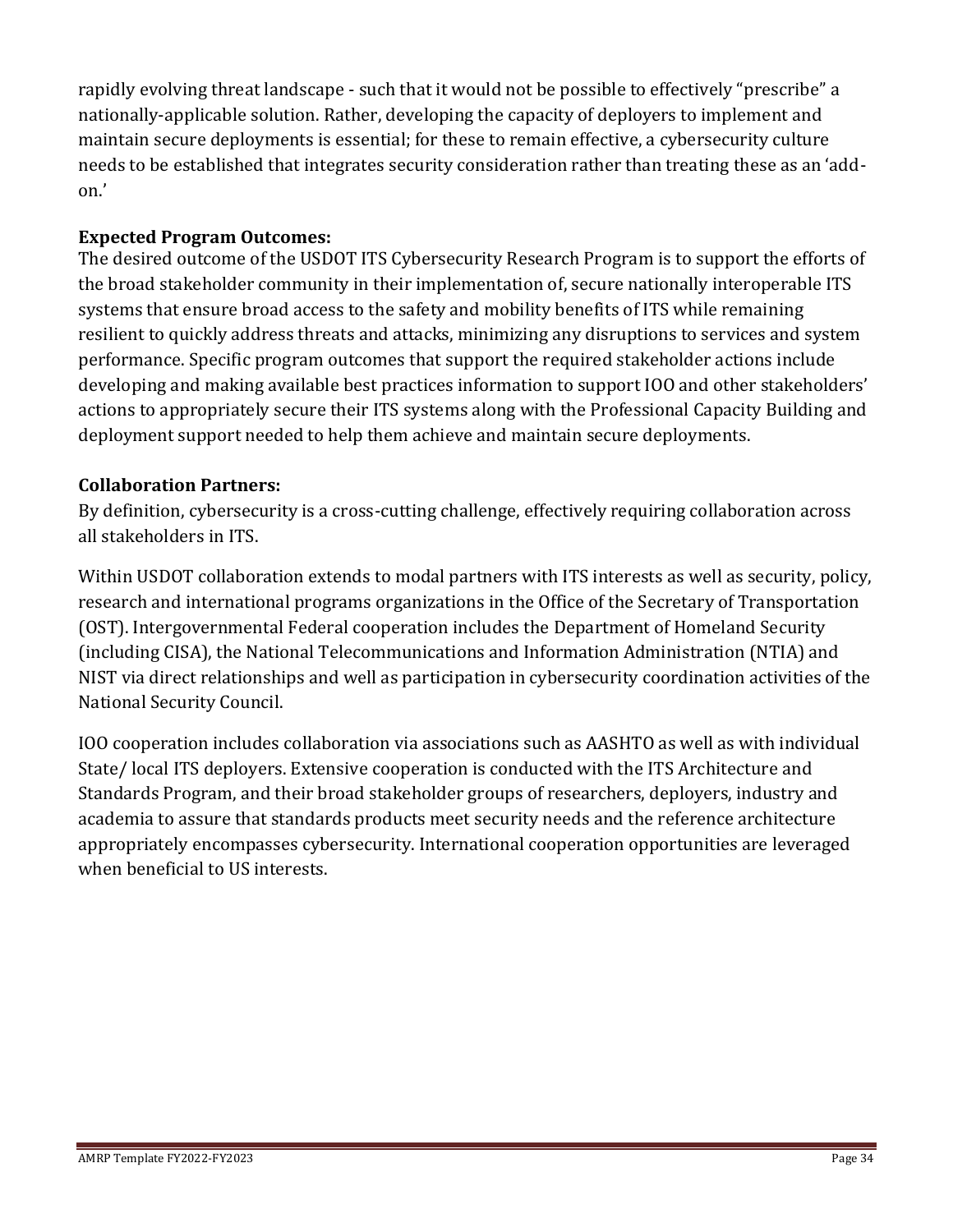rapidly evolving threat landscape - such that it would not be possible to effectively "prescribe" a nationally-applicable solution. Rather, developing the capacity of deployers to implement and maintain secure deployments is essential; for these to remain effective, a cybersecurity culture needs to be established that integrates security consideration rather than treating these as an 'add-on.'

**Expected Program Outcomes:**
The desired outcome of the USDOT ITS Cybersecurity Research Program is to support the efforts of the broad stakeholder community in their implementation of, secure nationally interoperable ITS systems that ensure broad access to the safety and mobility benefits of ITS while remaining resilient to quickly address threats and attacks, minimizing any disruptions to services and system performance. Specific program outcomes that support the required stakeholder actions include developing and making available best practices information to support IOO and other stakeholders' actions to appropriately secure their ITS systems along with the Professional Capacity Building and deployment support needed to help them achieve and maintain secure deployments.

**Collaboration Partners:**
By definition, cybersecurity is a cross-cutting challenge, effectively requiring collaboration across all stakeholders in ITS.

Within USDOT collaboration extends to modal partners with ITS interests as well as security, policy, research and international programs organizations in the Office of the Secretary of Transportation (OST). Intergovernmental Federal cooperation includes the Department of Homeland Security (including CISA), the National Telecommunications and Information Administration (NTIA) and NIST via direct relationships and well as participation in cybersecurity coordination activities of the National Security Council.

IOO cooperation includes collaboration via associations such as AASHTO as well as with individual State/ local ITS deployers. Extensive cooperation is conducted with the ITS Architecture and Standards Program, and their broad stakeholder groups of researchers, deployers, industry and academia to assure that standards products meet security needs and the reference architecture appropriately encompasses cybersecurity. International cooperation opportunities are leveraged when beneficial to US interests.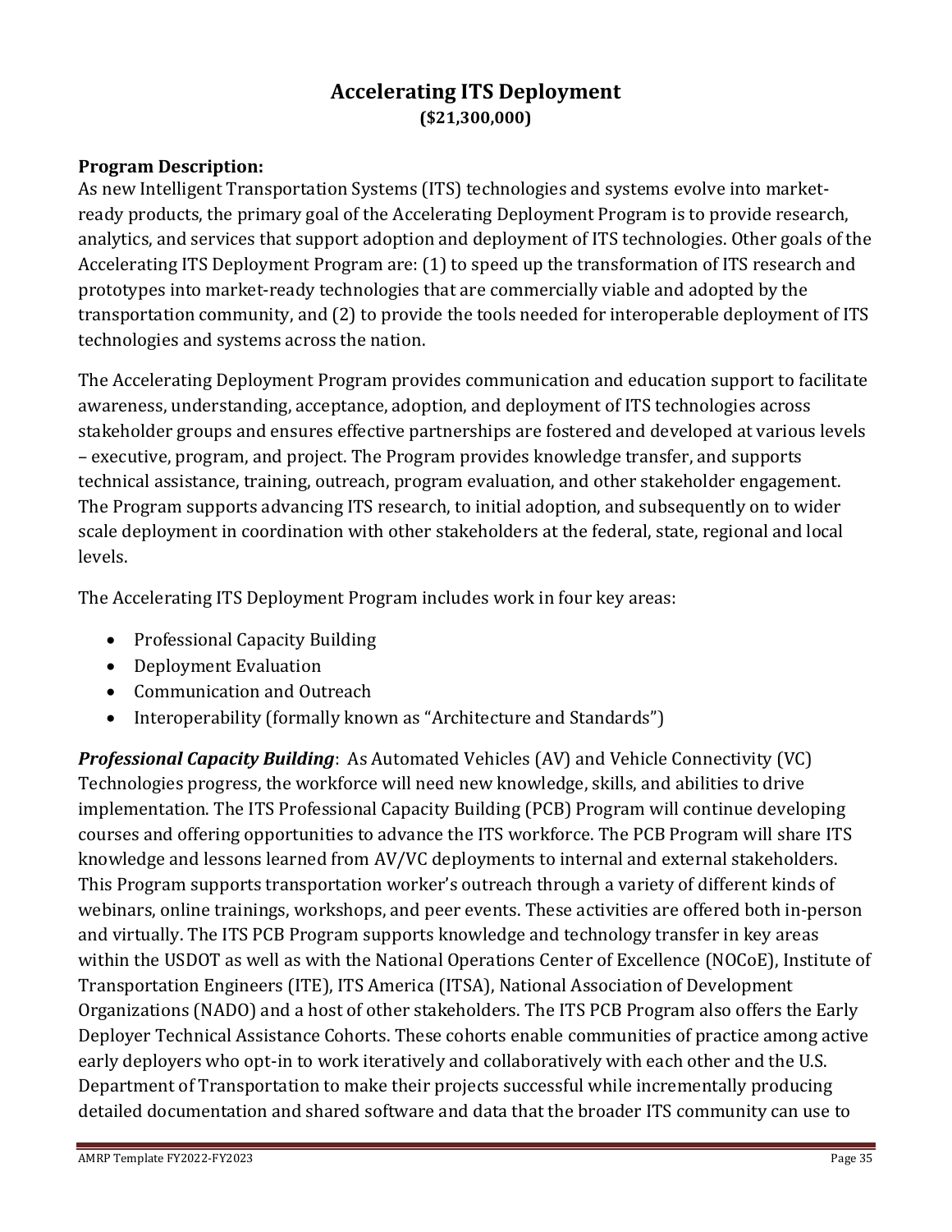# Accelerating ITS Deployment

**($21,300,000)**

**Program Description:**

As new Intelligent Transportation Systems (ITS) technologies and systems evolve into market-ready products, the primary goal of the Accelerating Deployment Program is to provide research, analytics, and services that support adoption and deployment of ITS technologies. Other goals of the Accelerating ITS Deployment Program are: (1) to speed up the transformation of ITS research and prototypes into market-ready technologies that are commercially viable and adopted by the transportation community, and (2) to provide the tools needed for interoperable deployment of ITS technologies and systems across the nation.

The Accelerating Deployment Program provides communication and education support to facilitate awareness, understanding, acceptance, adoption, and deployment of ITS technologies across stakeholder groups and ensures effective partnerships are fostered and developed at various levels – executive, program, and project. The Program provides knowledge transfer, and supports technical assistance, training, outreach, program evaluation, and other stakeholder engagement. The Program supports advancing ITS research, to initial adoption, and subsequently on to wider scale deployment in coordination with other stakeholders at the federal, state, regional and local levels.

The Accelerating ITS Deployment Program includes work in four key areas:

- Professional Capacity Building
- Deployment Evaluation
- Communication and Outreach
- Interoperability (formally known as "Architecture and Standards")

***Professional Capacity Building***: As Automated Vehicles (AV) and Vehicle Connectivity (VC) Technologies progress, the workforce will need new knowledge, skills, and abilities to drive implementation. The ITS Professional Capacity Building (PCB) Program will continue developing courses and offering opportunities to advance the ITS workforce. The PCB Program will share ITS knowledge and lessons learned from AV/VC deployments to internal and external stakeholders. This Program supports transportation worker's outreach through a variety of different kinds of webinars, online trainings, workshops, and peer events. These activities are offered both in-person and virtually. The ITS PCB Program supports knowledge and technology transfer in key areas within the USDOT as well as with the National Operations Center of Excellence (NOCoE), Institute of Transportation Engineers (ITE), ITS America (ITSA), National Association of Development Organizations (NADO) and a host of other stakeholders. The ITS PCB Program also offers the Early Deployer Technical Assistance Cohorts. These cohorts enable communities of practice among active early deployers who opt-in to work iteratively and collaboratively with each other and the U.S. Department of Transportation to make their projects successful while incrementally producing detailed documentation and shared software and data that the broader ITS community can use to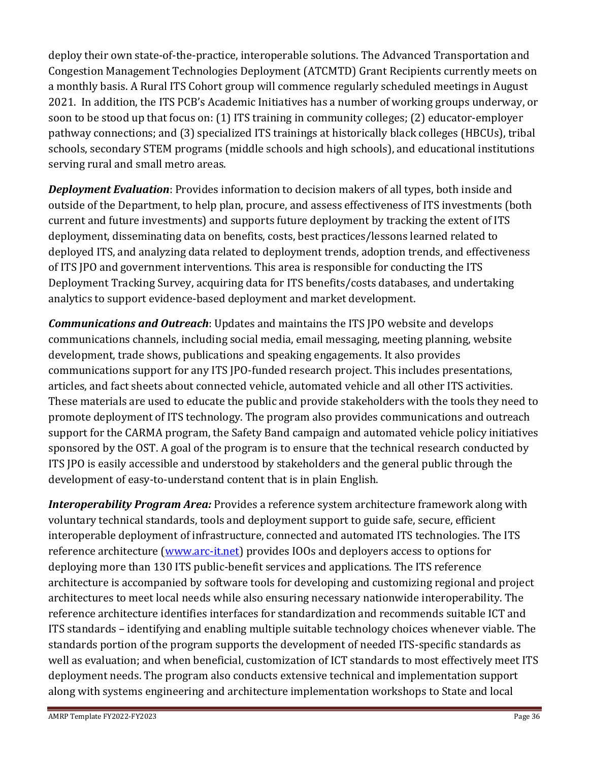deploy their own state-of-the-practice, interoperable solutions. The Advanced Transportation and Congestion Management Technologies Deployment (ATCMTD) Grant Recipients currently meets on a monthly basis. A Rural ITS Cohort group will commence regularly scheduled meetings in August 2021. In addition, the ITS PCB's Academic Initiatives has a number of working groups underway, or soon to be stood up that focus on: (1) ITS training in community colleges; (2) educator-employer pathway connections; and (3) specialized ITS trainings at historically black colleges (HBCUs), tribal schools, secondary STEM programs (middle schools and high schools), and educational institutions serving rural and small metro areas.

***Deployment Evaluation***: Provides information to decision makers of all types, both inside and outside of the Department, to help plan, procure, and assess effectiveness of ITS investments (both current and future investments) and supports future deployment by tracking the extent of ITS deployment, disseminating data on benefits, costs, best practices/lessons learned related to deployed ITS, and analyzing data related to deployment trends, adoption trends, and effectiveness of ITS JPO and government interventions. This area is responsible for conducting the ITS Deployment Tracking Survey, acquiring data for ITS benefits/costs databases, and undertaking analytics to support evidence-based deployment and market development.

***Communications and Outreach***: Updates and maintains the ITS JPO website and develops communications channels, including social media, email messaging, meeting planning, website development, trade shows, publications and speaking engagements. It also provides communications support for any ITS JPO-funded research project. This includes presentations, articles, and fact sheets about connected vehicle, automated vehicle and all other ITS activities. These materials are used to educate the public and provide stakeholders with the tools they need to promote deployment of ITS technology. The program also provides communications and outreach support for the CARMA program, the Safety Band campaign and automated vehicle policy initiatives sponsored by the OST. A goal of the program is to ensure that the technical research conducted by ITS JPO is easily accessible and understood by stakeholders and the general public through the development of easy-to-understand content that is in plain English.

***Interoperability Program Area:*** Provides a reference system architecture framework along with voluntary technical standards, tools and deployment support to guide safe, secure, efficient interoperable deployment of infrastructure, connected and automated ITS technologies. The ITS reference architecture ([www.arc-it.net](www.arc-it.net)) provides IOOs and deployers access to options for deploying more than 130 ITS public-benefit services and applications. The ITS reference architecture is accompanied by software tools for developing and customizing regional and project architectures to meet local needs while also ensuring necessary nationwide interoperability. The reference architecture identifies interfaces for standardization and recommends suitable ICT and ITS standards – identifying and enabling multiple suitable technology choices whenever viable. The standards portion of the program supports the development of needed ITS-specific standards as well as evaluation; and when beneficial, customization of ICT standards to most effectively meet ITS deployment needs. The program also conducts extensive technical and implementation support along with systems engineering and architecture implementation workshops to State and local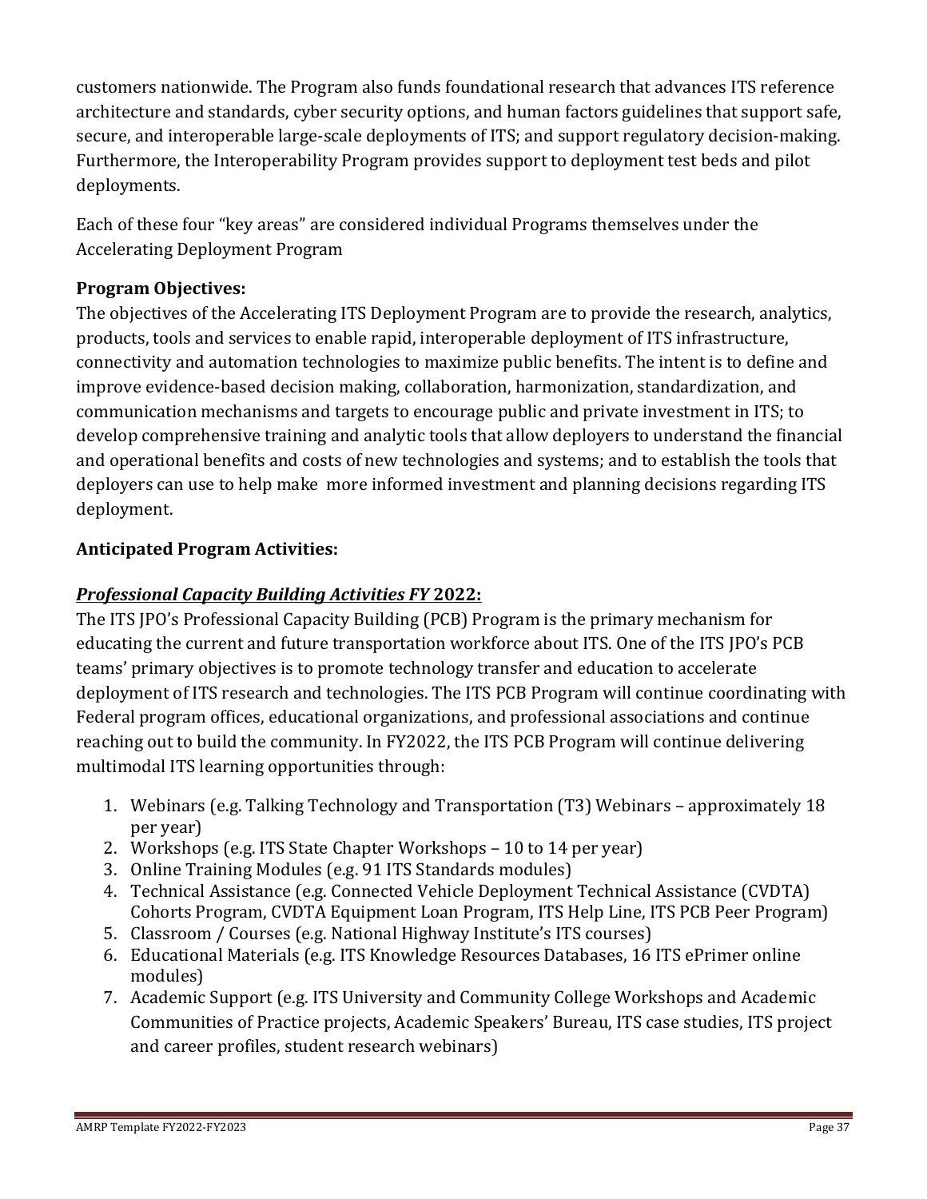customers nationwide. The Program also funds foundational research that advances ITS reference architecture and standards, cyber security options, and human factors guidelines that support safe, secure, and interoperable large-scale deployments of ITS; and support regulatory decision-making. Furthermore, the Interoperability Program provides support to deployment test beds and pilot deployments.

Each of these four "key areas" are considered individual Programs themselves under the Accelerating Deployment Program

**Program Objectives:**
The objectives of the Accelerating ITS Deployment Program are to provide the research, analytics, products, tools and services to enable rapid, interoperable deployment of ITS infrastructure, connectivity and automation technologies to maximize public benefits. The intent is to define and improve evidence-based decision making, collaboration, harmonization, standardization, and communication mechanisms and targets to encourage public and private investment in ITS; to develop comprehensive training and analytic tools that allow deployers to understand the financial and operational benefits and costs of new technologies and systems; and to establish the tools that deployers can use to help make more informed investment and planning decisions regarding ITS deployment.

**Anticipated Program Activities:**

***Professional Capacity Building Activities FY* 2022:**
The ITS JPO's Professional Capacity Building (PCB) Program is the primary mechanism for educating the current and future transportation workforce about ITS. One of the ITS JPO's PCB teams' primary objectives is to promote technology transfer and education to accelerate deployment of ITS research and technologies. The ITS PCB Program will continue coordinating with Federal program offices, educational organizations, and professional associations and continue reaching out to build the community. In FY2022, the ITS PCB Program will continue delivering multimodal ITS learning opportunities through:

1. Webinars (e.g. Talking Technology and Transportation (T3) Webinars – approximately 18 per year)
2. Workshops (e.g. ITS State Chapter Workshops – 10 to 14 per year)
3. Online Training Modules (e.g. 91 ITS Standards modules)
4. Technical Assistance (e.g. Connected Vehicle Deployment Technical Assistance (CVDTA) Cohorts Program, CVDTA Equipment Loan Program, ITS Help Line, ITS PCB Peer Program)
5. Classroom / Courses (e.g. National Highway Institute's ITS courses)
6. Educational Materials (e.g. ITS Knowledge Resources Databases, 16 ITS ePrimer online modules)
7. Academic Support (e.g. ITS University and Community College Workshops and Academic Communities of Practice projects, Academic Speakers' Bureau, ITS case studies, ITS project and career profiles, student research webinars)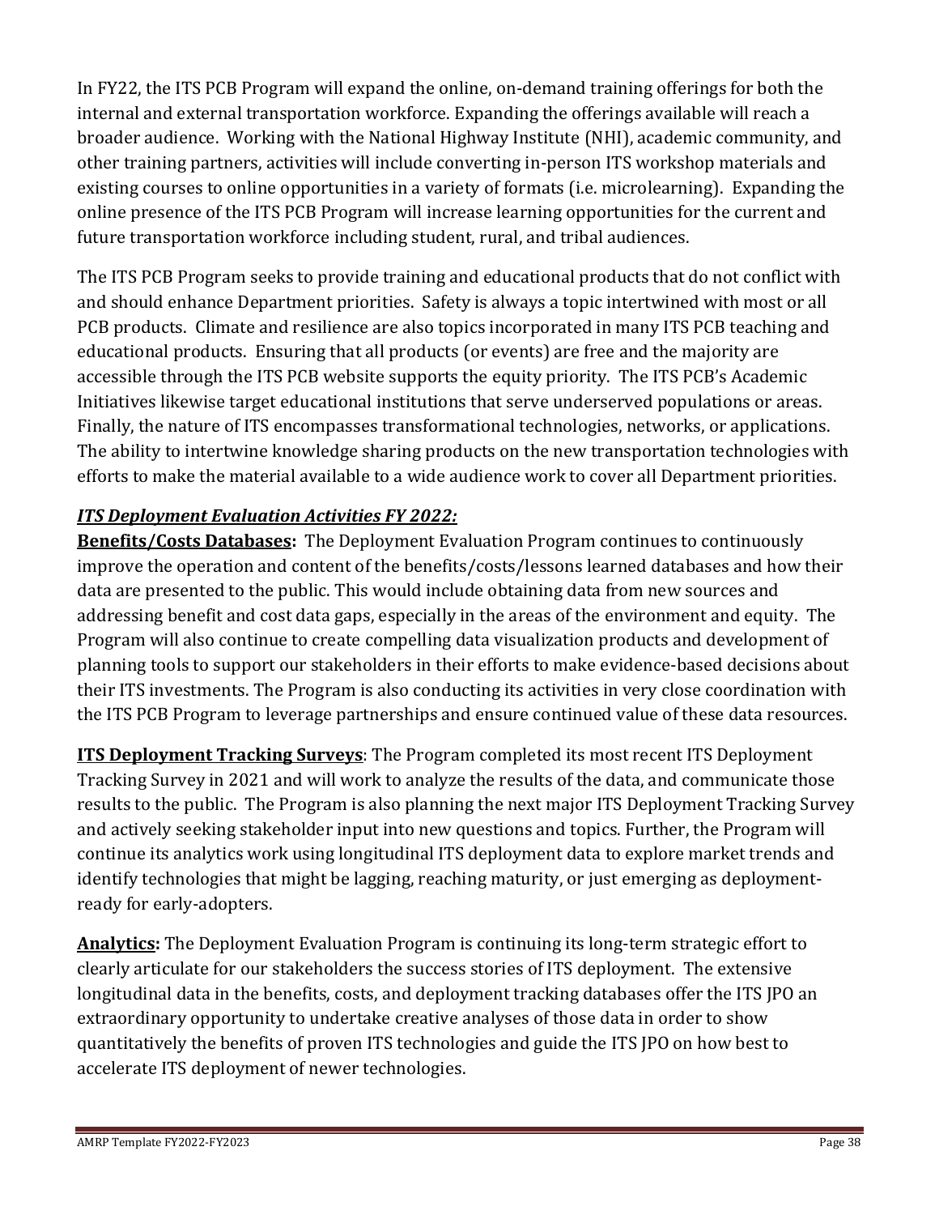In FY22, the ITS PCB Program will expand the online, on-demand training offerings for both the internal and external transportation workforce. Expanding the offerings available will reach a broader audience. Working with the National Highway Institute (NHI), academic community, and other training partners, activities will include converting in-person ITS workshop materials and existing courses to online opportunities in a variety of formats (i.e. microlearning). Expanding the online presence of the ITS PCB Program will increase learning opportunities for the current and future transportation workforce including student, rural, and tribal audiences.

The ITS PCB Program seeks to provide training and educational products that do not conflict with and should enhance Department priorities. Safety is always a topic intertwined with most or all PCB products. Climate and resilience are also topics incorporated in many ITS PCB teaching and educational products. Ensuring that all products (or events) are free and the majority are accessible through the ITS PCB website supports the equity priority. The ITS PCB's Academic Initiatives likewise target educational institutions that serve underserved populations or areas. Finally, the nature of ITS encompasses transformational technologies, networks, or applications. The ability to intertwine knowledge sharing products on the new transportation technologies with efforts to make the material available to a wide audience work to cover all Department priorities.

***ITS Deployment Evaluation Activities FY 2022:***

**Benefits/Costs Databases:** The Deployment Evaluation Program continues to continuously improve the operation and content of the benefits/costs/lessons learned databases and how their data are presented to the public. This would include obtaining data from new sources and addressing benefit and cost data gaps, especially in the areas of the environment and equity. The Program will also continue to create compelling data visualization products and development of planning tools to support our stakeholders in their efforts to make evidence-based decisions about their ITS investments. The Program is also conducting its activities in very close coordination with the ITS PCB Program to leverage partnerships and ensure continued value of these data resources.

**ITS Deployment Tracking Surveys**: The Program completed its most recent ITS Deployment Tracking Survey in 2021 and will work to analyze the results of the data, and communicate those results to the public. The Program is also planning the next major ITS Deployment Tracking Survey and actively seeking stakeholder input into new questions and topics. Further, the Program will continue its analytics work using longitudinal ITS deployment data to explore market trends and identify technologies that might be lagging, reaching maturity, or just emerging as deployment-ready for early-adopters.

**Analytics:** The Deployment Evaluation Program is continuing its long-term strategic effort to clearly articulate for our stakeholders the success stories of ITS deployment. The extensive longitudinal data in the benefits, costs, and deployment tracking databases offer the ITS JPO an extraordinary opportunity to undertake creative analyses of those data in order to show quantitatively the benefits of proven ITS technologies and guide the ITS JPO on how best to accelerate ITS deployment of newer technologies.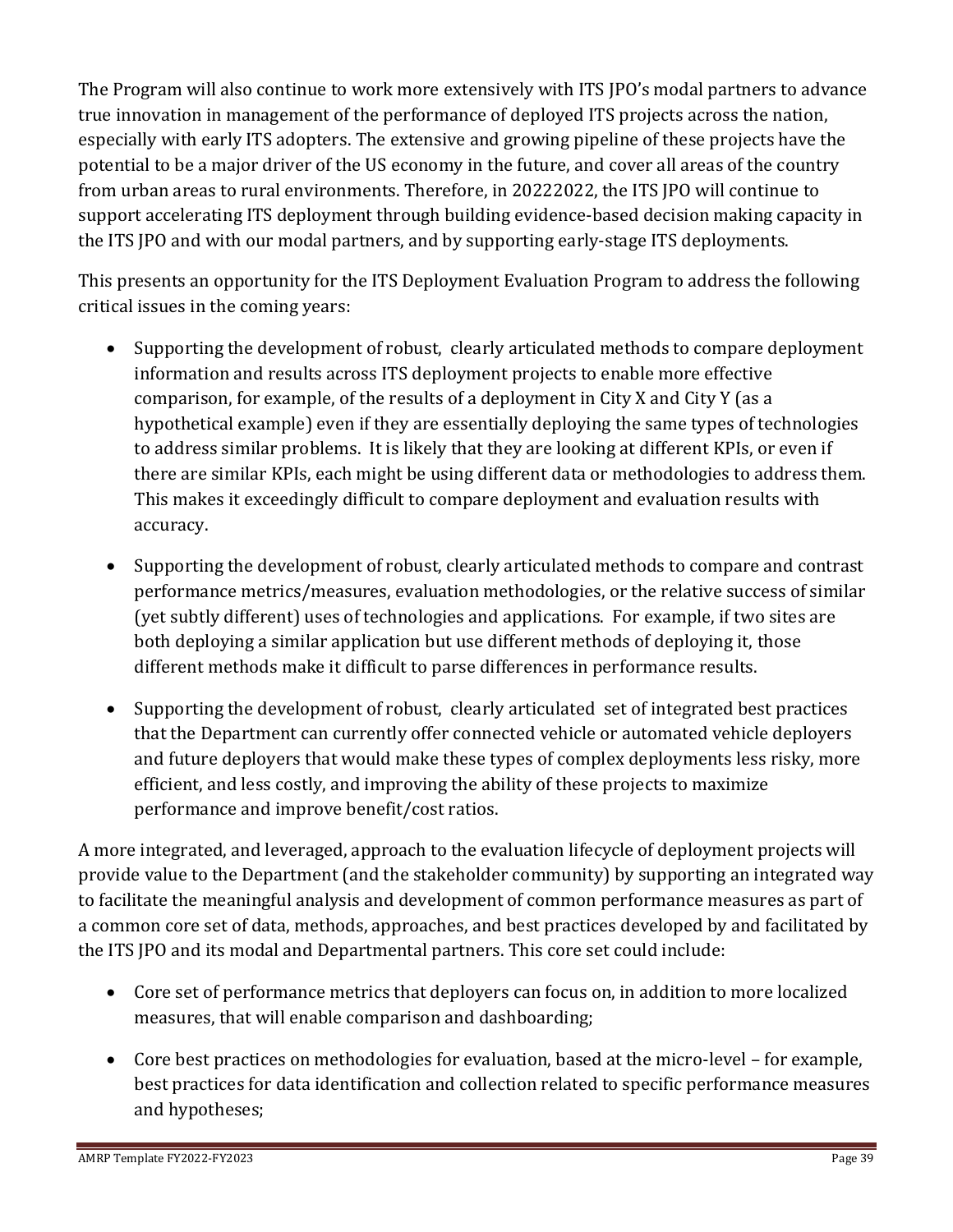The Program will also continue to work more extensively with ITS JPO's modal partners to advance true innovation in management of the performance of deployed ITS projects across the nation, especially with early ITS adopters. The extensive and growing pipeline of these projects have the potential to be a major driver of the US economy in the future, and cover all areas of the country from urban areas to rural environments. Therefore, in 20222022, the ITS JPO will continue to support accelerating ITS deployment through building evidence-based decision making capacity in the ITS JPO and with our modal partners, and by supporting early-stage ITS deployments.

This presents an opportunity for the ITS Deployment Evaluation Program to address the following critical issues in the coming years:

- Supporting the development of robust, clearly articulated methods to compare deployment information and results across ITS deployment projects to enable more effective comparison, for example, of the results of a deployment in City X and City Y (as a hypothetical example) even if they are essentially deploying the same types of technologies to address similar problems. It is likely that they are looking at different KPIs, or even if there are similar KPIs, each might be using different data or methodologies to address them. This makes it exceedingly difficult to compare deployment and evaluation results with accuracy.
- Supporting the development of robust, clearly articulated methods to compare and contrast performance metrics/measures, evaluation methodologies, or the relative success of similar (yet subtly different) uses of technologies and applications. For example, if two sites are both deploying a similar application but use different methods of deploying it, those different methods make it difficult to parse differences in performance results.
- Supporting the development of robust, clearly articulated set of integrated best practices that the Department can currently offer connected vehicle or automated vehicle deployers and future deployers that would make these types of complex deployments less risky, more efficient, and less costly, and improving the ability of these projects to maximize performance and improve benefit/cost ratios.

A more integrated, and leveraged, approach to the evaluation lifecycle of deployment projects will provide value to the Department (and the stakeholder community) by supporting an integrated way to facilitate the meaningful analysis and development of common performance measures as part of a common core set of data, methods, approaches, and best practices developed by and facilitated by the ITS JPO and its modal and Departmental partners. This core set could include:

- Core set of performance metrics that deployers can focus on, in addition to more localized measures, that will enable comparison and dashboarding;
- Core best practices on methodologies for evaluation, based at the micro-level – for example, best practices for data identification and collection related to specific performance measures and hypotheses;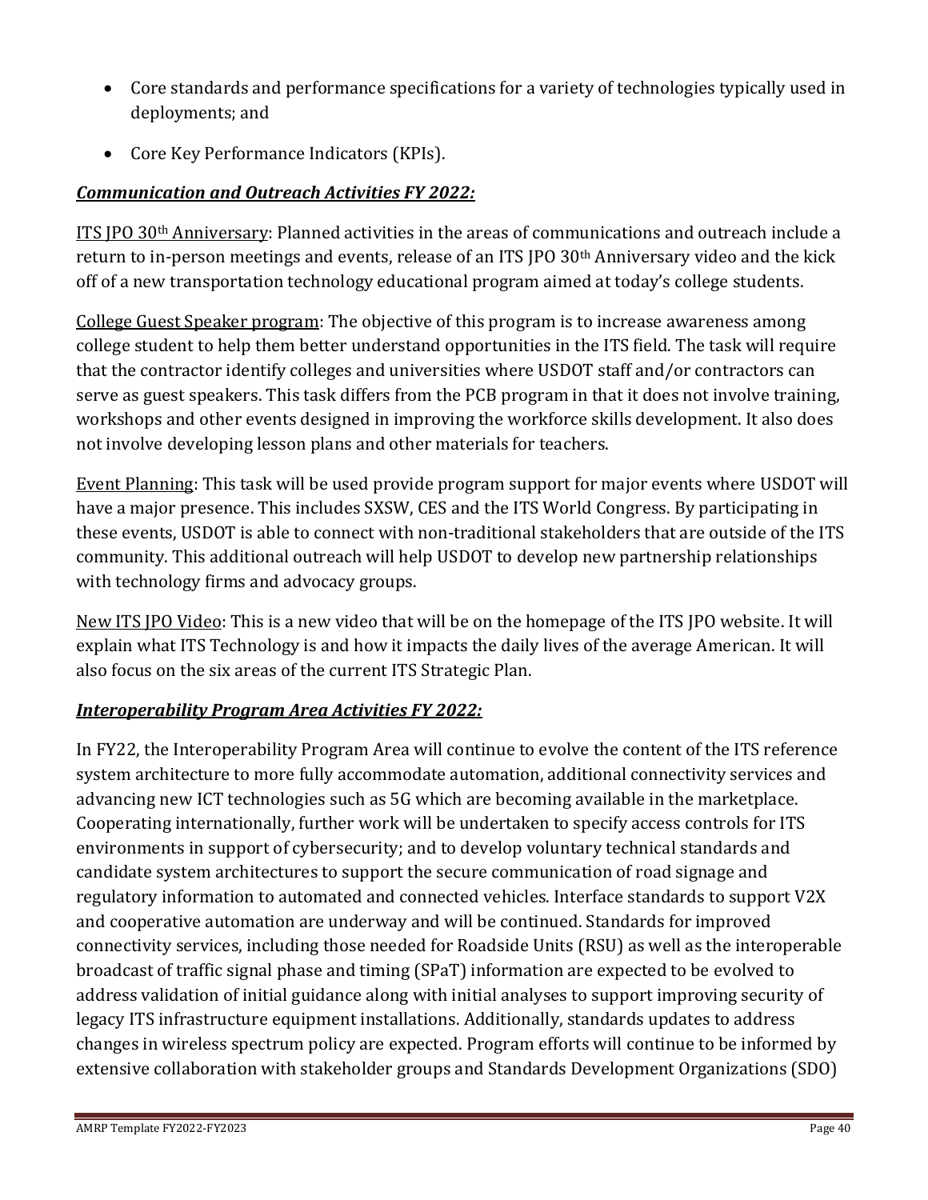- Core standards and performance specifications for a variety of technologies typically used in deployments; and
- Core Key Performance Indicators (KPIs).

***Communication and Outreach Activities FY 2022:***

ITS JPO 30th Anniversary: Planned activities in the areas of communications and outreach include a return to in-person meetings and events, release of an ITS JPO 30th Anniversary video and the kick off of a new transportation technology educational program aimed at today's college students.

College Guest Speaker program: The objective of this program is to increase awareness among college student to help them better understand opportunities in the ITS field. The task will require that the contractor identify colleges and universities where USDOT staff and/or contractors can serve as guest speakers. This task differs from the PCB program in that it does not involve training, workshops and other events designed in improving the workforce skills development. It also does not involve developing lesson plans and other materials for teachers.

Event Planning: This task will be used provide program support for major events where USDOT will have a major presence. This includes SXSW, CES and the ITS World Congress. By participating in these events, USDOT is able to connect with non-traditional stakeholders that are outside of the ITS community. This additional outreach will help USDOT to develop new partnership relationships with technology firms and advocacy groups.

New ITS JPO Video: This is a new video that will be on the homepage of the ITS JPO website. It will explain what ITS Technology is and how it impacts the daily lives of the average American. It will also focus on the six areas of the current ITS Strategic Plan.

***Interoperability Program Area Activities FY 2022:***

In FY22, the Interoperability Program Area will continue to evolve the content of the ITS reference system architecture to more fully accommodate automation, additional connectivity services and advancing new ICT technologies such as 5G which are becoming available in the marketplace. Cooperating internationally, further work will be undertaken to specify access controls for ITS environments in support of cybersecurity; and to develop voluntary technical standards and candidate system architectures to support the secure communication of road signage and regulatory information to automated and connected vehicles. Interface standards to support V2X and cooperative automation are underway and will be continued. Standards for improved connectivity services, including those needed for Roadside Units (RSU) as well as the interoperable broadcast of traffic signal phase and timing (SPaT) information are expected to be evolved to address validation of initial guidance along with initial analyses to support improving security of legacy ITS infrastructure equipment installations. Additionally, standards updates to address changes in wireless spectrum policy are expected. Program efforts will continue to be informed by extensive collaboration with stakeholder groups and Standards Development Organizations (SDO)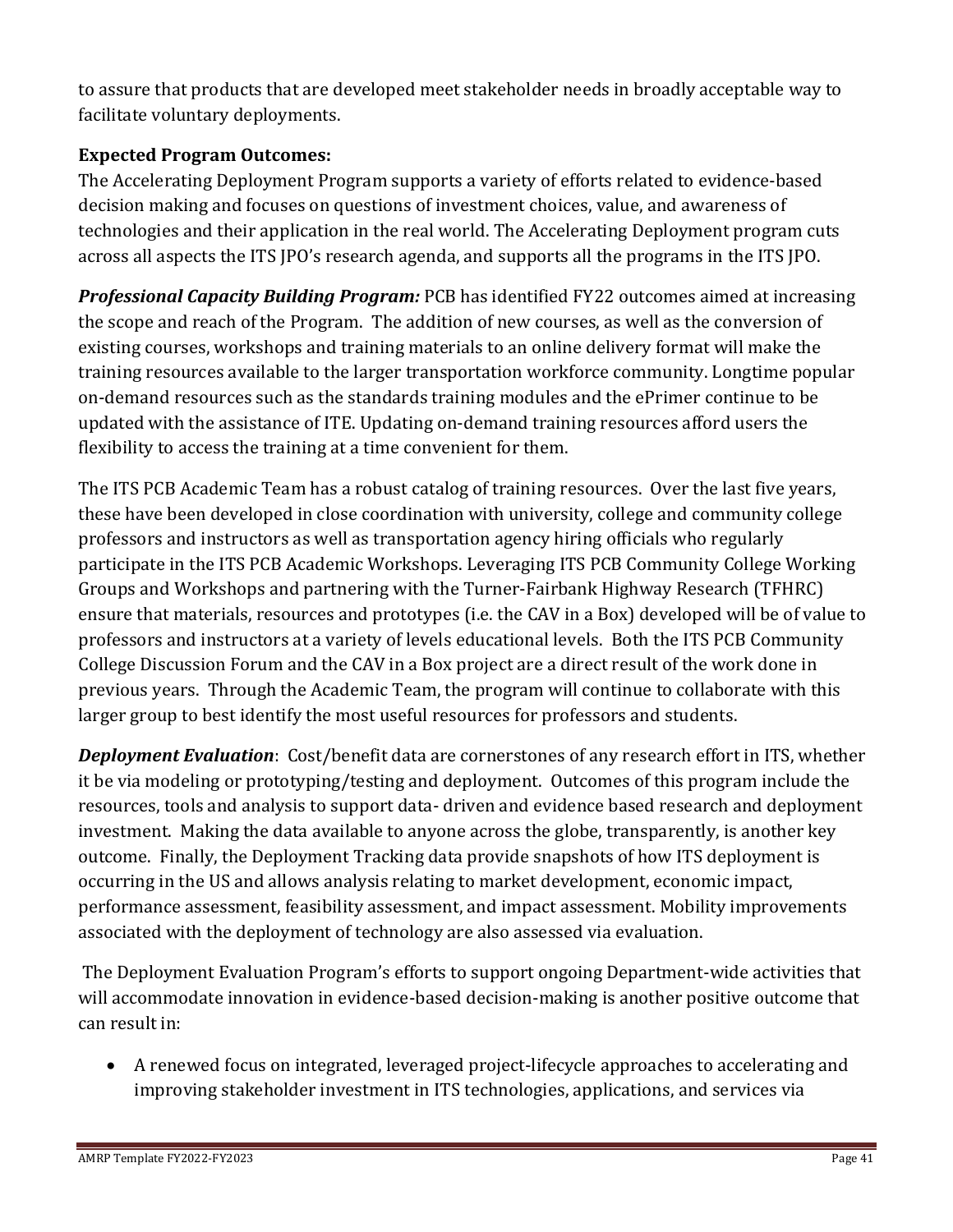to assure that products that are developed meet stakeholder needs in broadly acceptable way to facilitate voluntary deployments.

**Expected Program Outcomes:**
The Accelerating Deployment Program supports a variety of efforts related to evidence-based decision making and focuses on questions of investment choices, value, and awareness of technologies and their application in the real world. The Accelerating Deployment program cuts across all aspects the ITS JPO's research agenda, and supports all the programs in the ITS JPO.

***Professional Capacity Building Program:*** PCB has identified FY22 outcomes aimed at increasing the scope and reach of the Program. The addition of new courses, as well as the conversion of existing courses, workshops and training materials to an online delivery format will make the training resources available to the larger transportation workforce community. Longtime popular on-demand resources such as the standards training modules and the ePrimer continue to be updated with the assistance of ITE. Updating on-demand training resources afford users the flexibility to access the training at a time convenient for them.

The ITS PCB Academic Team has a robust catalog of training resources. Over the last five years, these have been developed in close coordination with university, college and community college professors and instructors as well as transportation agency hiring officials who regularly participate in the ITS PCB Academic Workshops. Leveraging ITS PCB Community College Working Groups and Workshops and partnering with the Turner-Fairbank Highway Research (TFHRC) ensure that materials, resources and prototypes (i.e. the CAV in a Box) developed will be of value to professors and instructors at a variety of levels educational levels. Both the ITS PCB Community College Discussion Forum and the CAV in a Box project are a direct result of the work done in previous years. Through the Academic Team, the program will continue to collaborate with this larger group to best identify the most useful resources for professors and students.

***Deployment Evaluation***: Cost/benefit data are cornerstones of any research effort in ITS, whether it be via modeling or prototyping/testing and deployment. Outcomes of this program include the resources, tools and analysis to support data- driven and evidence based research and deployment investment. Making the data available to anyone across the globe, transparently, is another key outcome. Finally, the Deployment Tracking data provide snapshots of how ITS deployment is occurring in the US and allows analysis relating to market development, economic impact, performance assessment, feasibility assessment, and impact assessment. Mobility improvements associated with the deployment of technology are also assessed via evaluation.

The Deployment Evaluation Program's efforts to support ongoing Department-wide activities that will accommodate innovation in evidence-based decision-making is another positive outcome that can result in:

- A renewed focus on integrated, leveraged project-lifecycle approaches to accelerating and improving stakeholder investment in ITS technologies, applications, and services via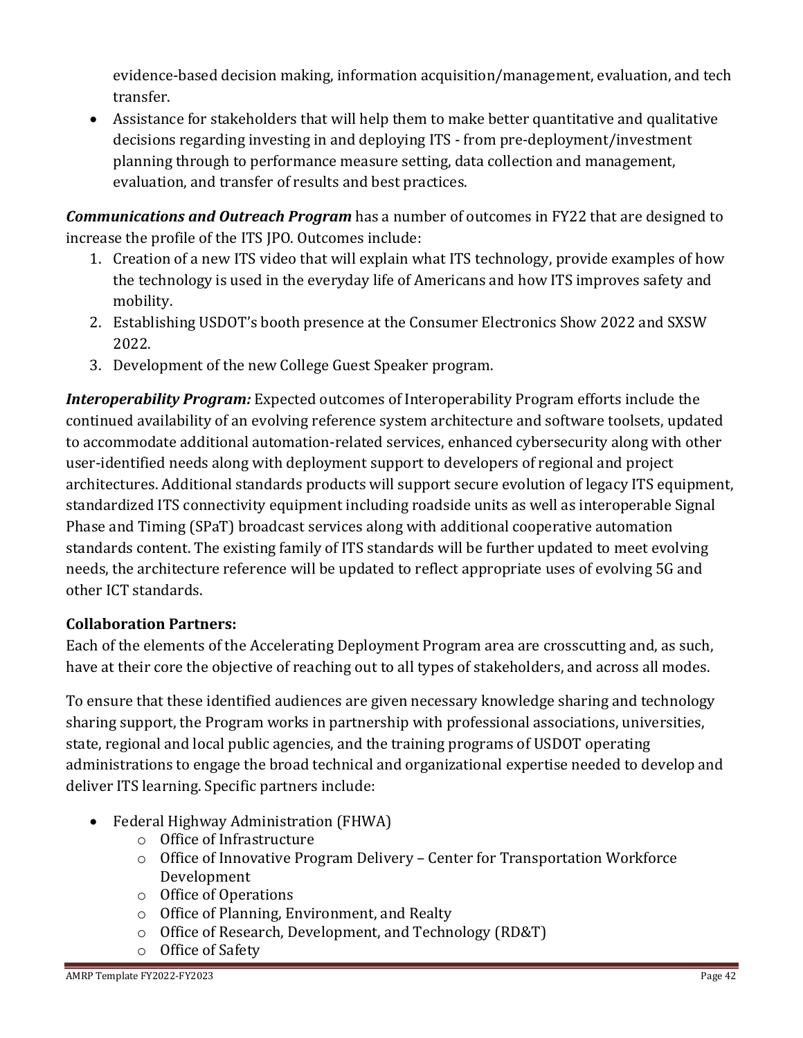evidence-based decision making, information acquisition/management, evaluation, and tech transfer.

- Assistance for stakeholders that will help them to make better quantitative and qualitative decisions regarding investing in and deploying ITS - from pre-deployment/investment planning through to performance measure setting, data collection and management, evaluation, and transfer of results and best practices.

***Communications and Outreach Program*** has a number of outcomes in FY22 that are designed to increase the profile of the ITS JPO. Outcomes include:

1. Creation of a new ITS video that will explain what ITS technology, provide examples of how the technology is used in the everyday life of Americans and how ITS improves safety and mobility.
2. Establishing USDOT's booth presence at the Consumer Electronics Show 2022 and SXSW 2022.
3. Development of the new College Guest Speaker program.

***Interoperability Program:*** Expected outcomes of Interoperability Program efforts include the continued availability of an evolving reference system architecture and software toolsets, updated to accommodate additional automation-related services, enhanced cybersecurity along with other user-identified needs along with deployment support to developers of regional and project architectures. Additional standards products will support secure evolution of legacy ITS equipment, standardized ITS connectivity equipment including roadside units as well as interoperable Signal Phase and Timing (SPaT) broadcast services along with additional cooperative automation standards content. The existing family of ITS standards will be further updated to meet evolving needs, the architecture reference will be updated to reflect appropriate uses of evolving 5G and other ICT standards.

**Collaboration Partners:**

Each of the elements of the Accelerating Deployment Program area are crosscutting and, as such, have at their core the objective of reaching out to all types of stakeholders, and across all modes.

To ensure that these identified audiences are given necessary knowledge sharing and technology sharing support, the Program works in partnership with professional associations, universities, state, regional and local public agencies, and the training programs of USDOT operating administrations to engage the broad technical and organizational expertise needed to develop and deliver ITS learning. Specific partners include:

- Federal Highway Administration (FHWA)
  - Office of Infrastructure
  - Office of Innovative Program Delivery – Center for Transportation Workforce Development
  - Office of Operations
  - Office of Planning, Environment, and Realty
  - Office of Research, Development, and Technology (RD&T)
  - Office of Safety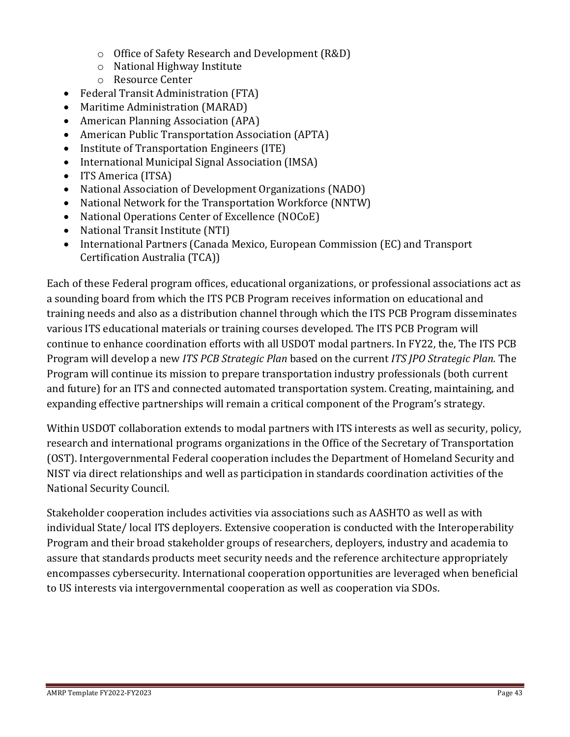- Office of Safety Research and Development (R&D)
  - National Highway Institute
  - Resource Center
- Federal Transit Administration (FTA)
- Maritime Administration (MARAD)
- American Planning Association (APA)
- American Public Transportation Association (APTA)
- Institute of Transportation Engineers (ITE)
- International Municipal Signal Association (IMSA)
- ITS America (ITSA)
- National Association of Development Organizations (NADO)
- National Network for the Transportation Workforce (NNTW)
- National Operations Center of Excellence (NOCoE)
- National Transit Institute (NTI)
- International Partners (Canada Mexico, European Commission (EC) and Transport Certification Australia (TCA))

Each of these Federal program offices, educational organizations, or professional associations act as a sounding board from which the ITS PCB Program receives information on educational and training needs and also as a distribution channel through which the ITS PCB Program disseminates various ITS educational materials or training courses developed. The ITS PCB Program will continue to enhance coordination efforts with all USDOT modal partners. In FY22, the, The ITS PCB Program will develop a new *ITS PCB Strategic Plan* based on the current *ITS JPO Strategic Plan.* The Program will continue its mission to prepare transportation industry professionals (both current and future) for an ITS and connected automated transportation system. Creating, maintaining, and expanding effective partnerships will remain a critical component of the Program's strategy.

Within USDOT collaboration extends to modal partners with ITS interests as well as security, policy, research and international programs organizations in the Office of the Secretary of Transportation (OST). Intergovernmental Federal cooperation includes the Department of Homeland Security and NIST via direct relationships and well as participation in standards coordination activities of the National Security Council.

Stakeholder cooperation includes activities via associations such as AASHTO as well as with individual State/ local ITS deployers. Extensive cooperation is conducted with the Interoperability Program and their broad stakeholder groups of researchers, deployers, industry and academia to assure that standards products meet security needs and the reference architecture appropriately encompasses cybersecurity. International cooperation opportunities are leveraged when beneficial to US interests via intergovernmental cooperation as well as cooperation via SDOs.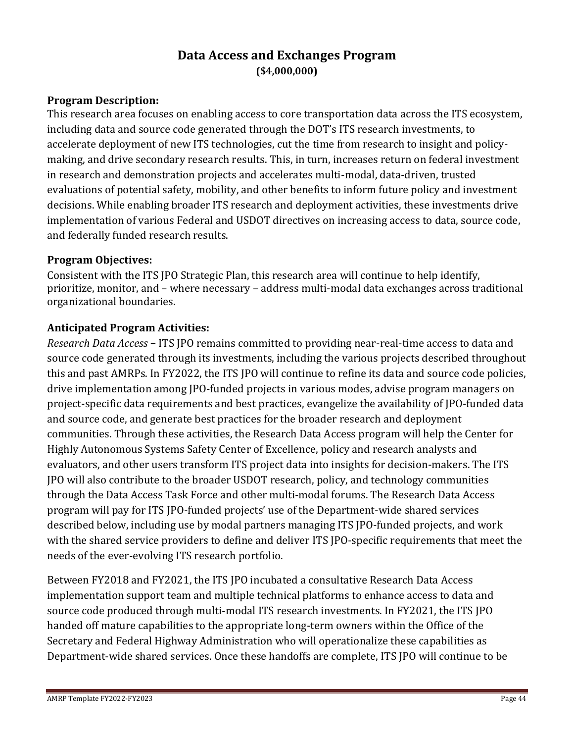# Data Access and Exchanges Program

**($4,000,000)**

**Program Description:**
This research area focuses on enabling access to core transportation data across the ITS ecosystem, including data and source code generated through the DOT's ITS research investments, to accelerate deployment of new ITS technologies, cut the time from research to insight and policy-making, and drive secondary research results. This, in turn, increases return on federal investment in research and demonstration projects and accelerates multi-modal, data-driven, trusted evaluations of potential safety, mobility, and other benefits to inform future policy and investment decisions. While enabling broader ITS research and deployment activities, these investments drive implementation of various Federal and USDOT directives on increasing access to data, source code, and federally funded research results.

**Program Objectives:**
Consistent with the ITS JPO Strategic Plan, this research area will continue to help identify, prioritize, monitor, and – where necessary – address multi-modal data exchanges across traditional organizational boundaries.

**Anticipated Program Activities:**
*Research Data Access* **–** ITS JPO remains committed to providing near-real-time access to data and source code generated through its investments, including the various projects described throughout this and past AMRPs. In FY2022, the ITS JPO will continue to refine its data and source code policies, drive implementation among JPO-funded projects in various modes, advise program managers on project-specific data requirements and best practices, evangelize the availability of JPO-funded data and source code, and generate best practices for the broader research and deployment communities. Through these activities, the Research Data Access program will help the Center for Highly Autonomous Systems Safety Center of Excellence, policy and research analysts and evaluators, and other users transform ITS project data into insights for decision-makers. The ITS JPO will also contribute to the broader USDOT research, policy, and technology communities through the Data Access Task Force and other multi-modal forums. The Research Data Access program will pay for ITS JPO-funded projects' use of the Department-wide shared services described below, including use by modal partners managing ITS JPO-funded projects, and work with the shared service providers to define and deliver ITS JPO-specific requirements that meet the needs of the ever-evolving ITS research portfolio.

Between FY2018 and FY2021, the ITS JPO incubated a consultative Research Data Access implementation support team and multiple technical platforms to enhance access to data and source code produced through multi-modal ITS research investments. In FY2021, the ITS JPO handed off mature capabilities to the appropriate long-term owners within the Office of the Secretary and Federal Highway Administration who will operationalize these capabilities as Department-wide shared services. Once these handoffs are complete, ITS JPO will continue to be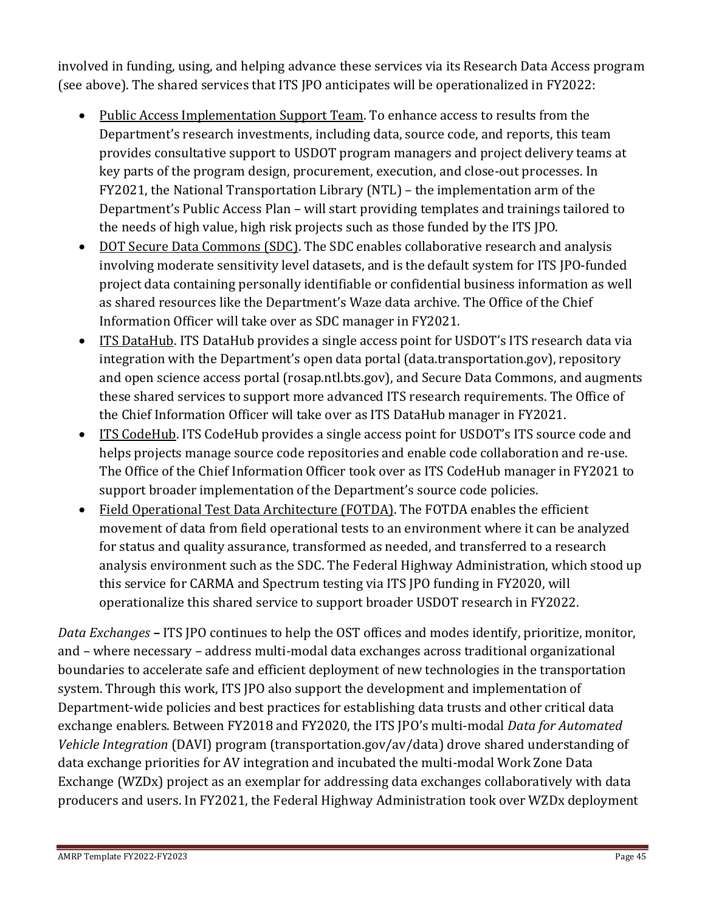involved in funding, using, and helping advance these services via its Research Data Access program (see above). The shared services that ITS JPO anticipates will be operationalized in FY2022:

- <u>Public Access Implementation Support Team</u>. To enhance access to results from the Department's research investments, including data, source code, and reports, this team provides consultative support to USDOT program managers and project delivery teams at key parts of the program design, procurement, execution, and close-out processes. In FY2021, the National Transportation Library (NTL) – the implementation arm of the Department's Public Access Plan – will start providing templates and trainings tailored to the needs of high value, high risk projects such as those funded by the ITS JPO.
- <u>DOT Secure Data Commons (SDC)</u>. The SDC enables collaborative research and analysis involving moderate sensitivity level datasets, and is the default system for ITS JPO-funded project data containing personally identifiable or confidential business information as well as shared resources like the Department's Waze data archive. The Office of the Chief Information Officer will take over as SDC manager in FY2021.
- <u>ITS DataHub</u>. ITS DataHub provides a single access point for USDOT's ITS research data via integration with the Department's open data portal (data.transportation.gov), repository and open science access portal (rosap.ntl.bts.gov), and Secure Data Commons, and augments these shared services to support more advanced ITS research requirements. The Office of the Chief Information Officer will take over as ITS DataHub manager in FY2021.
- <u>ITS CodeHub</u>. ITS CodeHub provides a single access point for USDOT's ITS source code and helps projects manage source code repositories and enable code collaboration and re-use. The Office of the Chief Information Officer took over as ITS CodeHub manager in FY2021 to support broader implementation of the Department's source code policies.
- <u>Field Operational Test Data Architecture (FOTDA)</u>. The FOTDA enables the efficient movement of data from field operational tests to an environment where it can be analyzed for status and quality assurance, transformed as needed, and transferred to a research analysis environment such as the SDC. The Federal Highway Administration, which stood up this service for CARMA and Spectrum testing via ITS JPO funding in FY2020, will operationalize this shared service to support broader USDOT research in FY2022.

*Data Exchanges* **–** ITS JPO continues to help the OST offices and modes identify, prioritize, monitor, and – where necessary – address multi-modal data exchanges across traditional organizational boundaries to accelerate safe and efficient deployment of new technologies in the transportation system. Through this work, ITS JPO also support the development and implementation of Department-wide policies and best practices for establishing data trusts and other critical data exchange enablers. Between FY2018 and FY2020, the ITS JPO's multi-modal *Data for Automated Vehicle Integration* (DAVI) program (transportation.gov/av/data) drove shared understanding of data exchange priorities for AV integration and incubated the multi-modal Work Zone Data Exchange (WZDx) project as an exemplar for addressing data exchanges collaboratively with data producers and users. In FY2021, the Federal Highway Administration took over WZDx deployment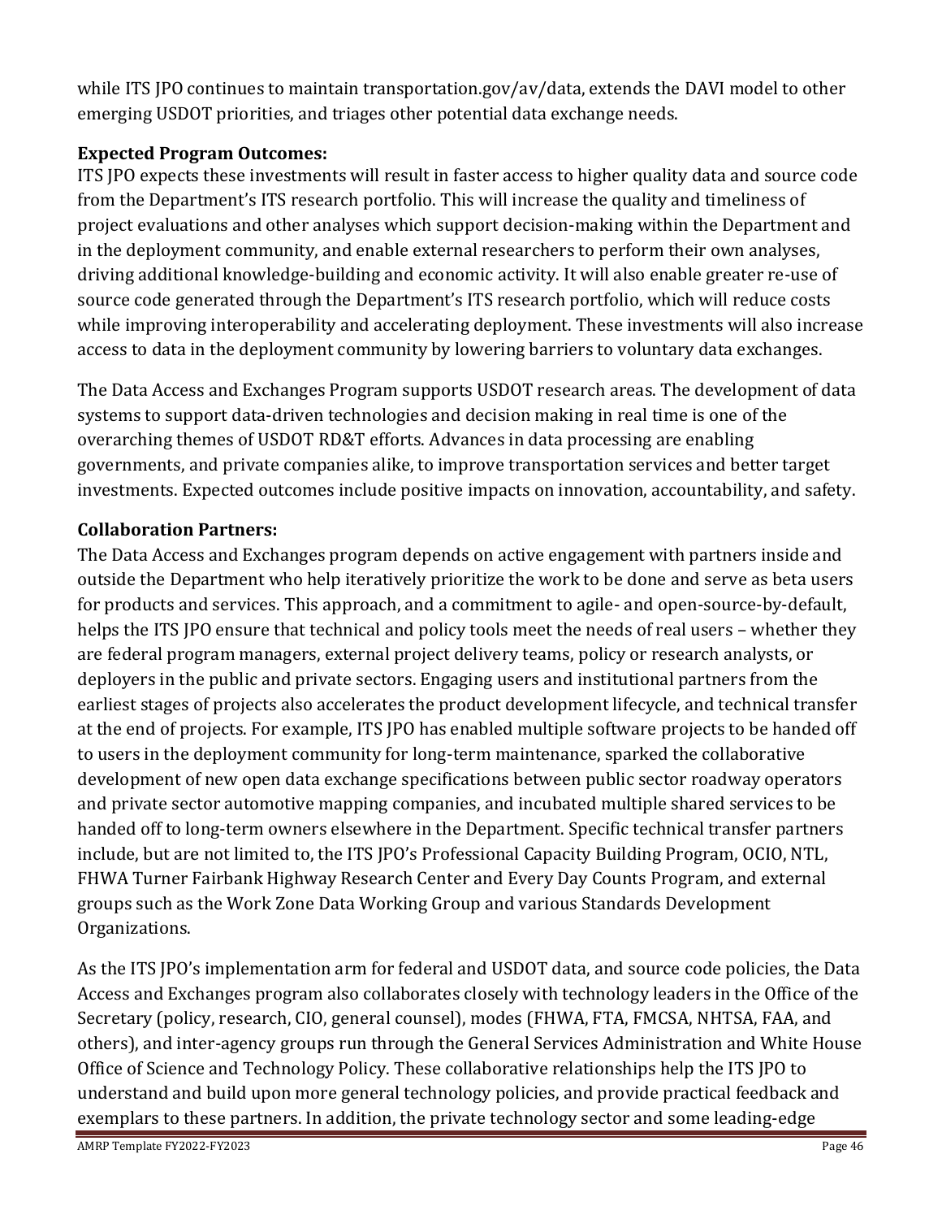while ITS JPO continues to maintain transportation.gov/av/data, extends the DAVI model to other emerging USDOT priorities, and triages other potential data exchange needs.

**Expected Program Outcomes:**
ITS JPO expects these investments will result in faster access to higher quality data and source code from the Department's ITS research portfolio. This will increase the quality and timeliness of project evaluations and other analyses which support decision-making within the Department and in the deployment community, and enable external researchers to perform their own analyses, driving additional knowledge-building and economic activity. It will also enable greater re-use of source code generated through the Department's ITS research portfolio, which will reduce costs while improving interoperability and accelerating deployment. These investments will also increase access to data in the deployment community by lowering barriers to voluntary data exchanges.

The Data Access and Exchanges Program supports USDOT research areas. The development of data systems to support data-driven technologies and decision making in real time is one of the overarching themes of USDOT RD&T efforts. Advances in data processing are enabling governments, and private companies alike, to improve transportation services and better target investments. Expected outcomes include positive impacts on innovation, accountability, and safety.

**Collaboration Partners:**
The Data Access and Exchanges program depends on active engagement with partners inside and outside the Department who help iteratively prioritize the work to be done and serve as beta users for products and services. This approach, and a commitment to agile- and open-source-by-default, helps the ITS JPO ensure that technical and policy tools meet the needs of real users – whether they are federal program managers, external project delivery teams, policy or research analysts, or deployers in the public and private sectors. Engaging users and institutional partners from the earliest stages of projects also accelerates the product development lifecycle, and technical transfer at the end of projects. For example, ITS JPO has enabled multiple software projects to be handed off to users in the deployment community for long-term maintenance, sparked the collaborative development of new open data exchange specifications between public sector roadway operators and private sector automotive mapping companies, and incubated multiple shared services to be handed off to long-term owners elsewhere in the Department. Specific technical transfer partners include, but are not limited to, the ITS JPO's Professional Capacity Building Program, OCIO, NTL, FHWA Turner Fairbank Highway Research Center and Every Day Counts Program, and external groups such as the Work Zone Data Working Group and various Standards Development Organizations.

As the ITS JPO's implementation arm for federal and USDOT data, and source code policies, the Data Access and Exchanges program also collaborates closely with technology leaders in the Office of the Secretary (policy, research, CIO, general counsel), modes (FHWA, FTA, FMCSA, NHTSA, FAA, and others), and inter-agency groups run through the General Services Administration and White House Office of Science and Technology Policy. These collaborative relationships help the ITS JPO to understand and build upon more general technology policies, and provide practical feedback and exemplars to these partners. In addition, the private technology sector and some leading-edge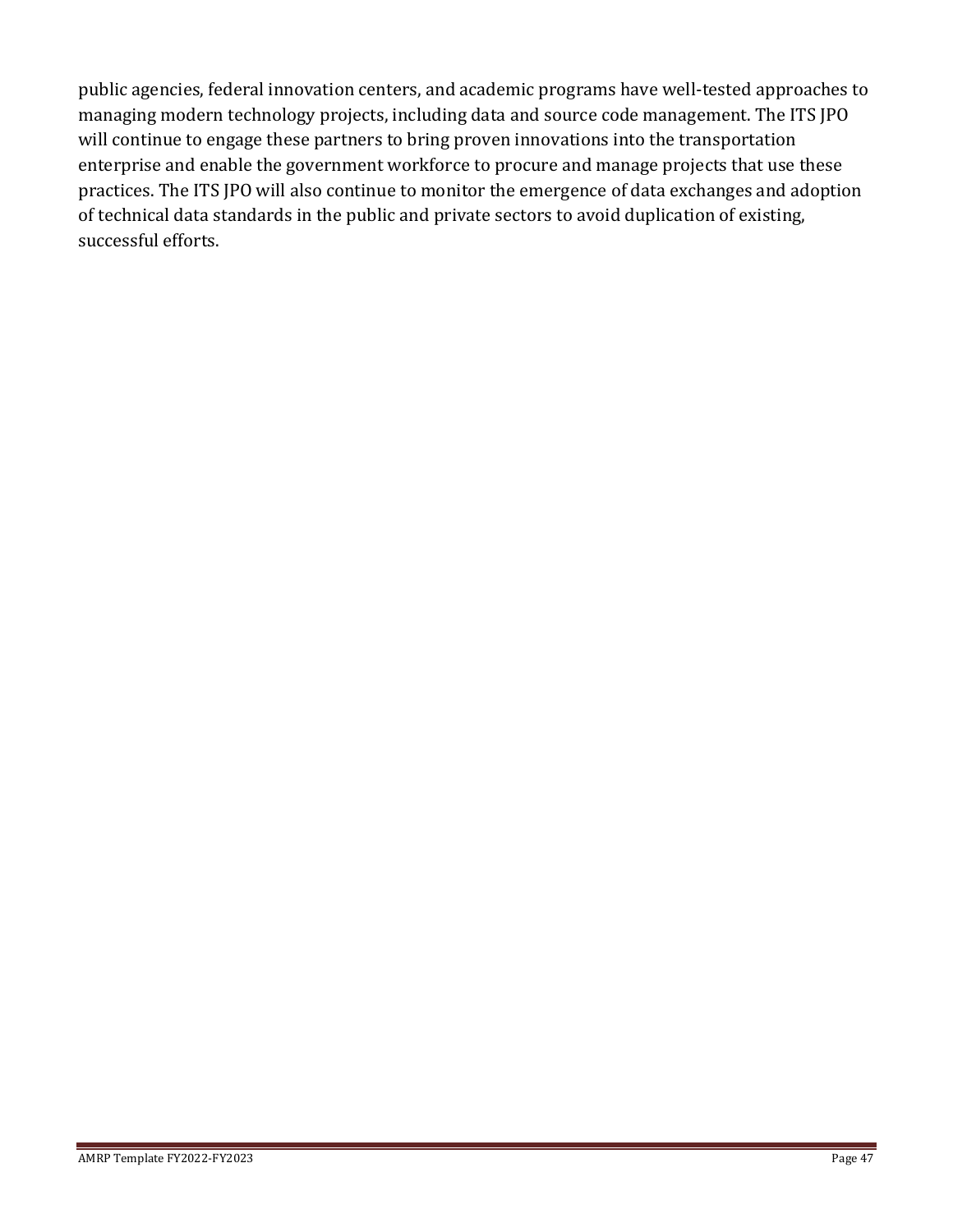public agencies, federal innovation centers, and academic programs have well-tested approaches to managing modern technology projects, including data and source code management. The ITS JPO will continue to engage these partners to bring proven innovations into the transportation enterprise and enable the government workforce to procure and manage projects that use these practices. The ITS JPO will also continue to monitor the emergence of data exchanges and adoption of technical data standards in the public and private sectors to avoid duplication of existing, successful efforts.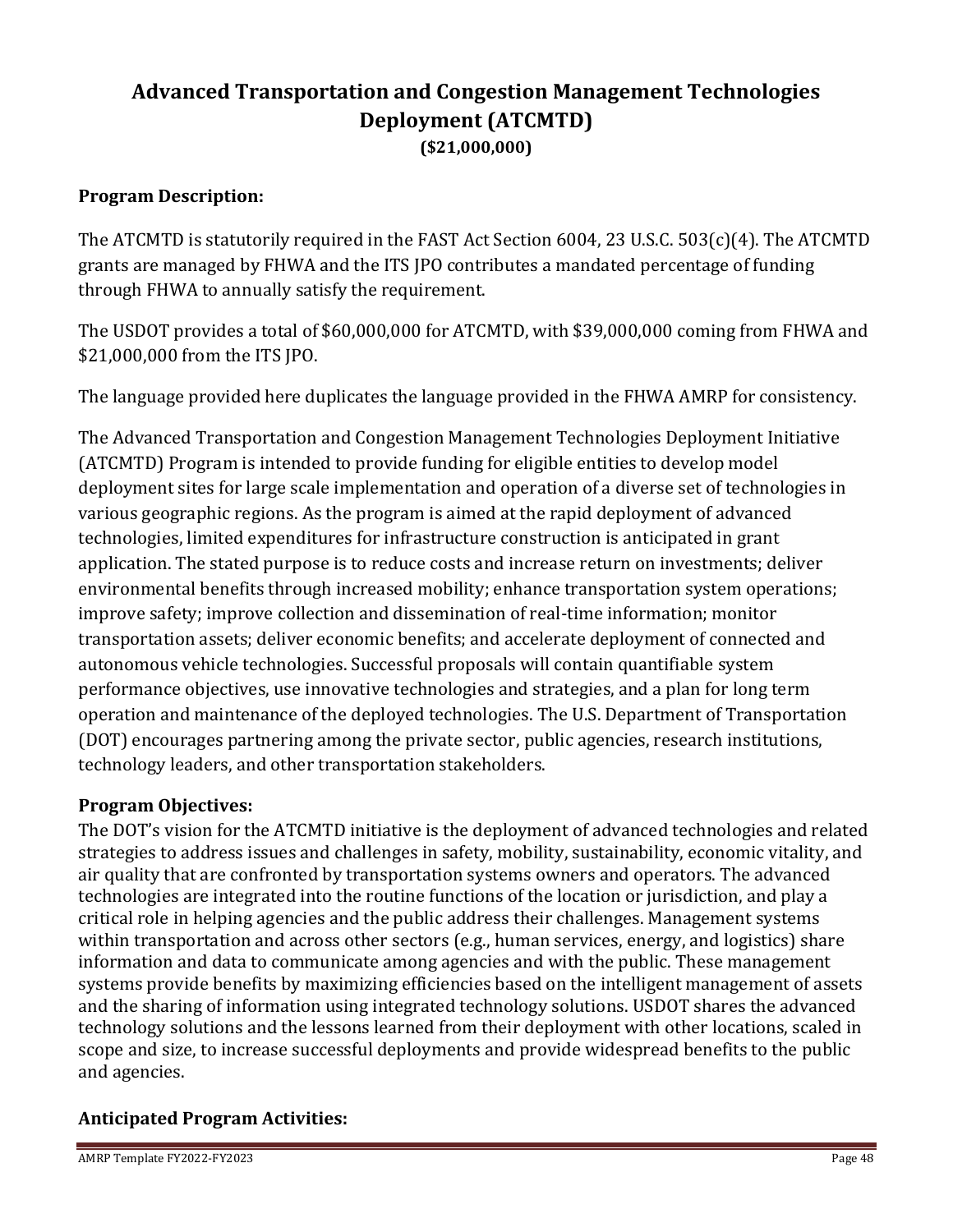# Advanced Transportation and Congestion Management Technologies Deployment (ATCMTD)

**($21,000,000)**

## Program Description:

The ATCMTD is statutorily required in the FAST Act Section 6004, 23 U.S.C. 503(c)(4). The ATCMTD grants are managed by FHWA and the ITS JPO contributes a mandated percentage of funding through FHWA to annually satisfy the requirement.

The USDOT provides a total of $60,000,000 for ATCMTD, with $39,000,000 coming from FHWA and $21,000,000 from the ITS JPO.

The language provided here duplicates the language provided in the FHWA AMRP for consistency.

The Advanced Transportation and Congestion Management Technologies Deployment Initiative (ATCMTD) Program is intended to provide funding for eligible entities to develop model deployment sites for large scale implementation and operation of a diverse set of technologies in various geographic regions. As the program is aimed at the rapid deployment of advanced technologies, limited expenditures for infrastructure construction is anticipated in grant application. The stated purpose is to reduce costs and increase return on investments; deliver environmental benefits through increased mobility; enhance transportation system operations; improve safety; improve collection and dissemination of real-time information; monitor transportation assets; deliver economic benefits; and accelerate deployment of connected and autonomous vehicle technologies. Successful proposals will contain quantifiable system performance objectives, use innovative technologies and strategies, and a plan for long term operation and maintenance of the deployed technologies. The U.S. Department of Transportation (DOT) encourages partnering among the private sector, public agencies, research institutions, technology leaders, and other transportation stakeholders.

## Program Objectives:

The DOT's vision for the ATCMTD initiative is the deployment of advanced technologies and related strategies to address issues and challenges in safety, mobility, sustainability, economic vitality, and air quality that are confronted by transportation systems owners and operators. The advanced technologies are integrated into the routine functions of the location or jurisdiction, and play a critical role in helping agencies and the public address their challenges. Management systems within transportation and across other sectors (e.g., human services, energy, and logistics) share information and data to communicate among agencies and with the public. These management systems provide benefits by maximizing efficiencies based on the intelligent management of assets and the sharing of information using integrated technology solutions. USDOT shares the advanced technology solutions and the lessons learned from their deployment with other locations, scaled in scope and size, to increase successful deployments and provide widespread benefits to the public and agencies.

## Anticipated Program Activities: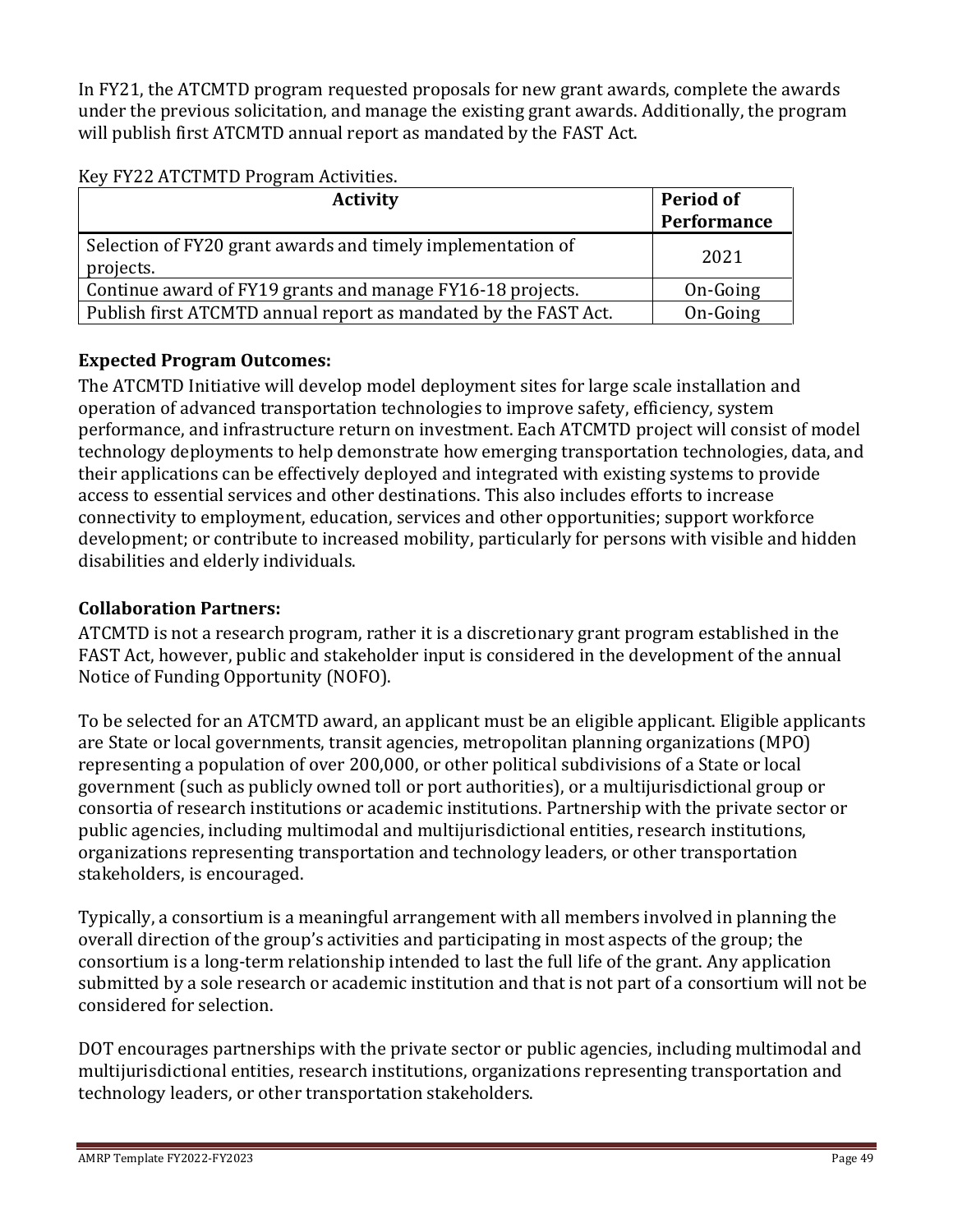In FY21, the ATCMTD program requested proposals for new grant awards, complete the awards under the previous solicitation, and manage the existing grant awards. Additionally, the program will publish first ATCMTD annual report as mandated by the FAST Act.

Key FY22 ATCTMTD Program Activities.

| Activity | Period of Performance |
|---|---|
| Selection of FY20 grant awards and timely implementation of projects. | 2021 |
| Continue award of FY19 grants and manage FY16-18 projects. | On-Going |
| Publish first ATCMTD annual report as mandated by the FAST Act. | On-Going |

**Expected Program Outcomes:**

The ATCMTD Initiative will develop model deployment sites for large scale installation and operation of advanced transportation technologies to improve safety, efficiency, system performance, and infrastructure return on investment. Each ATCMTD project will consist of model technology deployments to help demonstrate how emerging transportation technologies, data, and their applications can be effectively deployed and integrated with existing systems to provide access to essential services and other destinations. This also includes efforts to increase connectivity to employment, education, services and other opportunities; support workforce development; or contribute to increased mobility, particularly for persons with visible and hidden disabilities and elderly individuals.

**Collaboration Partners:**

ATCMTD is not a research program, rather it is a discretionary grant program established in the FAST Act, however, public and stakeholder input is considered in the development of the annual Notice of Funding Opportunity (NOFO).

To be selected for an ATCMTD award, an applicant must be an eligible applicant. Eligible applicants are State or local governments, transit agencies, metropolitan planning organizations (MPO) representing a population of over 200,000, or other political subdivisions of a State or local government (such as publicly owned toll or port authorities), or a multijurisdictional group or consortia of research institutions or academic institutions. Partnership with the private sector or public agencies, including multimodal and multijurisdictional entities, research institutions, organizations representing transportation and technology leaders, or other transportation stakeholders, is encouraged.

Typically, a consortium is a meaningful arrangement with all members involved in planning the overall direction of the group's activities and participating in most aspects of the group; the consortium is a long-term relationship intended to last the full life of the grant. Any application submitted by a sole research or academic institution and that is not part of a consortium will not be considered for selection.

DOT encourages partnerships with the private sector or public agencies, including multimodal and multijurisdictional entities, research institutions, organizations representing transportation and technology leaders, or other transportation stakeholders.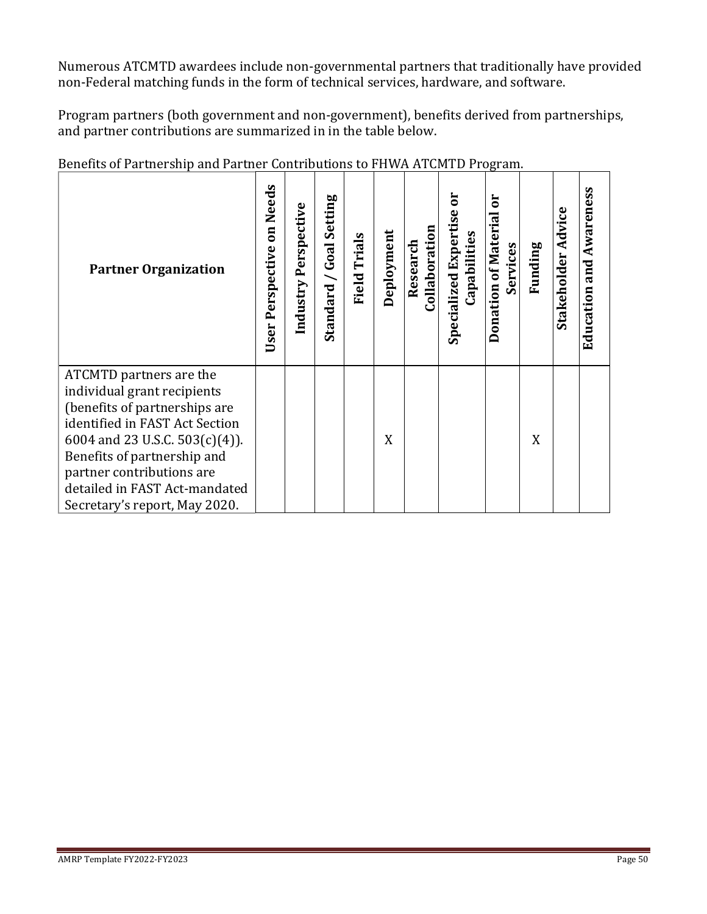Numerous ATCMTD awardees include non-governmental partners that traditionally have provided non-Federal matching funds in the form of technical services, hardware, and software.

Program partners (both government and non-government), benefits derived from partnerships, and partner contributions are summarized in in the table below.

Benefits of Partnership and Partner Contributions to FHWA ATCMTD Program.

| Partner Organization | User Perspective on Needs | Industry Perspective | Standard / Goal Setting | Field Trials | Deployment | Research Collaboration | Specialized Expertise or Capabilities | Donation of Material or Services | Funding | Stakeholder Advice | Education and Awareness |
|---|---|---|---|---|---|---|---|---|---|---|---|
| ATCMTD partners are the individual grant recipients (benefits of partnerships are identified in FAST Act Section 6004 and 23 U.S.C. 503(c)(4)). Benefits of partnership and partner contributions are detailed in FAST Act-mandated Secretary's report, May 2020. | | | | | X | | | | X | | |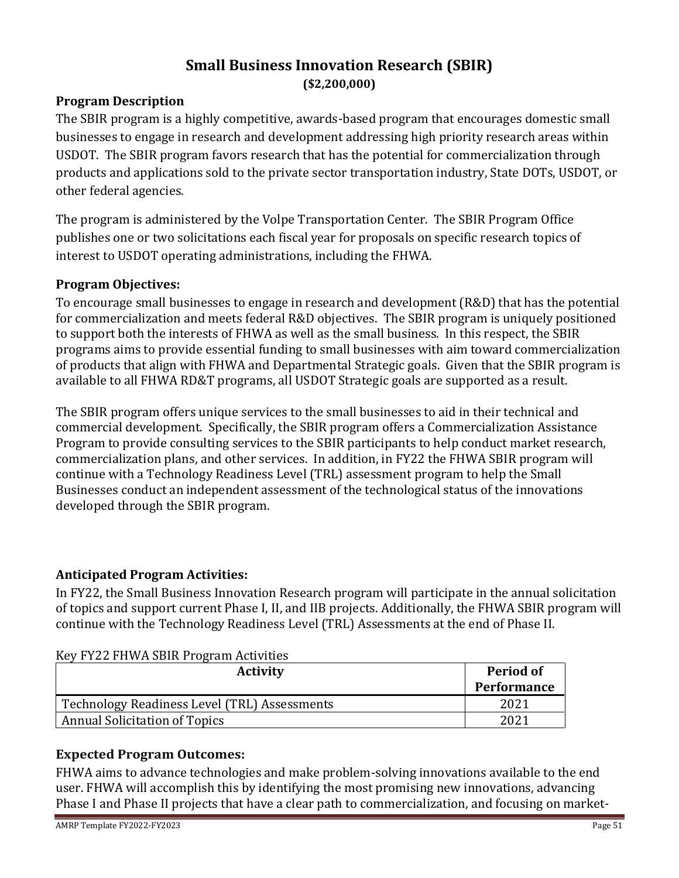# Small Business Innovation Research (SBIR)

**($2,200,000)**

## Program Description

The SBIR program is a highly competitive, awards-based program that encourages domestic small businesses to engage in research and development addressing high priority research areas within USDOT. The SBIR program favors research that has the potential for commercialization through products and applications sold to the private sector transportation industry, State DOTs, USDOT, or other federal agencies.

The program is administered by the Volpe Transportation Center. The SBIR Program Office publishes one or two solicitations each fiscal year for proposals on specific research topics of interest to USDOT operating administrations, including the FHWA.

## Program Objectives:

To encourage small businesses to engage in research and development (R&D) that has the potential for commercialization and meets federal R&D objectives. The SBIR program is uniquely positioned to support both the interests of FHWA as well as the small business. In this respect, the SBIR programs aims to provide essential funding to small businesses with aim toward commercialization of products that align with FHWA and Departmental Strategic goals. Given that the SBIR program is available to all FHWA RD&T programs, all USDOT Strategic goals are supported as a result.

The SBIR program offers unique services to the small businesses to aid in their technical and commercial development. Specifically, the SBIR program offers a Commercialization Assistance Program to provide consulting services to the SBIR participants to help conduct market research, commercialization plans, and other services. In addition, in FY22 the FHWA SBIR program will continue with a Technology Readiness Level (TRL) assessment program to help the Small Businesses conduct an independent assessment of the technological status of the innovations developed through the SBIR program.

## Anticipated Program Activities:

In FY22, the Small Business Innovation Research program will participate in the annual solicitation of topics and support current Phase I, II, and IIB projects. Additionally, the FHWA SBIR program will continue with the Technology Readiness Level (TRL) Assessments at the end of Phase II.

Key FY22 FHWA SBIR Program Activities

| Activity | Period of Performance |
|---|---|
| Technology Readiness Level (TRL) Assessments | 2021 |
| Annual Solicitation of Topics | 2021 |

## Expected Program Outcomes:

FHWA aims to advance technologies and make problem-solving innovations available to the end user. FHWA will accomplish this by identifying the most promising new innovations, advancing Phase I and Phase II projects that have a clear path to commercialization, and focusing on market-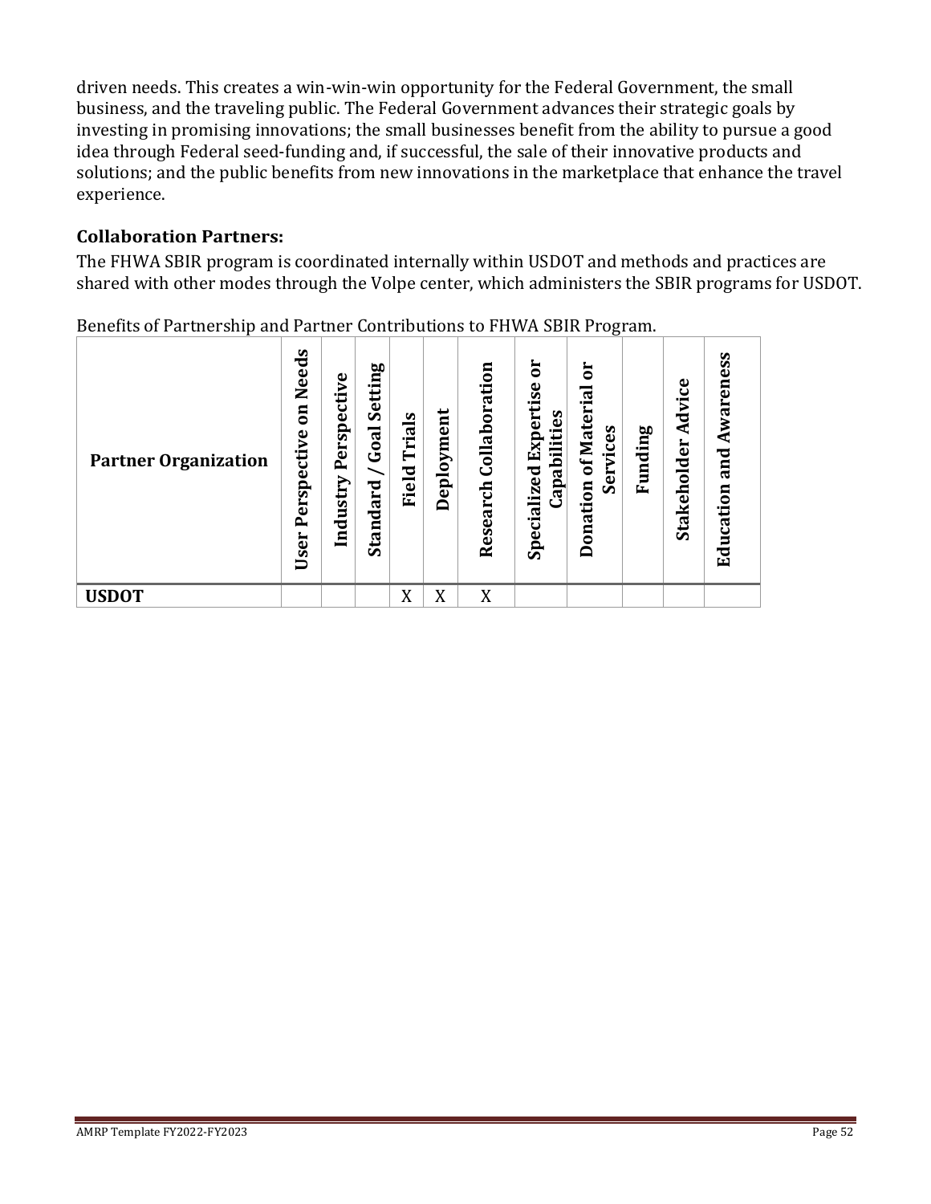driven needs. This creates a win-win-win opportunity for the Federal Government, the small business, and the traveling public. The Federal Government advances their strategic goals by investing in promising innovations; the small businesses benefit from the ability to pursue a good idea through Federal seed-funding and, if successful, the sale of their innovative products and solutions; and the public benefits from new innovations in the marketplace that enhance the travel experience.

## Collaboration Partners:

The FHWA SBIR program is coordinated internally within USDOT and methods and practices are shared with other modes through the Volpe center, which administers the SBIR programs for USDOT.

Benefits of Partnership and Partner Contributions to FHWA SBIR Program.

| Partner Organization | User Perspective on Needs | Industry Perspective | Standard / Goal Setting | Field Trials | Deployment | Research Collaboration | Specialized Expertise or Capabilities | Donation of Material or Services | Funding | Stakeholder Advice | Education and Awareness |
|---|---|---|---|---|---|---|---|---|---|---|---|
| **USDOT** | | | | X | X | X | | | | | |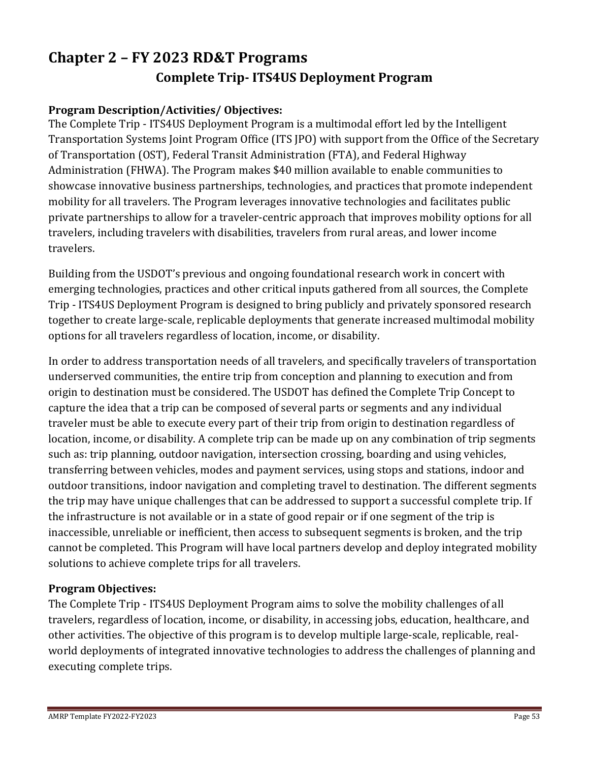# Chapter 2 – FY 2023 RD&T Programs

## Complete Trip- ITS4US Deployment Program

**Program Description/Activities/ Objectives:**

The Complete Trip - ITS4US Deployment Program is a multimodal effort led by the Intelligent Transportation Systems Joint Program Office (ITS JPO) with support from the Office of the Secretary of Transportation (OST), Federal Transit Administration (FTA), and Federal Highway Administration (FHWA). The Program makes $40 million available to enable communities to showcase innovative business partnerships, technologies, and practices that promote independent mobility for all travelers. The Program leverages innovative technologies and facilitates public private partnerships to allow for a traveler-centric approach that improves mobility options for all travelers, including travelers with disabilities, travelers from rural areas, and lower income travelers.

Building from the USDOT's previous and ongoing foundational research work in concert with emerging technologies, practices and other critical inputs gathered from all sources, the Complete Trip - ITS4US Deployment Program is designed to bring publicly and privately sponsored research together to create large-scale, replicable deployments that generate increased multimodal mobility options for all travelers regardless of location, income, or disability.

In order to address transportation needs of all travelers, and specifically travelers of transportation underserved communities, the entire trip from conception and planning to execution and from origin to destination must be considered. The USDOT has defined the Complete Trip Concept to capture the idea that a trip can be composed of several parts or segments and any individual traveler must be able to execute every part of their trip from origin to destination regardless of location, income, or disability. A complete trip can be made up on any combination of trip segments such as: trip planning, outdoor navigation, intersection crossing, boarding and using vehicles, transferring between vehicles, modes and payment services, using stops and stations, indoor and outdoor transitions, indoor navigation and completing travel to destination. The different segments the trip may have unique challenges that can be addressed to support a successful complete trip. If the infrastructure is not available or in a state of good repair or if one segment of the trip is inaccessible, unreliable or inefficient, then access to subsequent segments is broken, and the trip cannot be completed. This Program will have local partners develop and deploy integrated mobility solutions to achieve complete trips for all travelers.

**Program Objectives:**

The Complete Trip - ITS4US Deployment Program aims to solve the mobility challenges of all travelers, regardless of location, income, or disability, in accessing jobs, education, healthcare, and other activities. The objective of this program is to develop multiple large-scale, replicable, real-world deployments of integrated innovative technologies to address the challenges of planning and executing complete trips.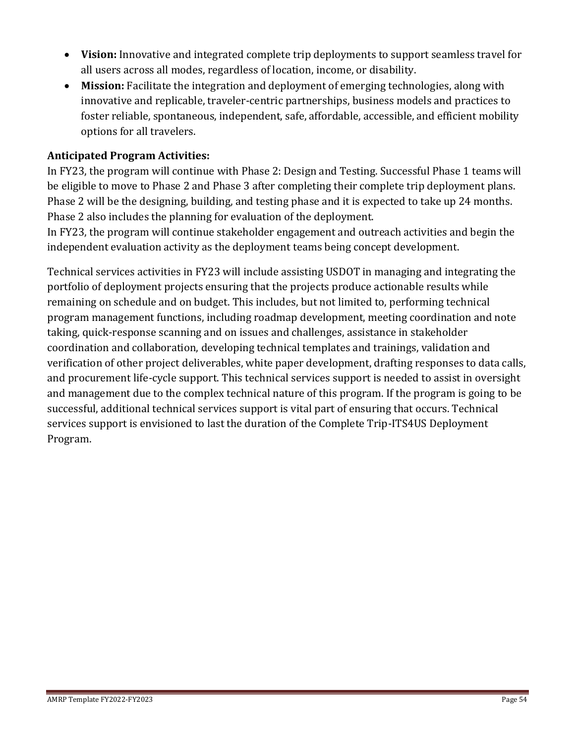- **Vision:** Innovative and integrated complete trip deployments to support seamless travel for all users across all modes, regardless of location, income, or disability.
- **Mission:** Facilitate the integration and deployment of emerging technologies, along with innovative and replicable, traveler-centric partnerships, business models and practices to foster reliable, spontaneous, independent, safe, affordable, accessible, and efficient mobility options for all travelers.

**Anticipated Program Activities:**

In FY23, the program will continue with Phase 2: Design and Testing. Successful Phase 1 teams will be eligible to move to Phase 2 and Phase 3 after completing their complete trip deployment plans. Phase 2 will be the designing, building, and testing phase and it is expected to take up 24 months. Phase 2 also includes the planning for evaluation of the deployment.

In FY23, the program will continue stakeholder engagement and outreach activities and begin the independent evaluation activity as the deployment teams being concept development.

Technical services activities in FY23 will include assisting USDOT in managing and integrating the portfolio of deployment projects ensuring that the projects produce actionable results while remaining on schedule and on budget. This includes, but not limited to, performing technical program management functions, including roadmap development, meeting coordination and note taking, quick-response scanning and on issues and challenges, assistance in stakeholder coordination and collaboration, developing technical templates and trainings, validation and verification of other project deliverables, white paper development, drafting responses to data calls, and procurement life-cycle support. This technical services support is needed to assist in oversight and management due to the complex technical nature of this program. If the program is going to be successful, additional technical services support is vital part of ensuring that occurs. Technical services support is envisioned to last the duration of the Complete Trip-ITS4US Deployment Program.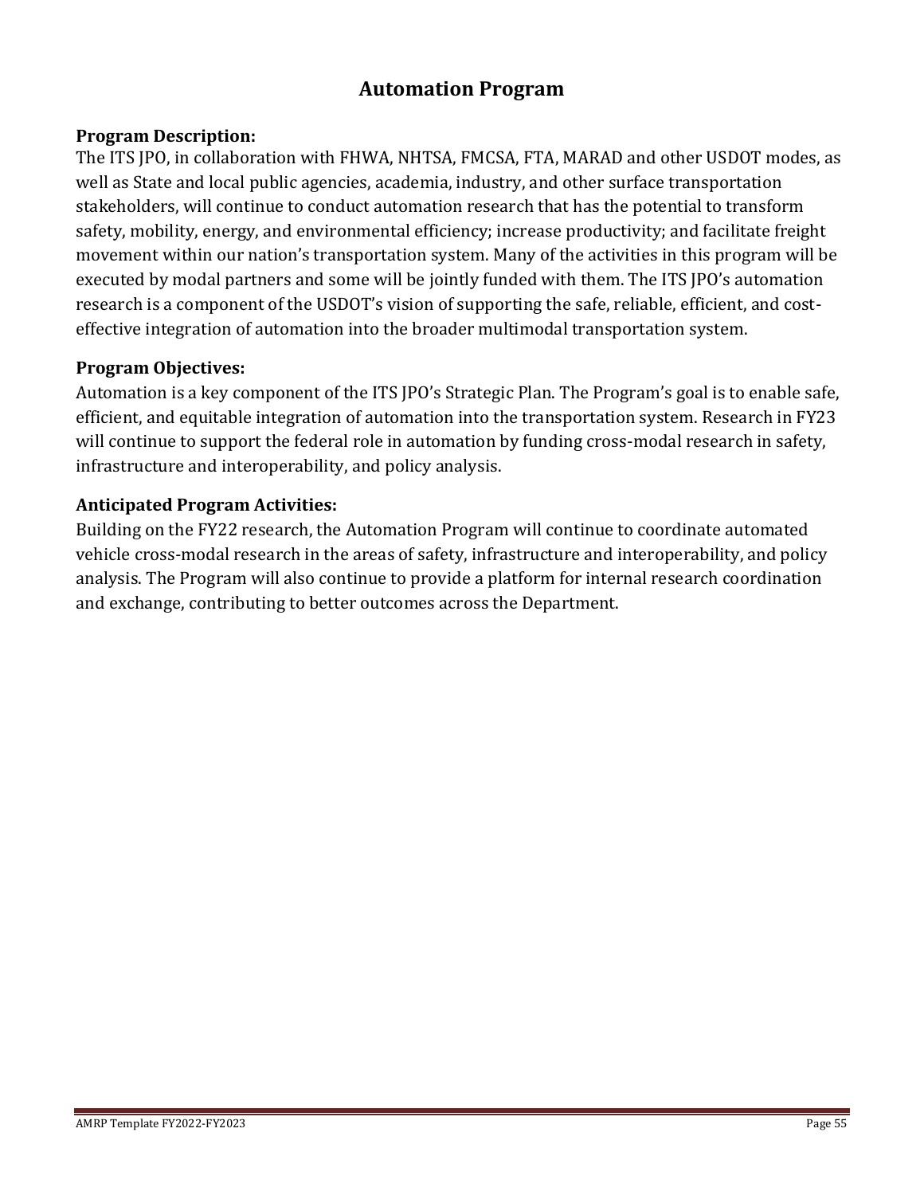# Automation Program

**Program Description:**
The ITS JPO, in collaboration with FHWA, NHTSA, FMCSA, FTA, MARAD and other USDOT modes, as well as State and local public agencies, academia, industry, and other surface transportation stakeholders, will continue to conduct automation research that has the potential to transform safety, mobility, energy, and environmental efficiency; increase productivity; and facilitate freight movement within our nation's transportation system. Many of the activities in this program will be executed by modal partners and some will be jointly funded with them. The ITS JPO's automation research is a component of the USDOT's vision of supporting the safe, reliable, efficient, and cost-effective integration of automation into the broader multimodal transportation system.

**Program Objectives:**
Automation is a key component of the ITS JPO's Strategic Plan. The Program's goal is to enable safe, efficient, and equitable integration of automation into the transportation system. Research in FY23 will continue to support the federal role in automation by funding cross-modal research in safety, infrastructure and interoperability, and policy analysis.

**Anticipated Program Activities:**
Building on the FY22 research, the Automation Program will continue to coordinate automated vehicle cross-modal research in the areas of safety, infrastructure and interoperability, and policy analysis. The Program will also continue to provide a platform for internal research coordination and exchange, contributing to better outcomes across the Department.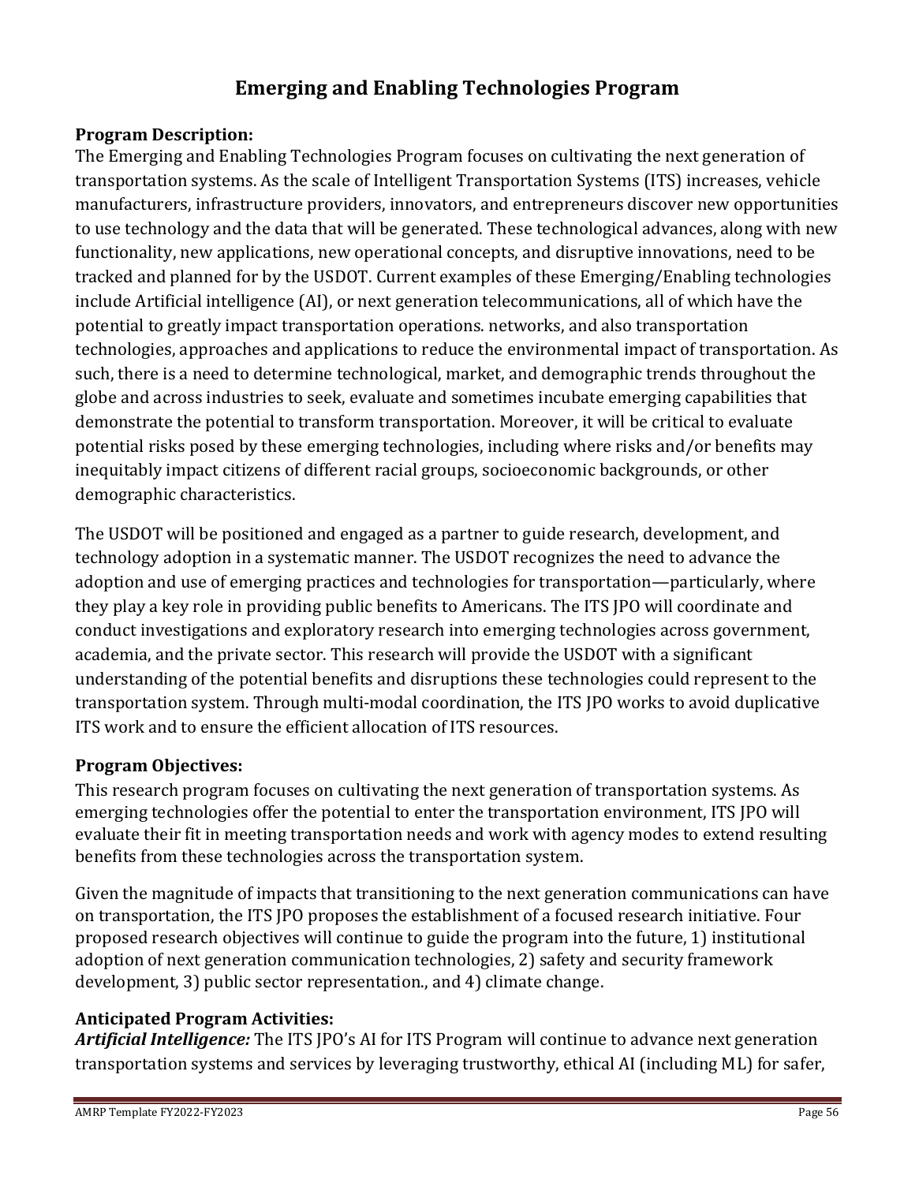# Emerging and Enabling Technologies Program

**Program Description:**
The Emerging and Enabling Technologies Program focuses on cultivating the next generation of transportation systems. As the scale of Intelligent Transportation Systems (ITS) increases, vehicle manufacturers, infrastructure providers, innovators, and entrepreneurs discover new opportunities to use technology and the data that will be generated. These technological advances, along with new functionality, new applications, new operational concepts, and disruptive innovations, need to be tracked and planned for by the USDOT. Current examples of these Emerging/Enabling technologies include Artificial intelligence (AI), or next generation telecommunications, all of which have the potential to greatly impact transportation operations. networks, and also transportation technologies, approaches and applications to reduce the environmental impact of transportation. As such, there is a need to determine technological, market, and demographic trends throughout the globe and across industries to seek, evaluate and sometimes incubate emerging capabilities that demonstrate the potential to transform transportation. Moreover, it will be critical to evaluate potential risks posed by these emerging technologies, including where risks and/or benefits may inequitably impact citizens of different racial groups, socioeconomic backgrounds, or other demographic characteristics.

The USDOT will be positioned and engaged as a partner to guide research, development, and technology adoption in a systematic manner. The USDOT recognizes the need to advance the adoption and use of emerging practices and technologies for transportation—particularly, where they play a key role in providing public benefits to Americans. The ITS JPO will coordinate and conduct investigations and exploratory research into emerging technologies across government, academia, and the private sector. This research will provide the USDOT with a significant understanding of the potential benefits and disruptions these technologies could represent to the transportation system. Through multi-modal coordination, the ITS JPO works to avoid duplicative ITS work and to ensure the efficient allocation of ITS resources.

**Program Objectives:**
This research program focuses on cultivating the next generation of transportation systems. As emerging technologies offer the potential to enter the transportation environment, ITS JPO will evaluate their fit in meeting transportation needs and work with agency modes to extend resulting benefits from these technologies across the transportation system.

Given the magnitude of impacts that transitioning to the next generation communications can have on transportation, the ITS JPO proposes the establishment of a focused research initiative. Four proposed research objectives will continue to guide the program into the future, 1) institutional adoption of next generation communication technologies, 2) safety and security framework development, 3) public sector representation., and 4) climate change.

**Anticipated Program Activities:**
***Artificial Intelligence:*** The ITS JPO's AI for ITS Program will continue to advance next generation transportation systems and services by leveraging trustworthy, ethical AI (including ML) for safer,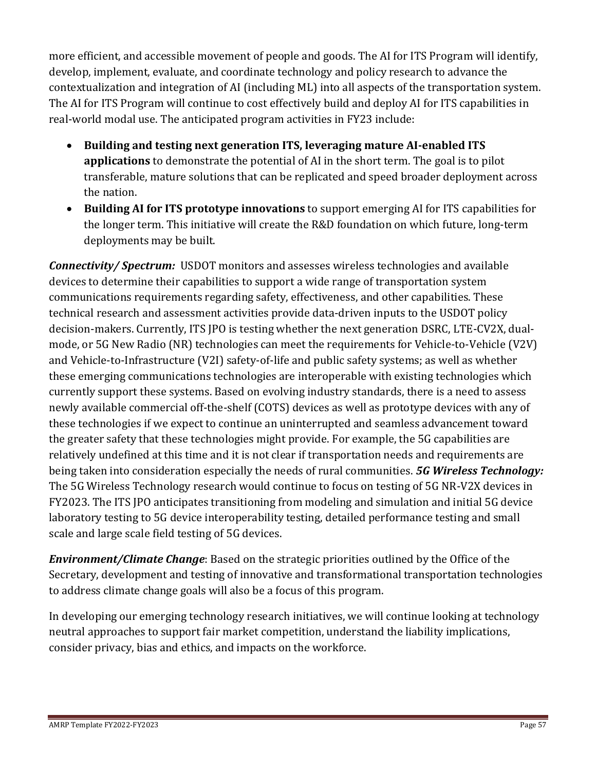more efficient, and accessible movement of people and goods. The AI for ITS Program will identify, develop, implement, evaluate, and coordinate technology and policy research to advance the contextualization and integration of AI (including ML) into all aspects of the transportation system. The AI for ITS Program will continue to cost effectively build and deploy AI for ITS capabilities in real-world modal use. The anticipated program activities in FY23 include:

- **Building and testing next generation ITS, leveraging mature AI-enabled ITS applications** to demonstrate the potential of AI in the short term. The goal is to pilot transferable, mature solutions that can be replicated and speed broader deployment across the nation.
- **Building AI for ITS prototype innovations** to support emerging AI for ITS capabilities for the longer term. This initiative will create the R&D foundation on which future, long-term deployments may be built.

***Connectivity/ Spectrum:*** USDOT monitors and assesses wireless technologies and available devices to determine their capabilities to support a wide range of transportation system communications requirements regarding safety, effectiveness, and other capabilities. These technical research and assessment activities provide data-driven inputs to the USDOT policy decision-makers. Currently, ITS JPO is testing whether the next generation DSRC, LTE-CV2X, dual-mode, or 5G New Radio (NR) technologies can meet the requirements for Vehicle-to-Vehicle (V2V) and Vehicle-to-Infrastructure (V2I) safety-of-life and public safety systems; as well as whether these emerging communications technologies are interoperable with existing technologies which currently support these systems. Based on evolving industry standards, there is a need to assess newly available commercial off-the-shelf (COTS) devices as well as prototype devices with any of these technologies if we expect to continue an uninterrupted and seamless advancement toward the greater safety that these technologies might provide. For example, the 5G capabilities are relatively undefined at this time and it is not clear if transportation needs and requirements are being taken into consideration especially the needs of rural communities. ***5G Wireless Technology:*** The 5G Wireless Technology research would continue to focus on testing of 5G NR-V2X devices in FY2023. The ITS JPO anticipates transitioning from modeling and simulation and initial 5G device laboratory testing to 5G device interoperability testing, detailed performance testing and small scale and large scale field testing of 5G devices.

***Environment/Climate Change***: Based on the strategic priorities outlined by the Office of the Secretary, development and testing of innovative and transformational transportation technologies to address climate change goals will also be a focus of this program.

In developing our emerging technology research initiatives, we will continue looking at technology neutral approaches to support fair market competition, understand the liability implications, consider privacy, bias and ethics, and impacts on the workforce.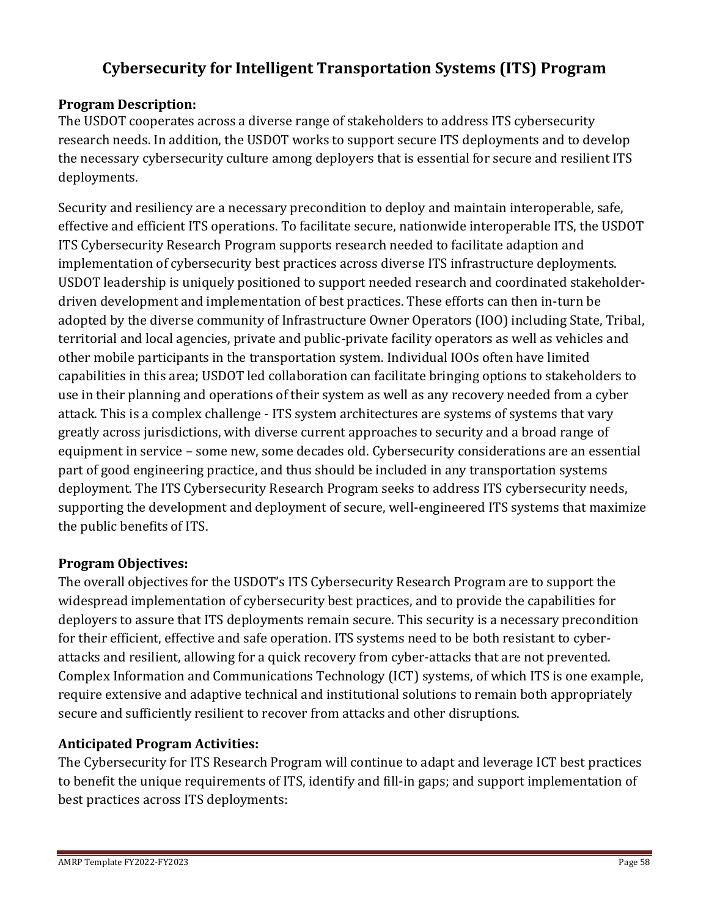# Cybersecurity for Intelligent Transportation Systems (ITS) Program

**Program Description:**

The USDOT cooperates across a diverse range of stakeholders to address ITS cybersecurity research needs. In addition, the USDOT works to support secure ITS deployments and to develop the necessary cybersecurity culture among deployers that is essential for secure and resilient ITS deployments.

Security and resiliency are a necessary precondition to deploy and maintain interoperable, safe, effective and efficient ITS operations. To facilitate secure, nationwide interoperable ITS, the USDOT ITS Cybersecurity Research Program supports research needed to facilitate adaption and implementation of cybersecurity best practices across diverse ITS infrastructure deployments. USDOT leadership is uniquely positioned to support needed research and coordinated stakeholder-driven development and implementation of best practices. These efforts can then in-turn be adopted by the diverse community of Infrastructure Owner Operators (IOO) including State, Tribal, territorial and local agencies, private and public-private facility operators as well as vehicles and other mobile participants in the transportation system. Individual IOOs often have limited capabilities in this area; USDOT led collaboration can facilitate bringing options to stakeholders to use in their planning and operations of their system as well as any recovery needed from a cyber attack. This is a complex challenge - ITS system architectures are systems of systems that vary greatly across jurisdictions, with diverse current approaches to security and a broad range of equipment in service – some new, some decades old. Cybersecurity considerations are an essential part of good engineering practice, and thus should be included in any transportation systems deployment. The ITS Cybersecurity Research Program seeks to address ITS cybersecurity needs, supporting the development and deployment of secure, well-engineered ITS systems that maximize the public benefits of ITS.

**Program Objectives:**

The overall objectives for the USDOT's ITS Cybersecurity Research Program are to support the widespread implementation of cybersecurity best practices, and to provide the capabilities for deployers to assure that ITS deployments remain secure. This security is a necessary precondition for their efficient, effective and safe operation. ITS systems need to be both resistant to cyber-attacks and resilient, allowing for a quick recovery from cyber-attacks that are not prevented. Complex Information and Communications Technology (ICT) systems, of which ITS is one example, require extensive and adaptive technical and institutional solutions to remain both appropriately secure and sufficiently resilient to recover from attacks and other disruptions.

**Anticipated Program Activities:**

The Cybersecurity for ITS Research Program will continue to adapt and leverage ICT best practices to benefit the unique requirements of ITS, identify and fill-in gaps; and support implementation of best practices across ITS deployments: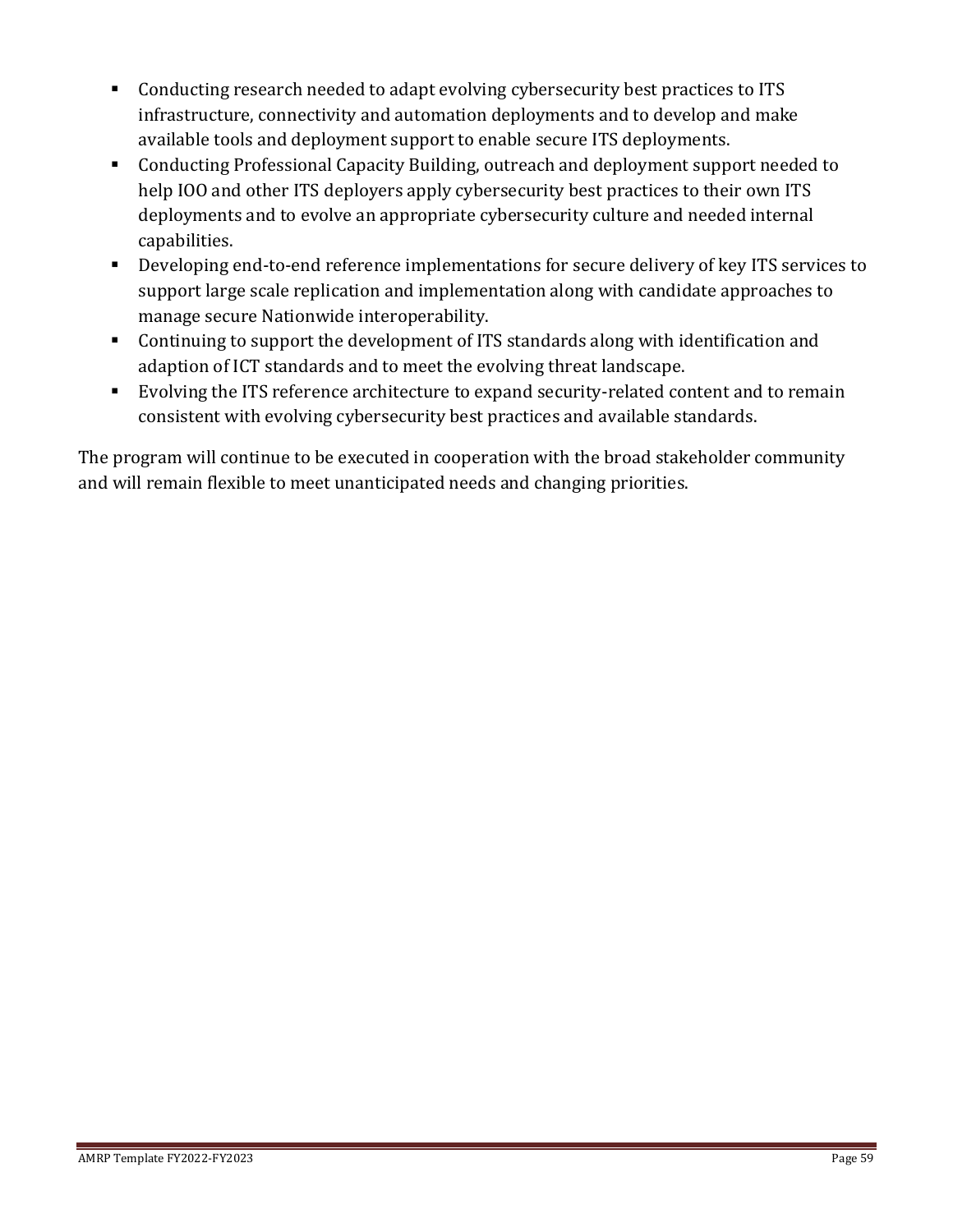- Conducting research needed to adapt evolving cybersecurity best practices to ITS infrastructure, connectivity and automation deployments and to develop and make available tools and deployment support to enable secure ITS deployments.
- Conducting Professional Capacity Building, outreach and deployment support needed to help IOO and other ITS deployers apply cybersecurity best practices to their own ITS deployments and to evolve an appropriate cybersecurity culture and needed internal capabilities.
- Developing end-to-end reference implementations for secure delivery of key ITS services to support large scale replication and implementation along with candidate approaches to manage secure Nationwide interoperability.
- Continuing to support the development of ITS standards along with identification and adaption of ICT standards and to meet the evolving threat landscape.
- Evolving the ITS reference architecture to expand security-related content and to remain consistent with evolving cybersecurity best practices and available standards.

The program will continue to be executed in cooperation with the broad stakeholder community and will remain flexible to meet unanticipated needs and changing priorities.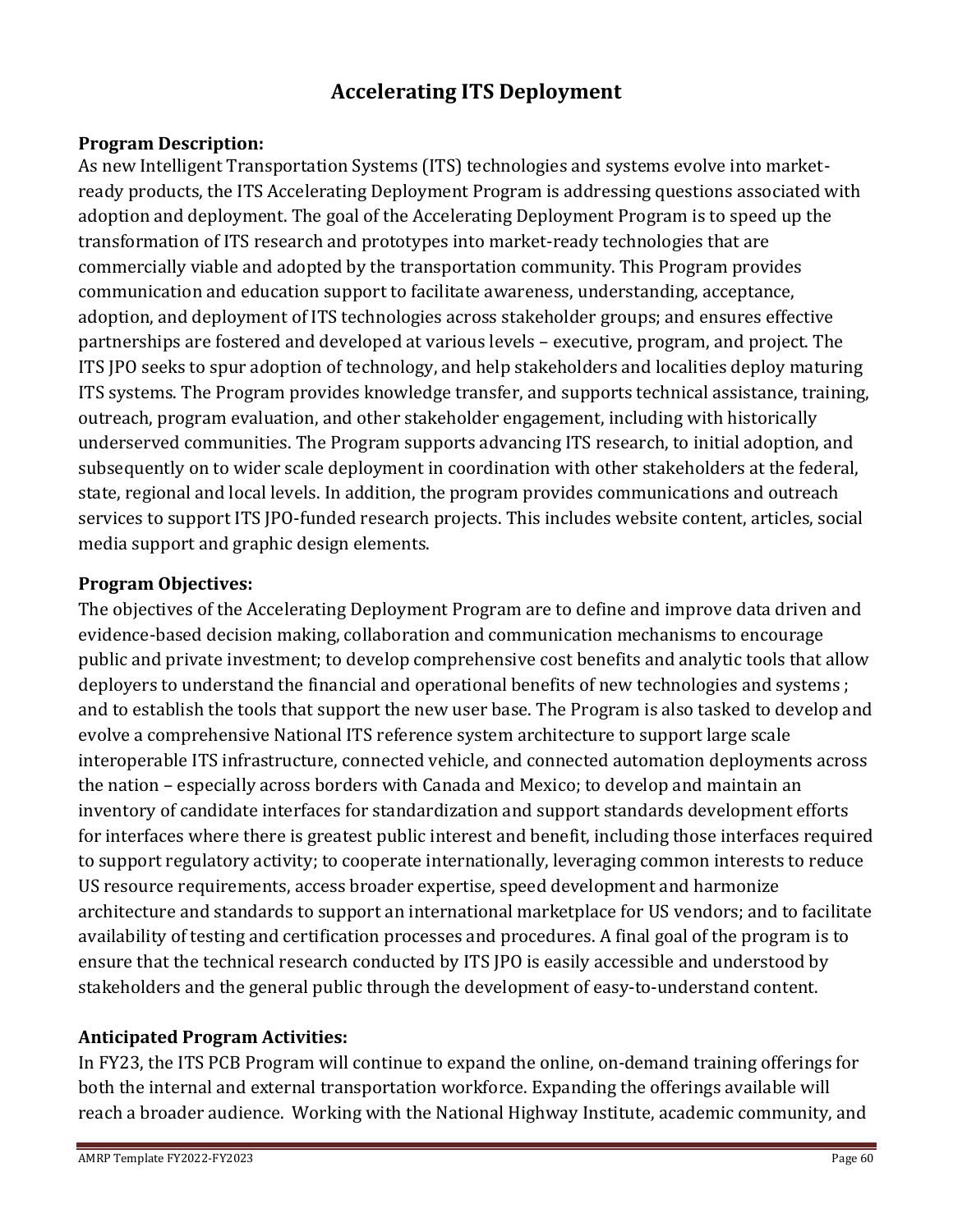# Accelerating ITS Deployment

**Program Description:**
As new Intelligent Transportation Systems (ITS) technologies and systems evolve into market-ready products, the ITS Accelerating Deployment Program is addressing questions associated with adoption and deployment. The goal of the Accelerating Deployment Program is to speed up the transformation of ITS research and prototypes into market-ready technologies that are commercially viable and adopted by the transportation community. This Program provides communication and education support to facilitate awareness, understanding, acceptance, adoption, and deployment of ITS technologies across stakeholder groups; and ensures effective partnerships are fostered and developed at various levels – executive, program, and project. The ITS JPO seeks to spur adoption of technology, and help stakeholders and localities deploy maturing ITS systems. The Program provides knowledge transfer, and supports technical assistance, training, outreach, program evaluation, and other stakeholder engagement, including with historically underserved communities. The Program supports advancing ITS research, to initial adoption, and subsequently on to wider scale deployment in coordination with other stakeholders at the federal, state, regional and local levels. In addition, the program provides communications and outreach services to support ITS JPO-funded research projects. This includes website content, articles, social media support and graphic design elements.

**Program Objectives:**
The objectives of the Accelerating Deployment Program are to define and improve data driven and evidence-based decision making, collaboration and communication mechanisms to encourage public and private investment; to develop comprehensive cost benefits and analytic tools that allow deployers to understand the financial and operational benefits of new technologies and systems ; and to establish the tools that support the new user base. The Program is also tasked to develop and evolve a comprehensive National ITS reference system architecture to support large scale interoperable ITS infrastructure, connected vehicle, and connected automation deployments across the nation – especially across borders with Canada and Mexico; to develop and maintain an inventory of candidate interfaces for standardization and support standards development efforts for interfaces where there is greatest public interest and benefit, including those interfaces required to support regulatory activity; to cooperate internationally, leveraging common interests to reduce US resource requirements, access broader expertise, speed development and harmonize architecture and standards to support an international marketplace for US vendors; and to facilitate availability of testing and certification processes and procedures. A final goal of the program is to ensure that the technical research conducted by ITS JPO is easily accessible and understood by stakeholders and the general public through the development of easy-to-understand content.

**Anticipated Program Activities:**
In FY23, the ITS PCB Program will continue to expand the online, on-demand training offerings for both the internal and external transportation workforce. Expanding the offerings available will reach a broader audience. Working with the National Highway Institute, academic community, and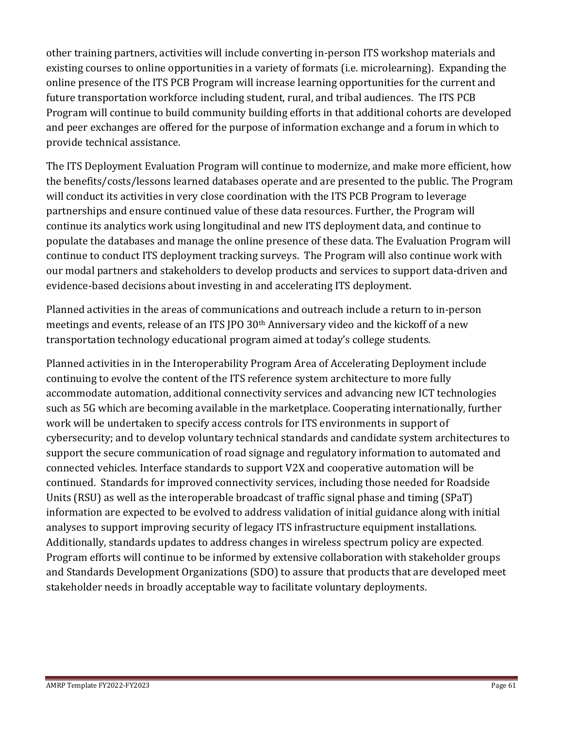other training partners, activities will include converting in-person ITS workshop materials and existing courses to online opportunities in a variety of formats (i.e. microlearning). Expanding the online presence of the ITS PCB Program will increase learning opportunities for the current and future transportation workforce including student, rural, and tribal audiences. The ITS PCB Program will continue to build community building efforts in that additional cohorts are developed and peer exchanges are offered for the purpose of information exchange and a forum in which to provide technical assistance.

The ITS Deployment Evaluation Program will continue to modernize, and make more efficient, how the benefits/costs/lessons learned databases operate and are presented to the public. The Program will conduct its activities in very close coordination with the ITS PCB Program to leverage partnerships and ensure continued value of these data resources. Further, the Program will continue its analytics work using longitudinal and new ITS deployment data, and continue to populate the databases and manage the online presence of these data. The Evaluation Program will continue to conduct ITS deployment tracking surveys. The Program will also continue work with our modal partners and stakeholders to develop products and services to support data-driven and evidence-based decisions about investing in and accelerating ITS deployment.

Planned activities in the areas of communications and outreach include a return to in-person meetings and events, release of an ITS JPO 30th Anniversary video and the kickoff of a new transportation technology educational program aimed at today's college students.

Planned activities in in the Interoperability Program Area of Accelerating Deployment include continuing to evolve the content of the ITS reference system architecture to more fully accommodate automation, additional connectivity services and advancing new ICT technologies such as 5G which are becoming available in the marketplace. Cooperating internationally, further work will be undertaken to specify access controls for ITS environments in support of cybersecurity; and to develop voluntary technical standards and candidate system architectures to support the secure communication of road signage and regulatory information to automated and connected vehicles. Interface standards to support V2X and cooperative automation will be continued. Standards for improved connectivity services, including those needed for Roadside Units (RSU) as well as the interoperable broadcast of traffic signal phase and timing (SPaT) information are expected to be evolved to address validation of initial guidance along with initial analyses to support improving security of legacy ITS infrastructure equipment installations. Additionally, standards updates to address changes in wireless spectrum policy are expected. Program efforts will continue to be informed by extensive collaboration with stakeholder groups and Standards Development Organizations (SDO) to assure that products that are developed meet stakeholder needs in broadly acceptable way to facilitate voluntary deployments.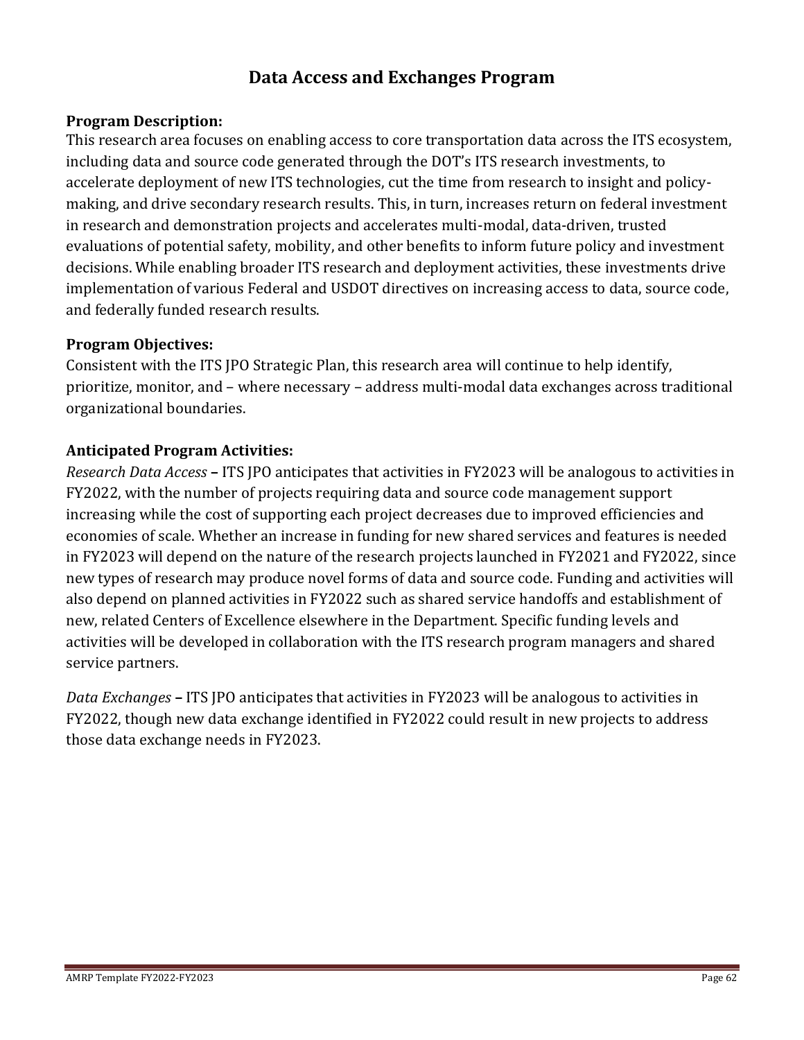# Data Access and Exchanges Program

**Program Description:**
This research area focuses on enabling access to core transportation data across the ITS ecosystem, including data and source code generated through the DOT's ITS research investments, to accelerate deployment of new ITS technologies, cut the time from research to insight and policy-making, and drive secondary research results. This, in turn, increases return on federal investment in research and demonstration projects and accelerates multi-modal, data-driven, trusted evaluations of potential safety, mobility, and other benefits to inform future policy and investment decisions. While enabling broader ITS research and deployment activities, these investments drive implementation of various Federal and USDOT directives on increasing access to data, source code, and federally funded research results.

**Program Objectives:**
Consistent with the ITS JPO Strategic Plan, this research area will continue to help identify, prioritize, monitor, and – where necessary – address multi-modal data exchanges across traditional organizational boundaries.

**Anticipated Program Activities:**
*Research Data Access* **–** ITS JPO anticipates that activities in FY2023 will be analogous to activities in FY2022, with the number of projects requiring data and source code management support increasing while the cost of supporting each project decreases due to improved efficiencies and economies of scale. Whether an increase in funding for new shared services and features is needed in FY2023 will depend on the nature of the research projects launched in FY2021 and FY2022, since new types of research may produce novel forms of data and source code. Funding and activities will also depend on planned activities in FY2022 such as shared service handoffs and establishment of new, related Centers of Excellence elsewhere in the Department. Specific funding levels and activities will be developed in collaboration with the ITS research program managers and shared service partners.

*Data Exchanges* **–** ITS JPO anticipates that activities in FY2023 will be analogous to activities in FY2022, though new data exchange identified in FY2022 could result in new projects to address those data exchange needs in FY2023.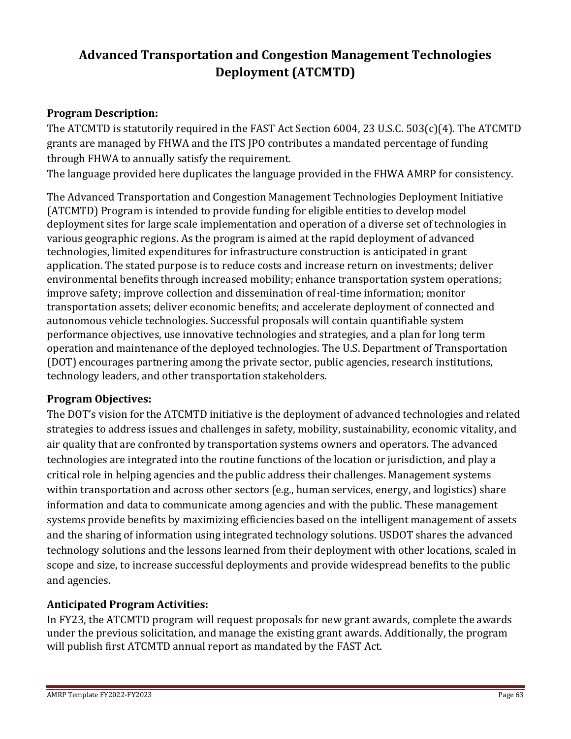# Advanced Transportation and Congestion Management Technologies Deployment (ATCMTD)

**Program Description:**

The ATCMTD is statutorily required in the FAST Act Section 6004, 23 U.S.C. 503(c)(4). The ATCMTD grants are managed by FHWA and the ITS JPO contributes a mandated percentage of funding through FHWA to annually satisfy the requirement.
The language provided here duplicates the language provided in the FHWA AMRP for consistency.

The Advanced Transportation and Congestion Management Technologies Deployment Initiative (ATCMTD) Program is intended to provide funding for eligible entities to develop model deployment sites for large scale implementation and operation of a diverse set of technologies in various geographic regions. As the program is aimed at the rapid deployment of advanced technologies, limited expenditures for infrastructure construction is anticipated in grant application. The stated purpose is to reduce costs and increase return on investments; deliver environmental benefits through increased mobility; enhance transportation system operations; improve safety; improve collection and dissemination of real-time information; monitor transportation assets; deliver economic benefits; and accelerate deployment of connected and autonomous vehicle technologies. Successful proposals will contain quantifiable system performance objectives, use innovative technologies and strategies, and a plan for long term operation and maintenance of the deployed technologies. The U.S. Department of Transportation (DOT) encourages partnering among the private sector, public agencies, research institutions, technology leaders, and other transportation stakeholders.

**Program Objectives:**

The DOT's vision for the ATCMTD initiative is the deployment of advanced technologies and related strategies to address issues and challenges in safety, mobility, sustainability, economic vitality, and air quality that are confronted by transportation systems owners and operators. The advanced technologies are integrated into the routine functions of the location or jurisdiction, and play a critical role in helping agencies and the public address their challenges. Management systems within transportation and across other sectors (e.g., human services, energy, and logistics) share information and data to communicate among agencies and with the public. These management systems provide benefits by maximizing efficiencies based on the intelligent management of assets and the sharing of information using integrated technology solutions. USDOT shares the advanced technology solutions and the lessons learned from their deployment with other locations, scaled in scope and size, to increase successful deployments and provide widespread benefits to the public and agencies.

**Anticipated Program Activities:**

In FY23, the ATCMTD program will request proposals for new grant awards, complete the awards under the previous solicitation, and manage the existing grant awards. Additionally, the program will publish first ATCMTD annual report as mandated by the FAST Act.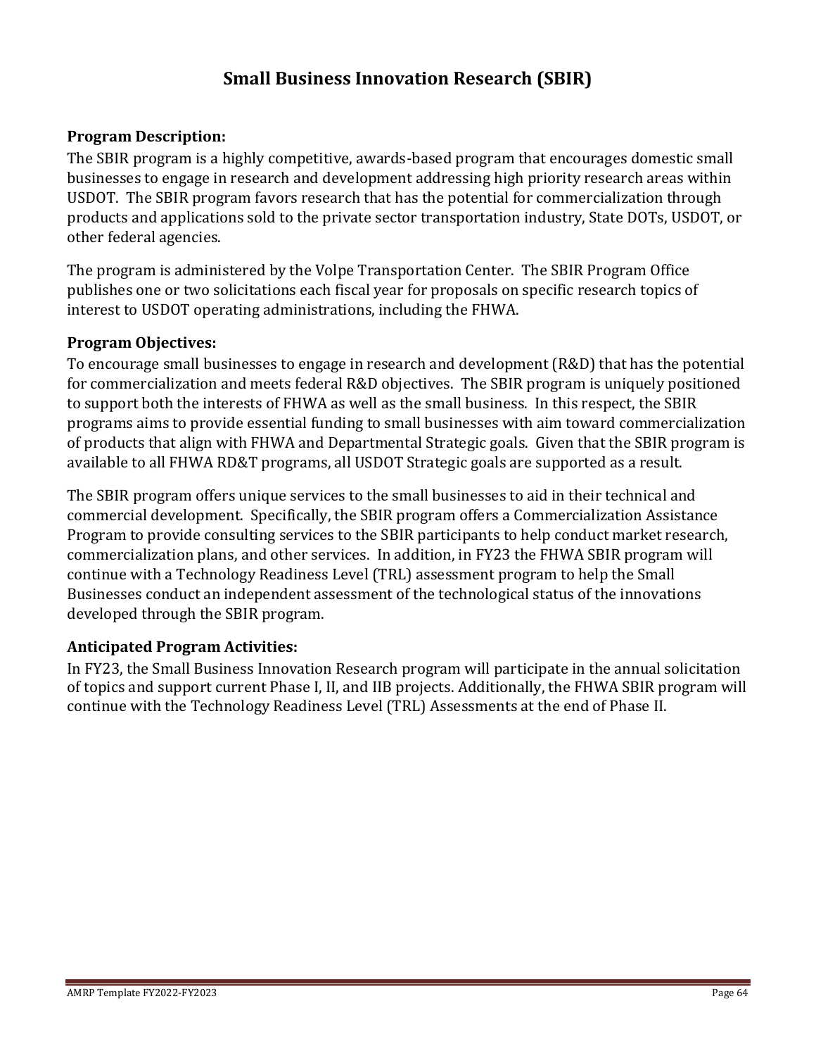# Small Business Innovation Research (SBIR)

**Program Description:**

The SBIR program is a highly competitive, awards-based program that encourages domestic small businesses to engage in research and development addressing high priority research areas within USDOT. The SBIR program favors research that has the potential for commercialization through products and applications sold to the private sector transportation industry, State DOTs, USDOT, or other federal agencies.

The program is administered by the Volpe Transportation Center. The SBIR Program Office publishes one or two solicitations each fiscal year for proposals on specific research topics of interest to USDOT operating administrations, including the FHWA.

**Program Objectives:**

To encourage small businesses to engage in research and development (R&D) that has the potential for commercialization and meets federal R&D objectives. The SBIR program is uniquely positioned to support both the interests of FHWA as well as the small business. In this respect, the SBIR programs aims to provide essential funding to small businesses with aim toward commercialization of products that align with FHWA and Departmental Strategic goals. Given that the SBIR program is available to all FHWA RD&T programs, all USDOT Strategic goals are supported as a result.

The SBIR program offers unique services to the small businesses to aid in their technical and commercial development. Specifically, the SBIR program offers a Commercialization Assistance Program to provide consulting services to the SBIR participants to help conduct market research, commercialization plans, and other services. In addition, in FY23 the FHWA SBIR program will continue with a Technology Readiness Level (TRL) assessment program to help the Small Businesses conduct an independent assessment of the technological status of the innovations developed through the SBIR program.

**Anticipated Program Activities:**

In FY23, the Small Business Innovation Research program will participate in the annual solicitation of topics and support current Phase I, II, and IIB projects. Additionally, the FHWA SBIR program will continue with the Technology Readiness Level (TRL) Assessments at the end of Phase II.